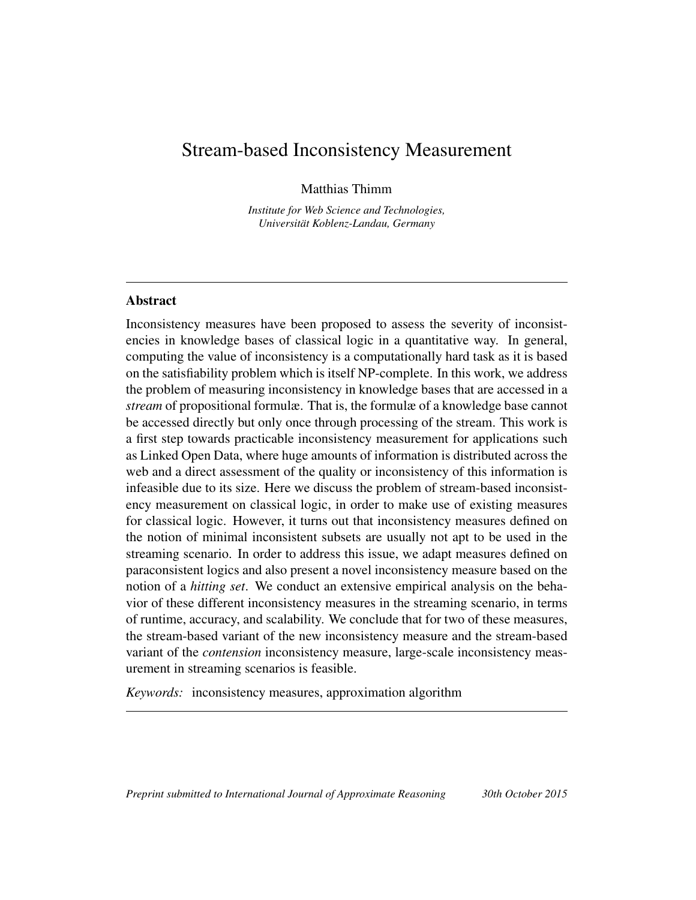# Stream-based Inconsistency Measurement

Matthias Thimm

*Institute for Web Science and Technologies,*
*Universität Koblenz-Landau, Germany*

---

## Abstract

Inconsistency measures have been proposed to assess the severity of inconsistencies in knowledge bases of classical logic in a quantitative way. In general, computing the value of inconsistency is a computationally hard task as it is based on the satisfiability problem which is itself NP-complete. In this work, we address the problem of measuring inconsistency in knowledge bases that are accessed in a *stream* of propositional formulæ. That is, the formulæ of a knowledge base cannot be accessed directly but only once through processing of the stream. This work is a first step towards practicable inconsistency measurement for applications such as Linked Open Data, where huge amounts of information is distributed across the web and a direct assessment of the quality or inconsistency of this information is infeasible due to its size. Here we discuss the problem of stream-based inconsistency measurement on classical logic, in order to make use of existing measures for classical logic. However, it turns out that inconsistency measures defined on the notion of minimal inconsistent subsets are usually not apt to be used in the streaming scenario. In order to address this issue, we adapt measures defined on paraconsistent logics and also present a novel inconsistency measure based on the notion of a *hitting set*. We conduct an extensive empirical analysis on the behavior of these different inconsistency measures in the streaming scenario, in terms of runtime, accuracy, and scalability. We conclude that for two of these measures, the stream-based variant of the new inconsistency measure and the stream-based variant of the *contension* inconsistency measure, large-scale inconsistency measurement in streaming scenarios is feasible.

*Keywords:* inconsistency measures, approximation algorithm

---

*Preprint submitted to International Journal of Approximate Reasoning* — *30th October 2015*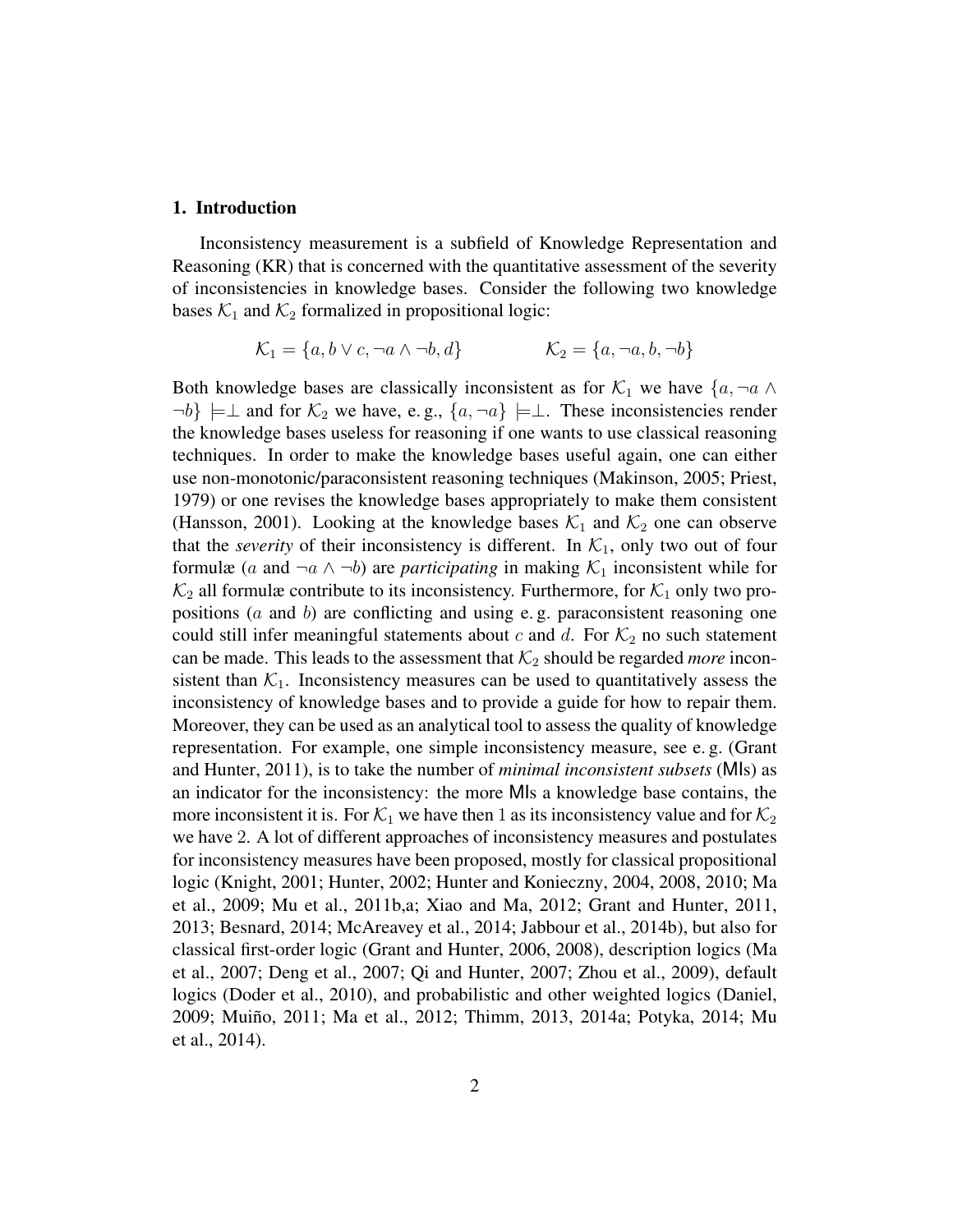## 1. Introduction

Inconsistency measurement is a subfield of Knowledge Representation and Reasoning (KR) that is concerned with the quantitative assessment of the severity of inconsistencies in knowledge bases. Consider the following two knowledge bases $\mathcal{K}_1$ and $\mathcal{K}_2$ formalized in propositional logic:

$$\mathcal{K}_1 = \{a, b \vee c, \neg a \wedge \neg b, d\} \qquad\qquad \mathcal{K}_2 = \{a, \neg a, b, \neg b\}$$

Both knowledge bases are classically inconsistent as for $\mathcal{K}_1$ we have $\{a, \neg a \wedge \neg b\} \models\perp$ and for $\mathcal{K}_2$ we have, e. g., $\{a, \neg a\} \models\perp$. These inconsistencies render the knowledge bases useless for reasoning if one wants to use classical reasoning techniques. In order to make the knowledge bases useful again, one can either use non-monotonic/paraconsistent reasoning techniques (Makinson, 2005; Priest, 1979) or one revises the knowledge bases appropriately to make them consistent (Hansson, 2001). Looking at the knowledge bases $\mathcal{K}_1$ and $\mathcal{K}_2$ one can observe that the *severity* of their inconsistency is different. In $\mathcal{K}_1$, only two out of four formulæ ($a$ and $\neg a \wedge \neg b$) are *participating* in making $\mathcal{K}_1$ inconsistent while for $\mathcal{K}_2$ all formulæ contribute to its inconsistency. Furthermore, for $\mathcal{K}_1$ only two propositions ($a$ and $b$) are conflicting and using e. g. paraconsistent reasoning one could still infer meaningful statements about $c$ and $d$. For $\mathcal{K}_2$ no such statement can be made. This leads to the assessment that $\mathcal{K}_2$ should be regarded *more* inconsistent than $\mathcal{K}_1$. Inconsistency measures can be used to quantitatively assess the inconsistency of knowledge bases and to provide a guide for how to repair them. Moreover, they can be used as an analytical tool to assess the quality of knowledge representation. For example, one simple inconsistency measure, see e. g. (Grant and Hunter, 2011), is to take the number of *minimal inconsistent subsets* (MIs) as an indicator for the inconsistency: the more MIs a knowledge base contains, the more inconsistent it is. For $\mathcal{K}_1$ we have then 1 as its inconsistency value and for $\mathcal{K}_2$ we have 2. A lot of different approaches of inconsistency measures and postulates for inconsistency measures have been proposed, mostly for classical propositional logic (Knight, 2001; Hunter, 2002; Hunter and Konieczny, 2004, 2008, 2010; Ma et al., 2009; Mu et al., 2011b,a; Xiao and Ma, 2012; Grant and Hunter, 2011, 2013; Besnard, 2014; McAreavey et al., 2014; Jabbour et al., 2014b), but also for classical first-order logic (Grant and Hunter, 2006, 2008), description logics (Ma et al., 2007; Deng et al., 2007; Qi and Hunter, 2007; Zhou et al., 2009), default logics (Doder et al., 2010), and probabilistic and other weighted logics (Daniel, 2009; Muiño, 2011; Ma et al., 2012; Thimm, 2013, 2014a; Potyka, 2014; Mu et al., 2014).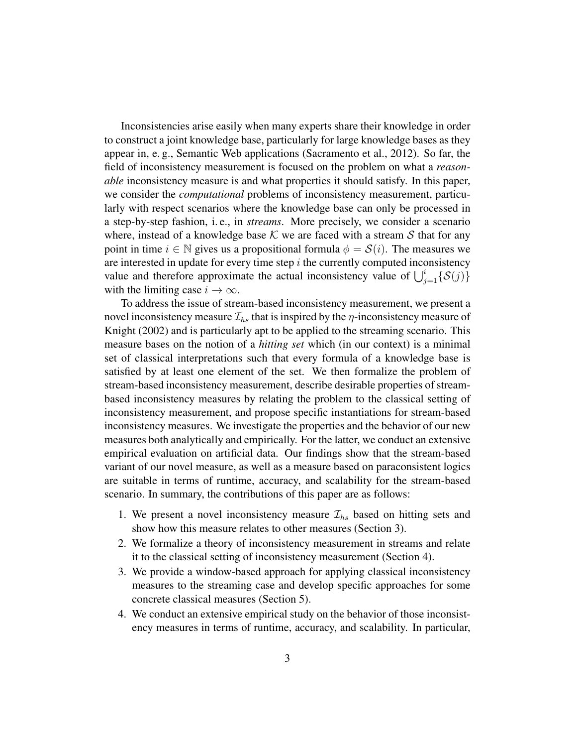Inconsistencies arise easily when many experts share their knowledge in order to construct a joint knowledge base, particularly for large knowledge bases as they appear in, e. g., Semantic Web applications (Sacramento et al., 2012). So far, the field of inconsistency measurement is focused on the problem on what a *reasonable* inconsistency measure is and what properties it should satisfy. In this paper, we consider the *computational* problems of inconsistency measurement, particularly with respect scenarios where the knowledge base can only be processed in a step-by-step fashion, i. e., in *streams*. More precisely, we consider a scenario where, instead of a knowledge base $\mathcal{K}$ we are faced with a stream $\mathcal{S}$ that for any point in time $i \in \mathbb{N}$ gives us a propositional formula $\phi = \mathcal{S}(i)$. The measures we are interested in update for every time step $i$ the currently computed inconsistency value and therefore approximate the actual inconsistency value of $\bigcup_{j=1}^{i}\{\mathcal{S}(j)\}$ with the limiting case $i \to \infty$.

To address the issue of stream-based inconsistency measurement, we present a novel inconsistency measure $\mathcal{I}_{hs}$ that is inspired by the $\eta$-inconsistency measure of Knight (2002) and is particularly apt to be applied to the streaming scenario. This measure bases on the notion of a *hitting set* which (in our context) is a minimal set of classical interpretations such that every formula of a knowledge base is satisfied by at least one element of the set. We then formalize the problem of stream-based inconsistency measurement, describe desirable properties of stream-based inconsistency measures by relating the problem to the classical setting of inconsistency measurement, and propose specific instantiations for stream-based inconsistency measures. We investigate the properties and the behavior of our new measures both analytically and empirically. For the latter, we conduct an extensive empirical evaluation on artificial data. Our findings show that the stream-based variant of our novel measure, as well as a measure based on paraconsistent logics are suitable in terms of runtime, accuracy, and scalability for the stream-based scenario. In summary, the contributions of this paper are as follows:

1. We present a novel inconsistency measure $\mathcal{I}_{hs}$ based on hitting sets and show how this measure relates to other measures (Section 3).
2. We formalize a theory of inconsistency measurement in streams and relate it to the classical setting of inconsistency measurement (Section 4).
3. We provide a window-based approach for applying classical inconsistency measures to the streaming case and develop specific approaches for some concrete classical measures (Section 5).
4. We conduct an extensive empirical study on the behavior of those inconsistency measures in terms of runtime, accuracy, and scalability. In particular,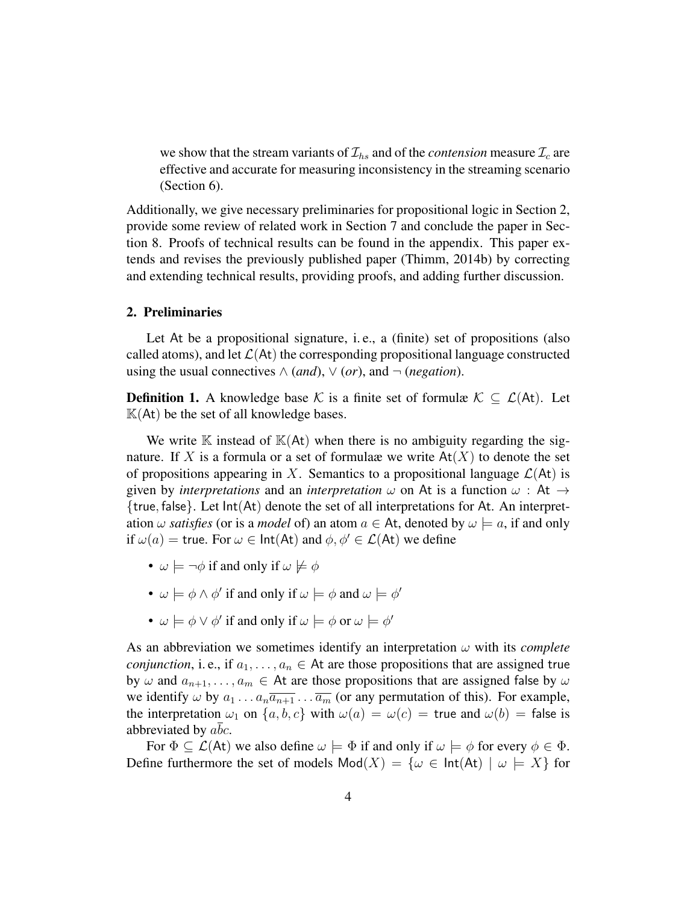we show that the stream variants of $\mathcal{I}_{hs}$ and of the *contension* measure $\mathcal{I}_c$ are effective and accurate for measuring inconsistency in the streaming scenario (Section 6).

Additionally, we give necessary preliminaries for propositional logic in Section 2, provide some review of related work in Section 7 and conclude the paper in Section 8. Proofs of technical results can be found in the appendix. This paper extends and revises the previously published paper (Thimm, 2014b) by correcting and extending technical results, providing proofs, and adding further discussion.

## 2. Preliminaries

Let $\mathsf{At}$ be a propositional signature, i. e., a (finite) set of propositions (also called atoms), and let $\mathcal{L}(\mathsf{At})$ the corresponding propositional language constructed using the usual connectives $\wedge$ (*and*), $\vee$ (*or*), and $\neg$ (*negation*).

**Definition 1.** A knowledge base $\mathcal{K}$ is a finite set of formulæ $\mathcal{K} \subseteq \mathcal{L}(\mathsf{At})$. Let $\mathbb{K}(\mathsf{At})$ be the set of all knowledge bases.

We write $\mathbb{K}$ instead of $\mathbb{K}(\mathsf{At})$ when there is no ambiguity regarding the signature. If $X$ is a formula or a set of formulaæ we write $\mathsf{At}(X)$ to denote the set of propositions appearing in $X$. Semantics to a propositional language $\mathcal{L}(\mathsf{At})$ is given by *interpretations* and an *interpretation* $\omega$ on $\mathsf{At}$ is a function $\omega : \mathsf{At} \rightarrow \{\mathsf{true}, \mathsf{false}\}$. Let $\mathsf{Int}(\mathsf{At})$ denote the set of all interpretations for $\mathsf{At}$. An interpretation $\omega$ *satisfies* (or is a *model* of) an atom $a \in \mathsf{At}$, denoted by $\omega \models a$, if and only if $\omega(a) = \mathsf{true}$. For $\omega \in \mathsf{Int}(\mathsf{At})$ and $\phi, \phi' \in \mathcal{L}(\mathsf{At})$ we define

- $\omega \models \neg\phi$ if and only if $\omega \not\models \phi$
- $\omega \models \phi \wedge \phi'$ if and only if $\omega \models \phi$ and $\omega \models \phi'$
- $\omega \models \phi \vee \phi'$ if and only if $\omega \models \phi$ or $\omega \models \phi'$

As an abbreviation we sometimes identify an interpretation $\omega$ with its *complete conjunction*, i. e., if $a_1, \ldots, a_n \in \mathsf{At}$ are those propositions that are assigned $\mathsf{true}$ by $\omega$ and $a_{n+1}, \ldots, a_m \in \mathsf{At}$ are those propositions that are assigned $\mathsf{false}$ by $\omega$ we identify $\omega$ by $a_1 \ldots a_n \overline{a_{n+1}} \ldots \overline{a_m}$ (or any permutation of this). For example, the interpretation $\omega_1$ on $\{a, b, c\}$ with $\omega(a) = \omega(c) = \mathsf{true}$ and $\omega(b) = \mathsf{false}$ is abbreviated by $a\overline{b}c$.

For $\Phi \subseteq \mathcal{L}(\mathsf{At})$ we also define $\omega \models \Phi$ if and only if $\omega \models \phi$ for every $\phi \in \Phi$. Define furthermore the set of models $\mathsf{Mod}(X) = \{\omega \in \mathsf{Int}(\mathsf{At}) \mid \omega \models X\}$ for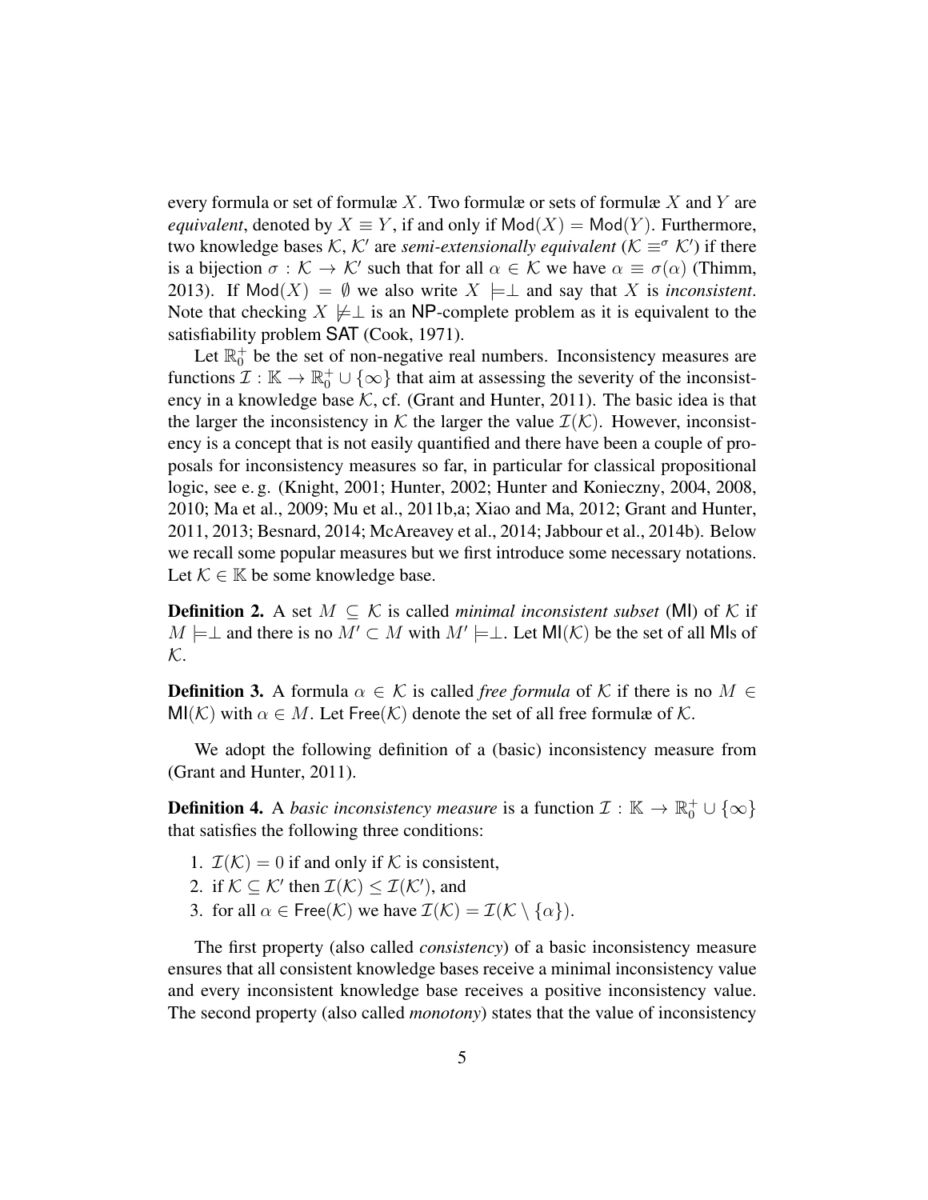every formula or set of formulæ $X$. Two formulæ or sets of formulæ $X$ and $Y$ are *equivalent*, denoted by $X \equiv Y$, if and only if $\mathsf{Mod}(X) = \mathsf{Mod}(Y)$. Furthermore, two knowledge bases $\mathcal{K}$, $\mathcal{K}'$ are *semi-extensionally equivalent* ($\mathcal{K} \equiv^\sigma \mathcal{K}'$) if there is a bijection $\sigma : \mathcal{K} \to \mathcal{K}'$ such that for all $\alpha \in \mathcal{K}$ we have $\alpha \equiv \sigma(\alpha)$ (Thimm, 2013). If $\mathsf{Mod}(X) = \emptyset$ we also write $X \models\perp$ and say that $X$ is *inconsistent*. Note that checking $X \not\models\perp$ is an $\mathsf{NP}$-complete problem as it is equivalent to the satisfiability problem $\mathsf{SAT}$ (Cook, 1971).

Let $\mathbb{R}_0^+$ be the set of non-negative real numbers. Inconsistency measures are functions $\mathcal{I} : \mathbb{K} \to \mathbb{R}_0^+ \cup \{\infty\}$ that aim at assessing the severity of the inconsistency in a knowledge base $\mathcal{K}$, cf. (Grant and Hunter, 2011). The basic idea is that the larger the inconsistency in $\mathcal{K}$ the larger the value $\mathcal{I}(\mathcal{K})$. However, inconsistency is a concept that is not easily quantified and there have been a couple of proposals for inconsistency measures so far, in particular for classical propositional logic, see e. g. (Knight, 2001; Hunter, 2002; Hunter and Konieczny, 2004, 2008, 2010; Ma et al., 2009; Mu et al., 2011b,a; Xiao and Ma, 2012; Grant and Hunter, 2011, 2013; Besnard, 2014; McAreavey et al., 2014; Jabbour et al., 2014b). Below we recall some popular measures but we first introduce some necessary notations. Let $\mathcal{K} \in \mathbb{K}$ be some knowledge base.

**Definition 2.** A set $M \subseteq \mathcal{K}$ is called *minimal inconsistent subset* ($\mathsf{MI}$) of $\mathcal{K}$ if $M \models\perp$ and there is no $M' \subset M$ with $M' \models\perp$. Let $\mathsf{MI}(\mathcal{K})$ be the set of all $\mathsf{MI}$s of $\mathcal{K}$.

**Definition 3.** A formula $\alpha \in \mathcal{K}$ is called *free formula* of $\mathcal{K}$ if there is no $M \in \mathsf{MI}(\mathcal{K})$ with $\alpha \in M$. Let $\mathsf{Free}(\mathcal{K})$ denote the set of all free formulæ of $\mathcal{K}$.

We adopt the following definition of a (basic) inconsistency measure from (Grant and Hunter, 2011).

**Definition 4.** A *basic inconsistency measure* is a function $\mathcal{I} : \mathbb{K} \to \mathbb{R}_0^+ \cup \{\infty\}$ that satisfies the following three conditions:

1. $\mathcal{I}(\mathcal{K}) = 0$ if and only if $\mathcal{K}$ is consistent,
2. if $\mathcal{K} \subseteq \mathcal{K}'$ then $\mathcal{I}(\mathcal{K}) \leq \mathcal{I}(\mathcal{K}')$, and
3. for all $\alpha \in \mathsf{Free}(\mathcal{K})$ we have $\mathcal{I}(\mathcal{K}) = \mathcal{I}(\mathcal{K} \setminus \{\alpha\})$.

The first property (also called *consistency*) of a basic inconsistency measure ensures that all consistent knowledge bases receive a minimal inconsistency value and every inconsistent knowledge base receives a positive inconsistency value. The second property (also called *monotony*) states that the value of inconsistency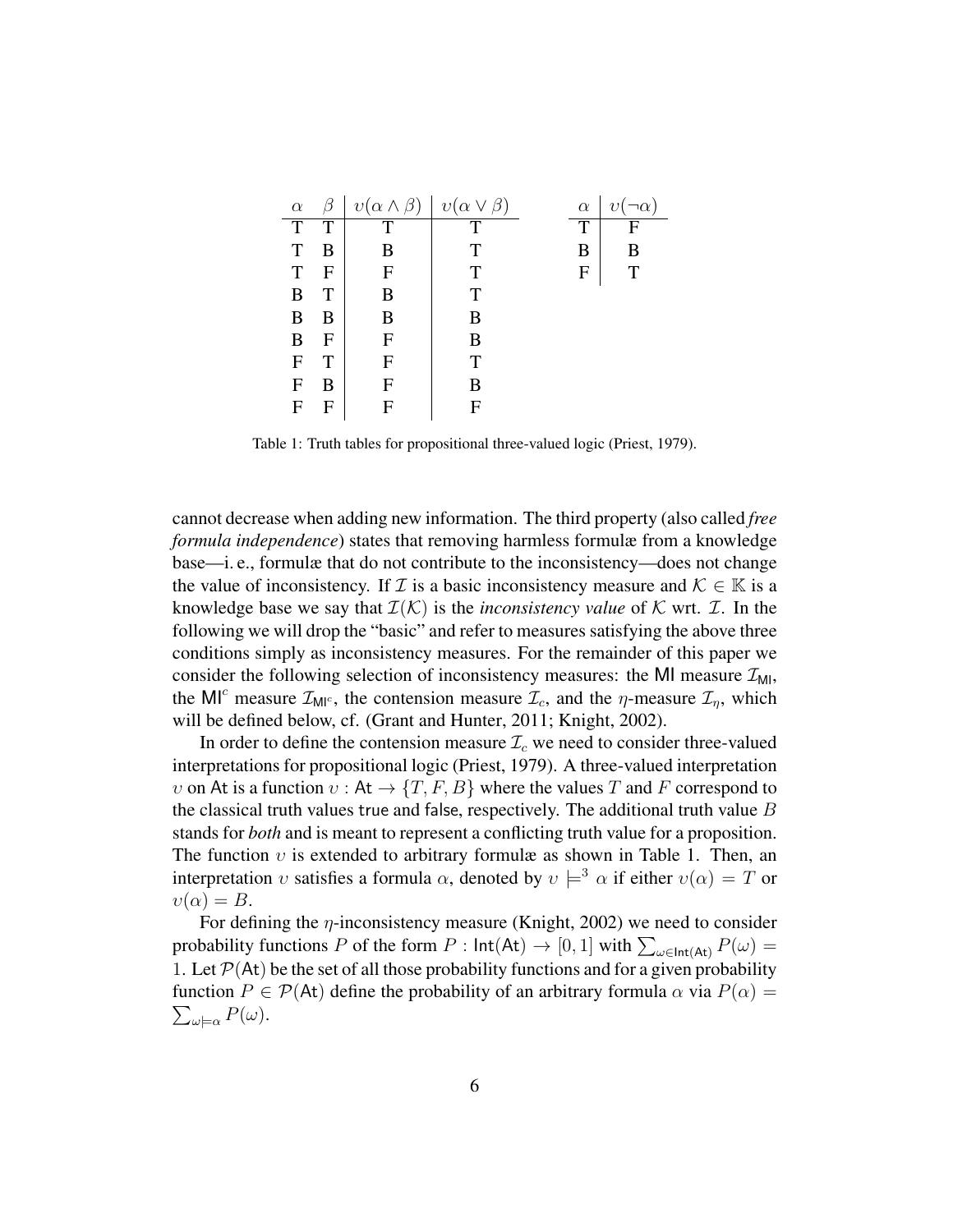| $\alpha$ | $\beta$ | $\upsilon(\alpha \wedge \beta)$ | $\upsilon(\alpha \vee \beta)$ |
|---|---|---|---|
| T | T | T | T |
| T | B | B | T |
| T | F | F | T |
| B | T | B | T |
| B | B | B | B |
| B | F | F | B |
| F | T | F | T |
| F | B | F | B |
| F | F | F | F |

| $\alpha$ | $\upsilon(\neg\alpha)$ |
|---|---|
| T | F |
| B | B |
| F | T |

Table 1: Truth tables for propositional three-valued logic (Priest, 1979).

cannot decrease when adding new information. The third property (also called *free formula independence*) states that removing harmless formulæ from a knowledge base—i. e., formulæ that do not contribute to the inconsistency—does not change the value of inconsistency. If $\mathcal{I}$ is a basic inconsistency measure and $\mathcal{K} \in \mathbb{K}$ is a knowledge base we say that $\mathcal{I}(\mathcal{K})$ is the *inconsistency value* of $\mathcal{K}$ wrt. $\mathcal{I}$. In the following we will drop the "basic" and refer to measures satisfying the above three conditions simply as inconsistency measures. For the remainder of this paper we consider the following selection of inconsistency measures: the $\mathsf{MI}$ measure $\mathcal{I}_{\mathsf{MI}}$, the $\mathsf{MI}^c$ measure $\mathcal{I}_{\mathsf{MI}^c}$, the contension measure $\mathcal{I}_c$, and the $\eta$-measure $\mathcal{I}_\eta$, which will be defined below, cf. (Grant and Hunter, 2011; Knight, 2002).

In order to define the contension measure $\mathcal{I}_c$ we need to consider three-valued interpretations for propositional logic (Priest, 1979). A three-valued interpretation $\upsilon$ on $\mathsf{At}$ is a function $\upsilon : \mathsf{At} \to \{T, F, B\}$ where the values $T$ and $F$ correspond to the classical truth values $\mathsf{true}$ and $\mathsf{false}$, respectively. The additional truth value $B$ stands for *both* and is meant to represent a conflicting truth value for a proposition. The function $\upsilon$ is extended to arbitrary formulæ as shown in Table 1. Then, an interpretation $\upsilon$ satisfies a formula $\alpha$, denoted by $\upsilon \models^3 \alpha$ if either $\upsilon(\alpha) = T$ or $\upsilon(\alpha) = B$.

For defining the $\eta$-inconsistency measure (Knight, 2002) we need to consider probability functions $P$ of the form $P : \mathsf{Int}(\mathsf{At}) \to [0, 1]$ with $\sum_{\omega \in \mathsf{Int}(\mathsf{At})} P(\omega) = 1$. Let $\mathcal{P}(\mathsf{At})$ be the set of all those probability functions and for a given probability function $P \in \mathcal{P}(\mathsf{At})$ define the probability of an arbitrary formula $\alpha$ via $P(\alpha) = \sum_{\omega \models \alpha} P(\omega)$.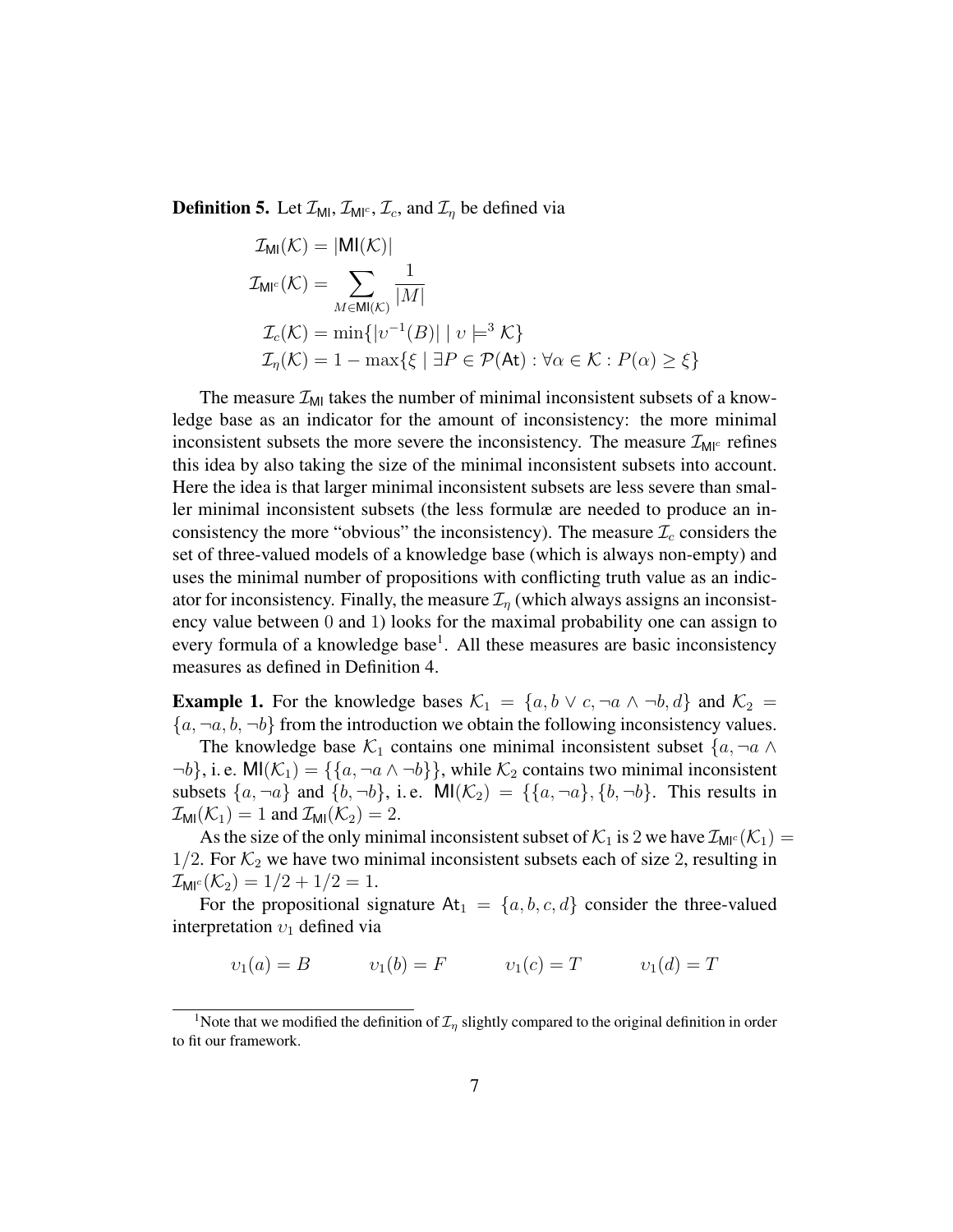**Definition 5.** Let $\mathcal{I}_{\mathsf{MI}}$, $\mathcal{I}_{\mathsf{MI}^c}$, $\mathcal{I}_c$, and $\mathcal{I}_\eta$ be defined via

$$\mathcal{I}_{\mathsf{MI}}(\mathcal{K}) = |\mathsf{MI}(\mathcal{K})|$$

$$\mathcal{I}_{\mathsf{MI}^c}(\mathcal{K}) = \sum_{M \in \mathsf{MI}(\mathcal{K})} \frac{1}{|M|}$$

$$\mathcal{I}_c(\mathcal{K}) = \min\{|\upsilon^{-1}(B)| \mid \upsilon \models^3 \mathcal{K}\}$$

$$\mathcal{I}_\eta(\mathcal{K}) = 1 - \max\{\xi \mid \exists P \in \mathcal{P}(\mathsf{At}) : \forall \alpha \in \mathcal{K} : P(\alpha) \geq \xi\}$$

The measure $\mathcal{I}_{\mathsf{MI}}$ takes the number of minimal inconsistent subsets of a knowledge base as an indicator for the amount of inconsistency: the more minimal inconsistent subsets the more severe the inconsistency. The measure $\mathcal{I}_{\mathsf{MI}^c}$ refines this idea by also taking the size of the minimal inconsistent subsets into account. Here the idea is that larger minimal inconsistent subsets are less severe than smaller minimal inconsistent subsets (the less formulæ are needed to produce an inconsistency the more "obvious" the inconsistency). The measure $\mathcal{I}_c$ considers the set of three-valued models of a knowledge base (which is always non-empty) and uses the minimal number of propositions with conflicting truth value as an indicator for inconsistency. Finally, the measure $\mathcal{I}_\eta$ (which always assigns an inconsistency value between 0 and 1) looks for the maximal probability one can assign to every formula of a knowledge base[1]. All these measures are basic inconsistency measures as defined in Definition 4.

**Example 1.** For the knowledge bases $\mathcal{K}_1 = \{a, b \vee c, \neg a \wedge \neg b, d\}$ and $\mathcal{K}_2 = \{a, \neg a, b, \neg b\}$ from the introduction we obtain the following inconsistency values.

The knowledge base $\mathcal{K}_1$ contains one minimal inconsistent subset $\{a, \neg a \wedge \neg b\}$, i. e. $\mathsf{MI}(\mathcal{K}_1) = \{\{a, \neg a \wedge \neg b\}\}$, while $\mathcal{K}_2$ contains two minimal inconsistent subsets $\{a, \neg a\}$ and $\{b, \neg b\}$, i. e. $\mathsf{MI}(\mathcal{K}_2) = \{\{a, \neg a\}, \{b, \neg b\}$. This results in $\mathcal{I}_{\mathsf{MI}}(\mathcal{K}_1) = 1$ and $\mathcal{I}_{\mathsf{MI}}(\mathcal{K}_2) = 2$.

As the size of the only minimal inconsistent subset of $\mathcal{K}_1$ is 2 we have $\mathcal{I}_{\mathsf{MI}^c}(\mathcal{K}_1) = 1/2$. For $\mathcal{K}_2$ we have two minimal inconsistent subsets each of size 2, resulting in $\mathcal{I}_{\mathsf{MI}^c}(\mathcal{K}_2) = 1/2 + 1/2 = 1$.

For the propositional signature $\mathsf{At}_1 = \{a, b, c, d\}$ consider the three-valued interpretation $\upsilon_1$ defined via

$$\upsilon_1(a) = B \qquad \upsilon_1(b) = F \qquad \upsilon_1(c) = T \qquad \upsilon_1(d) = T$$

[1] Note that we modified the definition of $\mathcal{I}_\eta$ slightly compared to the original definition in order to fit our framework.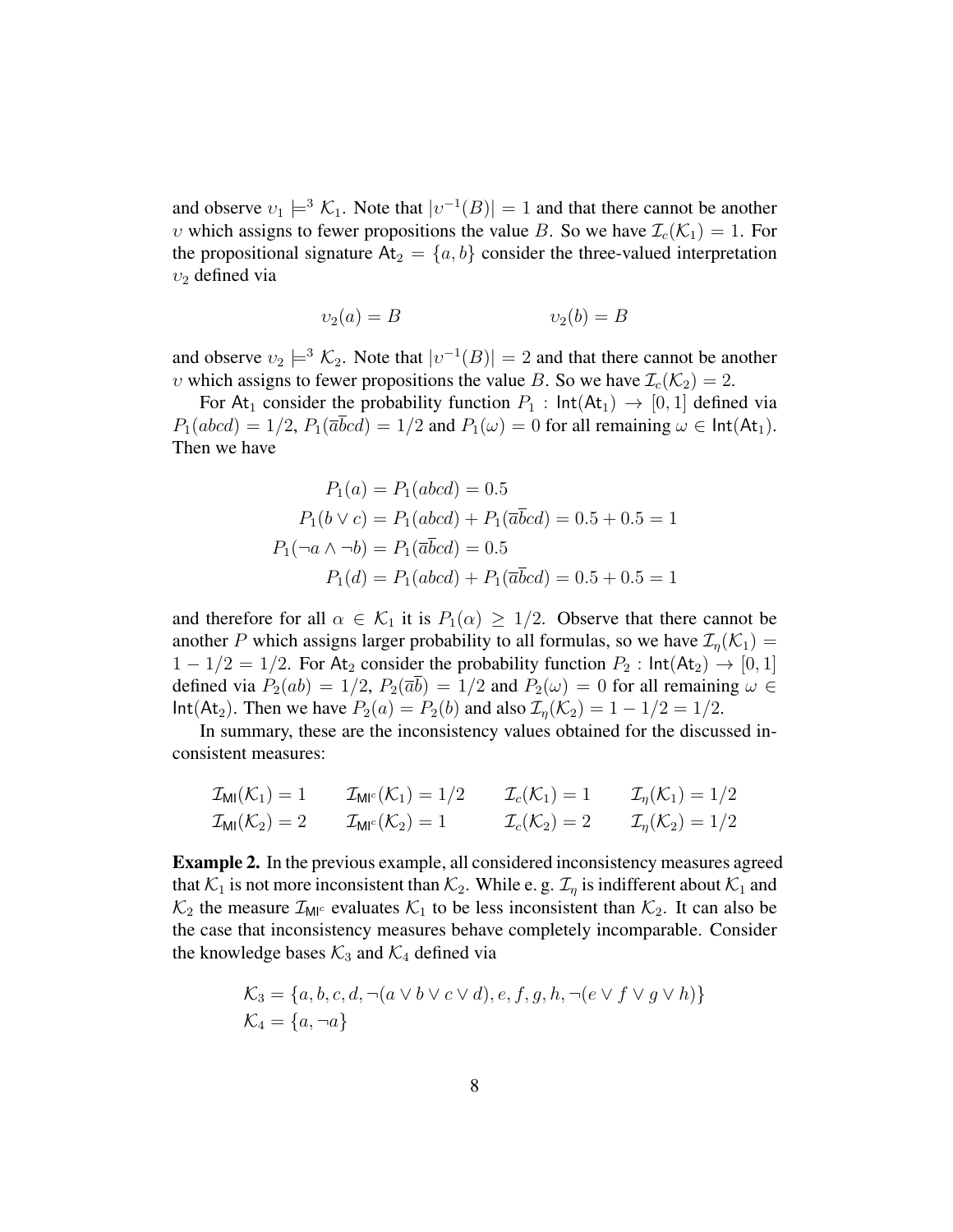and observe $\upsilon_1 \models^3 \mathcal{K}_1$. Note that $|\upsilon^{-1}(B)| = 1$ and that there cannot be another $\upsilon$ which assigns to fewer propositions the value $B$. So we have $\mathcal{I}_c(\mathcal{K}_1) = 1$. For the propositional signature $\mathsf{At}_2 = \{a, b\}$ consider the three-valued interpretation $\upsilon_2$ defined via

$$\upsilon_2(a) = B \qquad\qquad \upsilon_2(b) = B$$

and observe $\upsilon_2 \models^3 \mathcal{K}_2$. Note that $|\upsilon^{-1}(B)| = 2$ and that there cannot be another $\upsilon$ which assigns to fewer propositions the value $B$. So we have $\mathcal{I}_c(\mathcal{K}_2) = 2$.

For $\mathsf{At}_1$ consider the probability function $P_1 : \mathsf{Int}(\mathsf{At}_1) \to [0, 1]$ defined via $P_1(abcd) = 1/2$, $P_1(\overline{a}\overline{b}cd) = 1/2$ and $P_1(\omega) = 0$ for all remaining $\omega \in \mathsf{Int}(\mathsf{At}_1)$. Then we have

$$\begin{aligned}
P_1(a) &= P_1(abcd) = 0.5\\
P_1(b \vee c) &= P_1(abcd) + P_1(\overline{a}\overline{b}cd) = 0.5 + 0.5 = 1\\
P_1(\neg a \wedge \neg b) &= P_1(\overline{a}\overline{b}cd) = 0.5\\
P_1(d) &= P_1(abcd) + P_1(\overline{a}\overline{b}cd) = 0.5 + 0.5 = 1
\end{aligned}$$

and therefore for all $\alpha \in \mathcal{K}_1$ it is $P_1(\alpha) \geq 1/2$. Observe that there cannot be another $P$ which assigns larger probability to all formulas, so we have $\mathcal{I}_\eta(\mathcal{K}_1) = 1 - 1/2 = 1/2$. For $\mathsf{At}_2$ consider the probability function $P_2 : \mathsf{Int}(\mathsf{At}_2) \to [0, 1]$ defined via $P_2(ab) = 1/2$, $P_2(\overline{a}\overline{b}) = 1/2$ and $P_2(\omega) = 0$ for all remaining $\omega \in \mathsf{Int}(\mathsf{At}_2)$. Then we have $P_2(a) = P_2(b)$ and also $\mathcal{I}_\eta(\mathcal{K}_2) = 1 - 1/2 = 1/2$.

In summary, these are the inconsistency values obtained for the discussed inconsistent measures:

$$\begin{array}{llll}
\mathcal{I}_{\mathsf{MI}}(\mathcal{K}_1) = 1 & \mathcal{I}_{\mathsf{MI}^c}(\mathcal{K}_1) = 1/2 & \mathcal{I}_c(\mathcal{K}_1) = 1 & \mathcal{I}_\eta(\mathcal{K}_1) = 1/2\\
\mathcal{I}_{\mathsf{MI}}(\mathcal{K}_2) = 2 & \mathcal{I}_{\mathsf{MI}^c}(\mathcal{K}_2) = 1 & \mathcal{I}_c(\mathcal{K}_2) = 2 & \mathcal{I}_\eta(\mathcal{K}_2) = 1/2
\end{array}$$

**Example 2.** In the previous example, all considered inconsistency measures agreed that $\mathcal{K}_1$ is not more inconsistent than $\mathcal{K}_2$. While e. g. $\mathcal{I}_\eta$ is indifferent about $\mathcal{K}_1$ and $\mathcal{K}_2$ the measure $\mathcal{I}_{\mathsf{MI}^c}$ evaluates $\mathcal{K}_1$ to be less inconsistent than $\mathcal{K}_2$. It can also be the case that inconsistency measures behave completely incomparable. Consider the knowledge bases $\mathcal{K}_3$ and $\mathcal{K}_4$ defined via

$$\begin{aligned}
\mathcal{K}_3 &= \{a, b, c, d, \neg(a \vee b \vee c \vee d), e, f, g, h, \neg(e \vee f \vee g \vee h)\}\\
\mathcal{K}_4 &= \{a, \neg a\}
\end{aligned}$$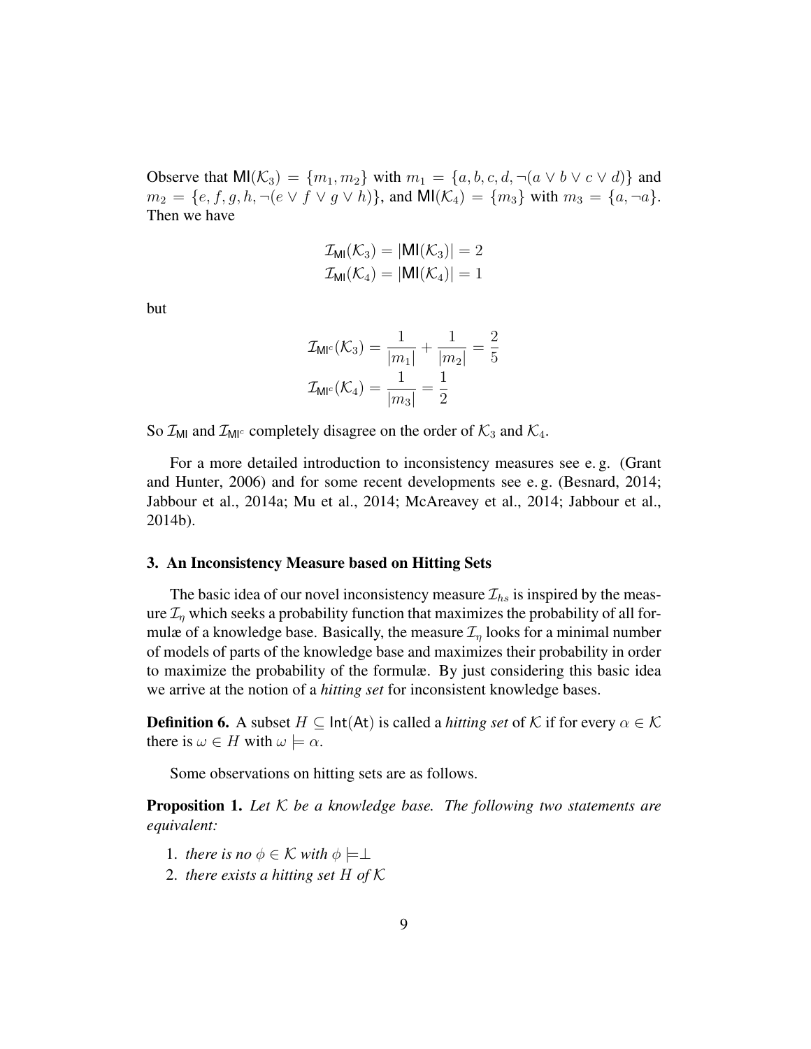Observe that $\mathsf{MI}(\mathcal{K}_3) = \{m_1, m_2\}$ with $m_1 = \{a, b, c, d, \neg(a \vee b \vee c \vee d)\}$ and $m_2 = \{e, f, g, h, \neg(e \vee f \vee g \vee h)\}$, and $\mathsf{MI}(\mathcal{K}_4) = \{m_3\}$ with $m_3 = \{a, \neg a\}$. Then we have

$$\mathcal{I}_{\mathsf{MI}}(\mathcal{K}_3) = |\mathsf{MI}(\mathcal{K}_3)| = 2$$
$$\mathcal{I}_{\mathsf{MI}}(\mathcal{K}_4) = |\mathsf{MI}(\mathcal{K}_4)| = 1$$

but

$$\mathcal{I}_{\mathsf{MI}^c}(\mathcal{K}_3) = \frac{1}{|m_1|} + \frac{1}{|m_2|} = \frac{2}{5}$$
$$\mathcal{I}_{\mathsf{MI}^c}(\mathcal{K}_4) = \frac{1}{|m_3|} = \frac{1}{2}$$

So $\mathcal{I}_{\mathsf{MI}}$ and $\mathcal{I}_{\mathsf{MI}^c}$ completely disagree on the order of $\mathcal{K}_3$ and $\mathcal{K}_4$.

For a more detailed introduction to inconsistency measures see e. g. (Grant and Hunter, 2006) and for some recent developments see e. g. (Besnard, 2014; Jabbour et al., 2014a; Mu et al., 2014; McAreavey et al., 2014; Jabbour et al., 2014b).

## 3. An Inconsistency Measure based on Hitting Sets

The basic idea of our novel inconsistency measure $\mathcal{I}_{hs}$ is inspired by the measure $\mathcal{I}_\eta$ which seeks a probability function that maximizes the probability of all formulæ of a knowledge base. Basically, the measure $\mathcal{I}_\eta$ looks for a minimal number of models of parts of the knowledge base and maximizes their probability in order to maximize the probability of the formulæ. By just considering this basic idea we arrive at the notion of a *hitting set* for inconsistent knowledge bases.

**Definition 6.** A subset $H \subseteq \mathsf{Int}(\mathsf{At})$ is called a *hitting set* of $\mathcal{K}$ if for every $\alpha \in \mathcal{K}$ there is $\omega \in H$ with $\omega \models \alpha$.

Some observations on hitting sets are as follows.

**Proposition 1.** *Let $\mathcal{K}$ be a knowledge base. The following two statements are equivalent:*

1. *there is no $\phi \in \mathcal{K}$ with $\phi \models \perp$*
2. *there exists a hitting set $H$ of $\mathcal{K}$*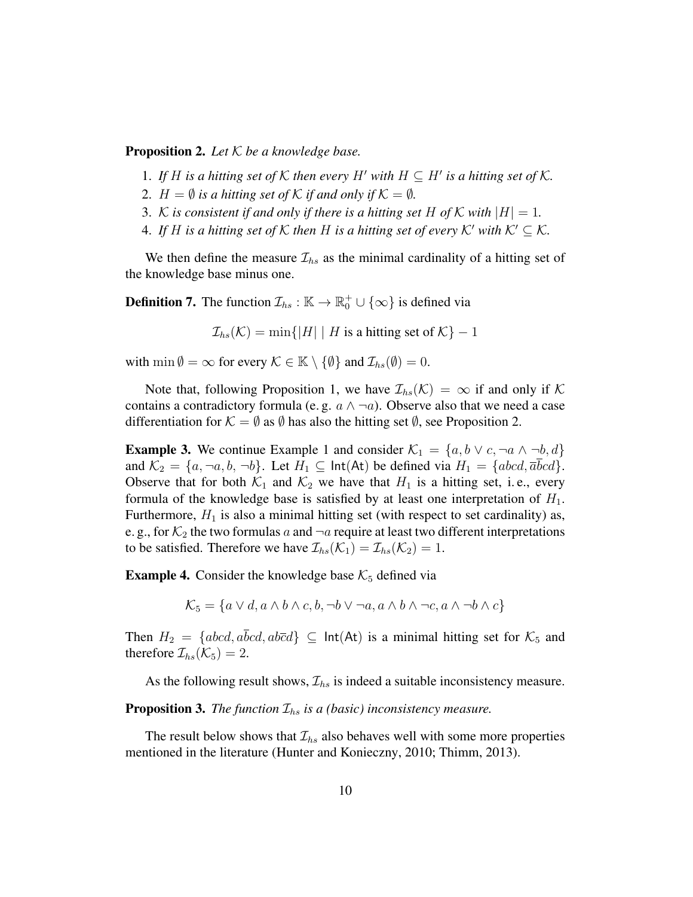**Proposition 2.** *Let $\mathcal{K}$ be a knowledge base.*

1. *If $H$ is a hitting set of $\mathcal{K}$ then every $H'$ with $H \subseteq H'$ is a hitting set of $\mathcal{K}$.*
2. *$H = \emptyset$ is a hitting set of $\mathcal{K}$ if and only if $\mathcal{K} = \emptyset$.*
3. *$\mathcal{K}$ is consistent if and only if there is a hitting set $H$ of $\mathcal{K}$ with $|H| = 1$.*
4. *If $H$ is a hitting set of $\mathcal{K}$ then $H$ is a hitting set of every $\mathcal{K}'$ with $\mathcal{K}' \subseteq \mathcal{K}$.*

We then define the measure $\mathcal{I}_{hs}$ as the minimal cardinality of a hitting set of the knowledge base minus one.

**Definition 7.** The function $\mathcal{I}_{hs} : \mathbb{K} \to \mathbb{R}_0^+ \cup \{\infty\}$ is defined via

$$\mathcal{I}_{hs}(\mathcal{K}) = \min\{|H| \mid H \text{ is a hitting set of } \mathcal{K}\} - 1$$

with $\min \emptyset = \infty$ for every $\mathcal{K} \in \mathbb{K} \setminus \{\emptyset\}$ and $\mathcal{I}_{hs}(\emptyset) = 0$.

Note that, following Proposition 1, we have $\mathcal{I}_{hs}(\mathcal{K}) = \infty$ if and only if $\mathcal{K}$ contains a contradictory formula (e. g. $a \wedge \neg a$). Observe also that we need a case differentiation for $\mathcal{K} = \emptyset$ as $\emptyset$ has also the hitting set $\emptyset$, see Proposition 2.

**Example 3.** We continue Example 1 and consider $\mathcal{K}_1 = \{a, b \vee c, \neg a \wedge \neg b, d\}$ and $\mathcal{K}_2 = \{a, \neg a, b, \neg b\}$. Let $H_1 \subseteq \mathsf{Int}(\mathsf{At})$ be defined via $H_1 = \{abcd, \overline{a}\overline{b}cd\}$. Observe that for both $\mathcal{K}_1$ and $\mathcal{K}_2$ we have that $H_1$ is a hitting set, i. e., every formula of the knowledge base is satisfied by at least one interpretation of $H_1$. Furthermore, $H_1$ is also a minimal hitting set (with respect to set cardinality) as, e. g., for $\mathcal{K}_2$ the two formulas $a$ and $\neg a$ require at least two different interpretations to be satisfied. Therefore we have $\mathcal{I}_{hs}(\mathcal{K}_1) = \mathcal{I}_{hs}(\mathcal{K}_2) = 1$.

**Example 4.** Consider the knowledge base $\mathcal{K}_5$ defined via

$$\mathcal{K}_5 = \{a \vee d, a \wedge b \wedge c, b, \neg b \vee \neg a, a \wedge b \wedge \neg c, a \wedge \neg b \wedge c\}$$

Then $H_2 = \{abcd, a\overline{b}cd, ab\overline{c}d\} \subseteq \mathsf{Int}(\mathsf{At})$ is a minimal hitting set for $\mathcal{K}_5$ and therefore $\mathcal{I}_{hs}(\mathcal{K}_5) = 2$.

As the following result shows, $\mathcal{I}_{hs}$ is indeed a suitable inconsistency measure.

**Proposition 3.** *The function $\mathcal{I}_{hs}$ is a (basic) inconsistency measure.*

The result below shows that $\mathcal{I}_{hs}$ also behaves well with some more properties mentioned in the literature (Hunter and Konieczny, 2010; Thimm, 2013).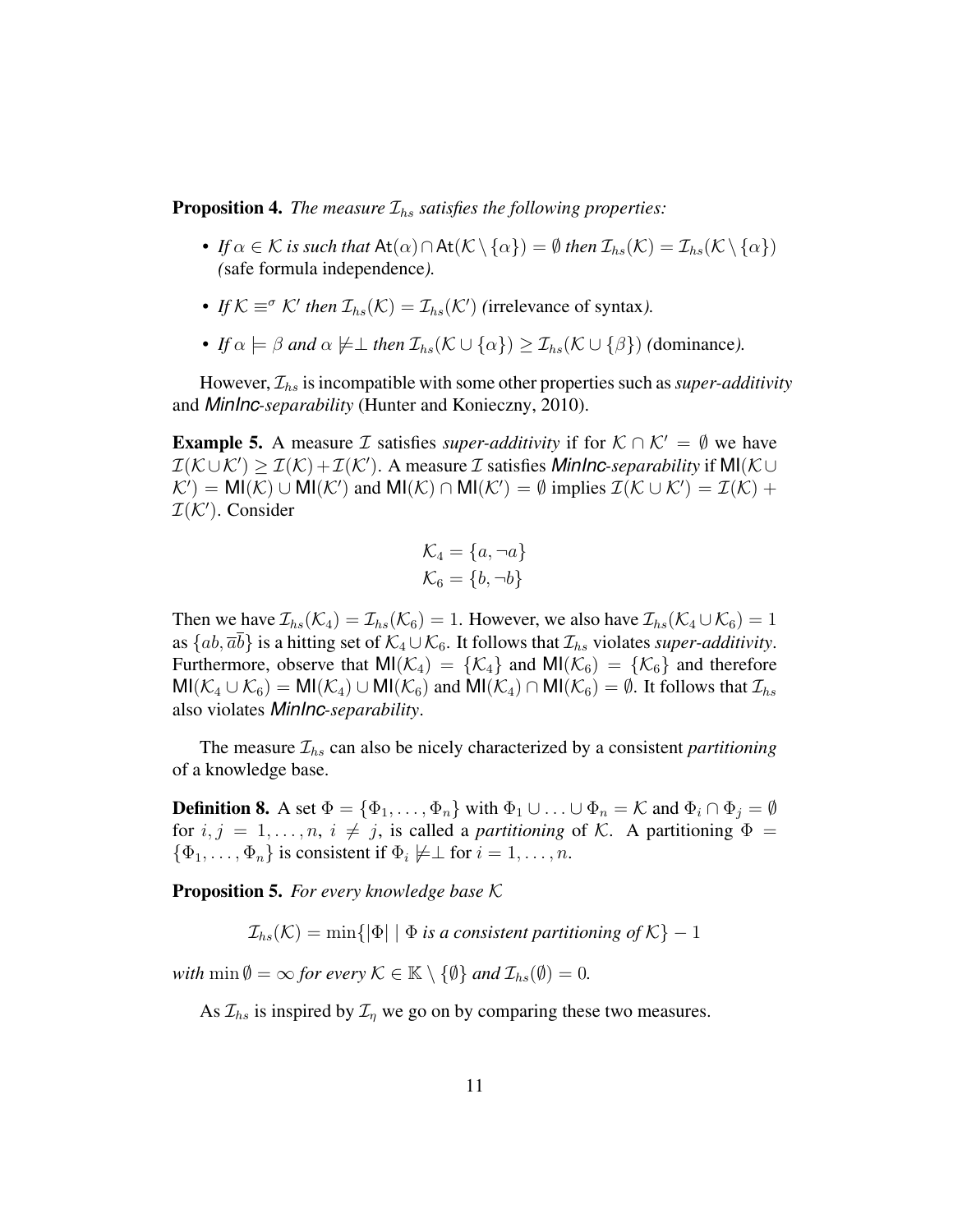**Proposition 4.** *The measure $\mathcal{I}_{hs}$ satisfies the following properties:*

- *If $\alpha \in \mathcal{K}$ is such that $\mathsf{At}(\alpha) \cap \mathsf{At}(\mathcal{K} \setminus \{\alpha\}) = \emptyset$ then $\mathcal{I}_{hs}(\mathcal{K}) = \mathcal{I}_{hs}(\mathcal{K} \setminus \{\alpha\})$ (*safe formula independence*).*
- *If $\mathcal{K} \equiv^{\sigma} \mathcal{K}'$ then $\mathcal{I}_{hs}(\mathcal{K}) = \mathcal{I}_{hs}(\mathcal{K}')$ (*irrelevance of syntax*).*
- *If $\alpha \models \beta$ and $\alpha \not\models \perp$ then $\mathcal{I}_{hs}(\mathcal{K} \cup \{\alpha\}) \geq \mathcal{I}_{hs}(\mathcal{K} \cup \{\beta\})$ (*dominance*).*

However, $\mathcal{I}_{hs}$ is incompatible with some other properties such as *super-additivity* and *MinInc-separability* (Hunter and Konieczny, 2010).

**Example 5.** A measure $\mathcal{I}$ satisfies *super-additivity* if for $\mathcal{K} \cap \mathcal{K}' = \emptyset$ we have $\mathcal{I}(\mathcal{K} \cup \mathcal{K}') \geq \mathcal{I}(\mathcal{K}) + \mathcal{I}(\mathcal{K}')$. A measure $\mathcal{I}$ satisfies *MinInc-separability* if $\mathsf{MI}(\mathcal{K} \cup \mathcal{K}') = \mathsf{MI}(\mathcal{K}) \cup \mathsf{MI}(\mathcal{K}')$ and $\mathsf{MI}(\mathcal{K}) \cap \mathsf{MI}(\mathcal{K}') = \emptyset$ implies $\mathcal{I}(\mathcal{K} \cup \mathcal{K}') = \mathcal{I}(\mathcal{K}) + \mathcal{I}(\mathcal{K}')$. Consider

$$\mathcal{K}_4 = \{a, \neg a\}$$
$$\mathcal{K}_6 = \{b, \neg b\}$$

Then we have $\mathcal{I}_{hs}(\mathcal{K}_4) = \mathcal{I}_{hs}(\mathcal{K}_6) = 1$. However, we also have $\mathcal{I}_{hs}(\mathcal{K}_4 \cup \mathcal{K}_6) = 1$ as $\{ab, \overline{a}\overline{b}\}$ is a hitting set of $\mathcal{K}_4 \cup \mathcal{K}_6$. It follows that $\mathcal{I}_{hs}$ violates *super-additivity*. Furthermore, observe that $\mathsf{MI}(\mathcal{K}_4) = \{\mathcal{K}_4\}$ and $\mathsf{MI}(\mathcal{K}_6) = \{\mathcal{K}_6\}$ and therefore $\mathsf{MI}(\mathcal{K}_4 \cup \mathcal{K}_6) = \mathsf{MI}(\mathcal{K}_4) \cup \mathsf{MI}(\mathcal{K}_6)$ and $\mathsf{MI}(\mathcal{K}_4) \cap \mathsf{MI}(\mathcal{K}_6) = \emptyset$. It follows that $\mathcal{I}_{hs}$ also violates *MinInc-separability*.

The measure $\mathcal{I}_{hs}$ can also be nicely characterized by a consistent *partitioning* of a knowledge base.

**Definition 8.** A set $\Phi = \{\Phi_1, \ldots, \Phi_n\}$ with $\Phi_1 \cup \ldots \cup \Phi_n = \mathcal{K}$ and $\Phi_i \cap \Phi_j = \emptyset$ for $i, j = 1, \ldots, n$, $i \neq j$, is called a *partitioning* of $\mathcal{K}$. A partitioning $\Phi = \{\Phi_1, \ldots, \Phi_n\}$ is consistent if $\Phi_i \not\models \perp$ for $i = 1, \ldots, n$.

**Proposition 5.** *For every knowledge base $\mathcal{K}$*

$$\mathcal{I}_{hs}(\mathcal{K}) = \min\{|\Phi| \mid \Phi \text{ is a consistent partitioning of } \mathcal{K}\} - 1$$

*with $\min \emptyset = \infty$ for every $\mathcal{K} \in \mathbb{K} \setminus \{\emptyset\}$ and $\mathcal{I}_{hs}(\emptyset) = 0$.*

As $\mathcal{I}_{hs}$ is inspired by $\mathcal{I}_{\eta}$ we go on by comparing these two measures.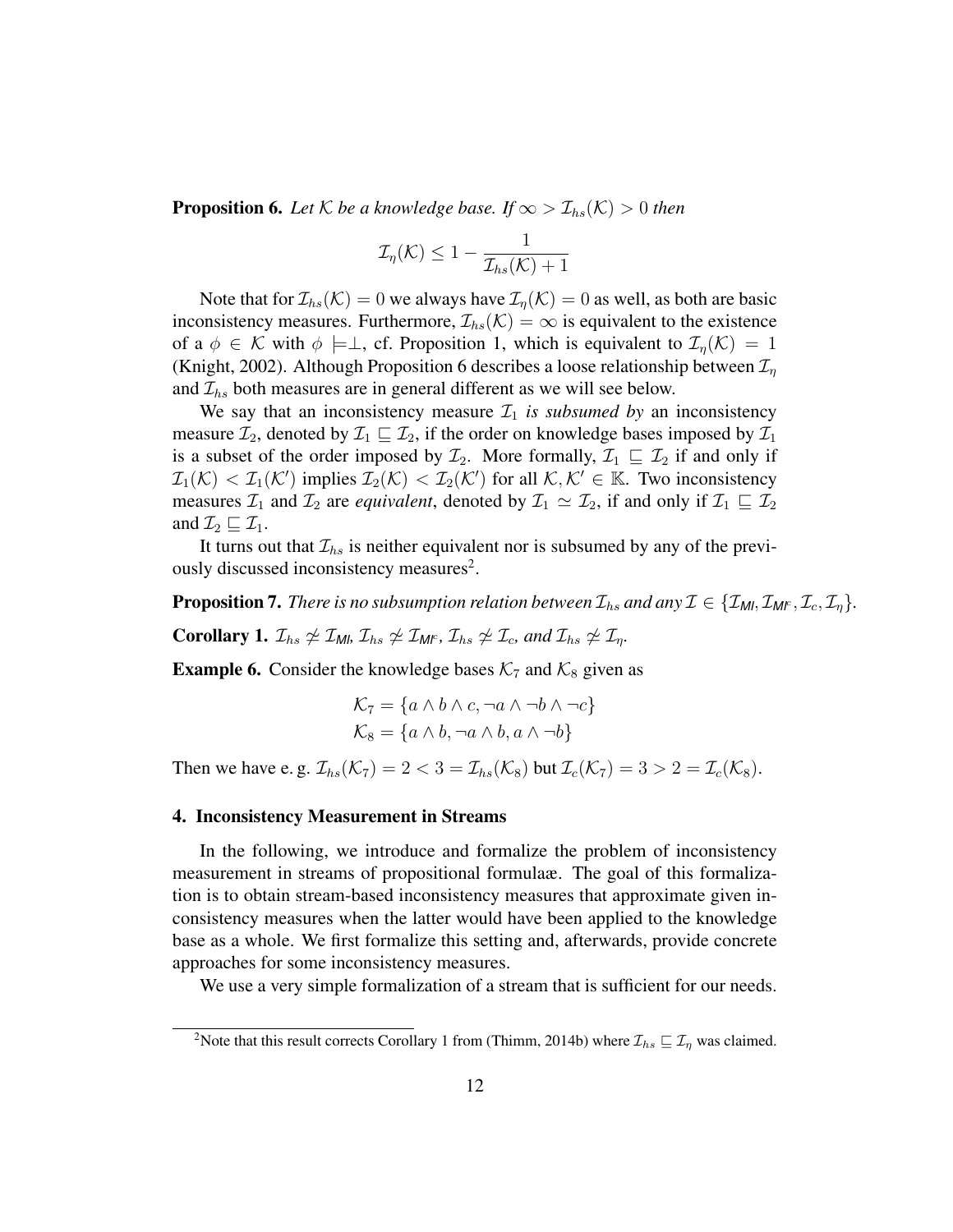**Proposition 6.** *Let $\mathcal{K}$ be a knowledge base. If $\infty > \mathcal{I}_{hs}(\mathcal{K}) > 0$ then*

$$\mathcal{I}_{\eta}(\mathcal{K}) \leq 1 - \frac{1}{\mathcal{I}_{hs}(\mathcal{K}) + 1}$$

Note that for $\mathcal{I}_{hs}(\mathcal{K}) = 0$ we always have $\mathcal{I}_{\eta}(\mathcal{K}) = 0$ as well, as both are basic inconsistency measures. Furthermore, $\mathcal{I}_{hs}(\mathcal{K}) = \infty$ is equivalent to the existence of a $\phi \in \mathcal{K}$ with $\phi \models \perp$, cf. Proposition 1, which is equivalent to $\mathcal{I}_{\eta}(\mathcal{K}) = 1$ (Knight, 2002). Although Proposition 6 describes a loose relationship between $\mathcal{I}_{\eta}$ and $\mathcal{I}_{hs}$ both measures are in general different as we will see below.

We say that an inconsistency measure $\mathcal{I}_1$ *is subsumed by* an inconsistency measure $\mathcal{I}_2$, denoted by $\mathcal{I}_1 \sqsubseteq \mathcal{I}_2$, if the order on knowledge bases imposed by $\mathcal{I}_1$ is a subset of the order imposed by $\mathcal{I}_2$. More formally, $\mathcal{I}_1 \sqsubseteq \mathcal{I}_2$ if and only if $\mathcal{I}_1(\mathcal{K}) < \mathcal{I}_1(\mathcal{K}')$ implies $\mathcal{I}_2(\mathcal{K}) < \mathcal{I}_2(\mathcal{K}')$ for all $\mathcal{K}, \mathcal{K}' \in \mathbb{K}$. Two inconsistency measures $\mathcal{I}_1$ and $\mathcal{I}_2$ are *equivalent*, denoted by $\mathcal{I}_1 \simeq \mathcal{I}_2$, if and only if $\mathcal{I}_1 \sqsubseteq \mathcal{I}_2$ and $\mathcal{I}_2 \sqsubseteq \mathcal{I}_1$.

It turns out that $\mathcal{I}_{hs}$ is neither equivalent nor is subsumed by any of the previously discussed inconsistency measures[2].

**Proposition 7.** *There is no subsumption relation between $\mathcal{I}_{hs}$ and any $\mathcal{I} \in \{\mathcal{I}_{\mathsf{MI}}, \mathcal{I}_{\mathsf{MI}^c}, \mathcal{I}_c, \mathcal{I}_{\eta}\}$.*

**Corollary 1.** *$\mathcal{I}_{hs} \not\simeq \mathcal{I}_{\mathsf{MI}}$, $\mathcal{I}_{hs} \not\simeq \mathcal{I}_{\mathsf{MI}^c}$, $\mathcal{I}_{hs} \not\simeq \mathcal{I}_c$, and $\mathcal{I}_{hs} \not\simeq \mathcal{I}_{\eta}$.*

**Example 6.** Consider the knowledge bases $\mathcal{K}_7$ and $\mathcal{K}_8$ given as

$$\mathcal{K}_7 = \{a \wedge b \wedge c, \neg a \wedge \neg b \wedge \neg c\}$$
$$\mathcal{K}_8 = \{a \wedge b, \neg a \wedge b, a \wedge \neg b\}$$

Then we have e. g. $\mathcal{I}_{hs}(\mathcal{K}_7) = 2 < 3 = \mathcal{I}_{hs}(\mathcal{K}_8)$ but $\mathcal{I}_c(\mathcal{K}_7) = 3 > 2 = \mathcal{I}_c(\mathcal{K}_8)$.

## 4. Inconsistency Measurement in Streams

In the following, we introduce and formalize the problem of inconsistency measurement in streams of propositional formulaæ. The goal of this formalization is to obtain stream-based inconsistency measures that approximate given inconsistency measures when the latter would have been applied to the knowledge base as a whole. We first formalize this setting and, afterwards, provide concrete approaches for some inconsistency measures.

We use a very simple formalization of a stream that is sufficient for our needs.

[2] Note that this result corrects Corollary 1 from (Thimm, 2014b) where $\mathcal{I}_{hs} \sqsubseteq \mathcal{I}_{\eta}$ was claimed.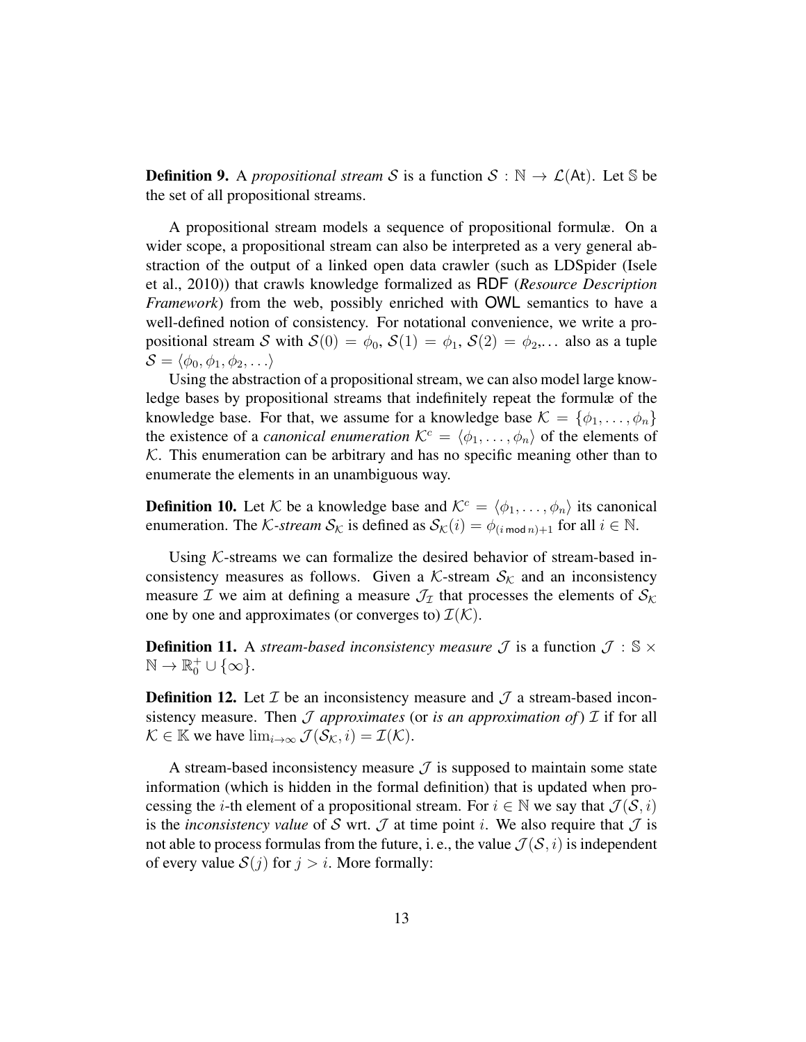**Definition 9.** A *propositional stream* $\mathcal{S}$ is a function $\mathcal{S} : \mathbb{N} \to \mathcal{L}(\mathsf{At})$. Let $\mathbb{S}$ be the set of all propositional streams.

A propositional stream models a sequence of propositional formulæ. On a wider scope, a propositional stream can also be interpreted as a very general abstraction of the output of a linked open data crawler (such as LDSpider (Isele et al., 2010)) that crawls knowledge formalized as RDF (*Resource Description Framework*) from the web, possibly enriched with OWL semantics to have a well-defined notion of consistency. For notational convenience, we write a propositional stream $\mathcal{S}$ with $\mathcal{S}(0) = \phi_0$, $\mathcal{S}(1) = \phi_1$, $\mathcal{S}(2) = \phi_2$,... also as a tuple $\mathcal{S} = \langle \phi_0, \phi_1, \phi_2, \ldots \rangle$

Using the abstraction of a propositional stream, we can also model large knowledge bases by propositional streams that indefinitely repeat the formulæ of the knowledge base. For that, we assume for a knowledge base $\mathcal{K} = \{\phi_1, \ldots, \phi_n\}$ the existence of a *canonical enumeration* $\mathcal{K}^c = \langle \phi_1, \ldots, \phi_n \rangle$ of the elements of $\mathcal{K}$. This enumeration can be arbitrary and has no specific meaning other than to enumerate the elements in an unambiguous way.

**Definition 10.** Let $\mathcal{K}$ be a knowledge base and $\mathcal{K}^c = \langle \phi_1, \ldots, \phi_n \rangle$ its canonical enumeration. The $\mathcal{K}$*-stream* $\mathcal{S}_\mathcal{K}$ is defined as $\mathcal{S}_\mathcal{K}(i) = \phi_{(i \bmod n)+1}$ for all $i \in \mathbb{N}$.

Using $\mathcal{K}$-streams we can formalize the desired behavior of stream-based inconsistency measures as follows. Given a $\mathcal{K}$-stream $\mathcal{S}_\mathcal{K}$ and an inconsistency measure $\mathcal{I}$ we aim at defining a measure $\mathcal{J}_\mathcal{I}$ that processes the elements of $\mathcal{S}_\mathcal{K}$ one by one and approximates (or converges to) $\mathcal{I}(\mathcal{K})$.

**Definition 11.** A *stream-based inconsistency measure* $\mathcal{J}$ is a function $\mathcal{J} : \mathbb{S} \times \mathbb{N} \to \mathbb{R}_0^+ \cup \{\infty\}$.

**Definition 12.** Let $\mathcal{I}$ be an inconsistency measure and $\mathcal{J}$ a stream-based inconsistency measure. Then $\mathcal{J}$ *approximates* (or *is an approximation of*) $\mathcal{I}$ if for all $\mathcal{K} \in \mathbb{K}$ we have $\lim_{i\to\infty} \mathcal{J}(\mathcal{S}_\mathcal{K}, i) = \mathcal{I}(\mathcal{K})$.

A stream-based inconsistency measure $\mathcal{J}$ is supposed to maintain some state information (which is hidden in the formal definition) that is updated when processing the $i$-th element of a propositional stream. For $i \in \mathbb{N}$ we say that $\mathcal{J}(\mathcal{S}, i)$ is the *inconsistency value* of $\mathcal{S}$ wrt. $\mathcal{J}$ at time point $i$. We also require that $\mathcal{J}$ is not able to process formulas from the future, i. e., the value $\mathcal{J}(\mathcal{S}, i)$ is independent of every value $\mathcal{S}(j)$ for $j > i$. More formally: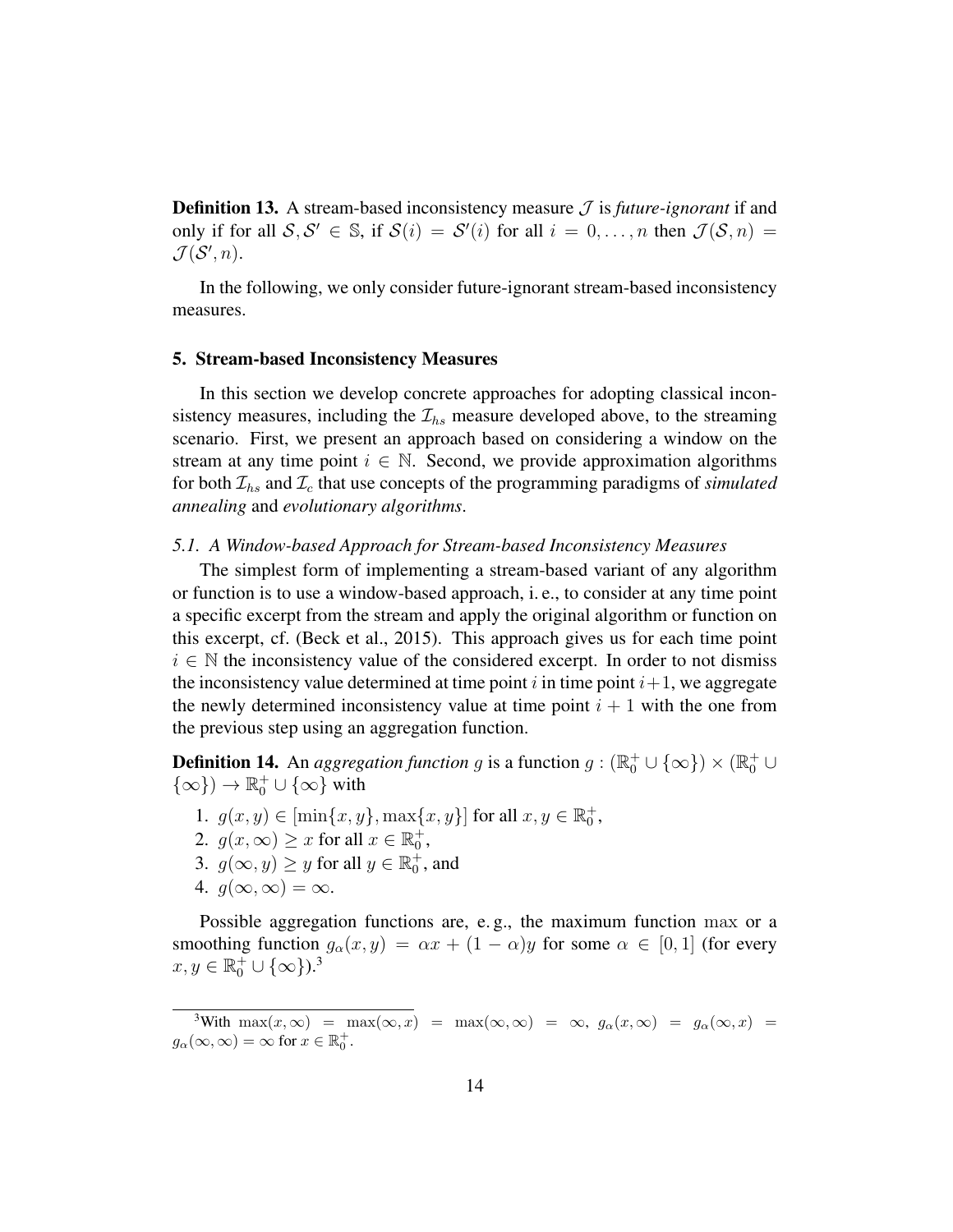**Definition 13.** A stream-based inconsistency measure $\mathcal{J}$ is *future-ignorant* if and only if for all $\mathcal{S}, \mathcal{S}' \in \mathbb{S}$, if $\mathcal{S}(i) = \mathcal{S}'(i)$ for all $i = 0, \ldots, n$ then $\mathcal{J}(\mathcal{S}, n) = \mathcal{J}(\mathcal{S}', n)$.

In the following, we only consider future-ignorant stream-based inconsistency measures.

## 5. Stream-based Inconsistency Measures

In this section we develop concrete approaches for adopting classical inconsistency measures, including the $\mathcal{I}_{hs}$ measure developed above, to the streaming scenario. First, we present an approach based on considering a window on the stream at any time point $i \in \mathbb{N}$. Second, we provide approximation algorithms for both $\mathcal{I}_{hs}$ and $\mathcal{I}_c$ that use concepts of the programming paradigms of *simulated annealing* and *evolutionary algorithms*.

### *5.1. A Window-based Approach for Stream-based Inconsistency Measures*

The simplest form of implementing a stream-based variant of any algorithm or function is to use a window-based approach, i. e., to consider at any time point a specific excerpt from the stream and apply the original algorithm or function on this excerpt, cf. (Beck et al., 2015). This approach gives us for each time point $i \in \mathbb{N}$ the inconsistency value of the considered excerpt. In order to not dismiss the inconsistency value determined at time point $i$ in time point $i+1$, we aggregate the newly determined inconsistency value at time point $i+1$ with the one from the previous step using an aggregation function.

**Definition 14.** An *aggregation function* $g$ is a function $g : (\mathbb{R}_0^+ \cup \{\infty\}) \times (\mathbb{R}_0^+ \cup \{\infty\}) \to \mathbb{R}_0^+ \cup \{\infty\}$ with

1. $g(x, y) \in [\min\{x, y\}, \max\{x, y\}]$ for all $x, y \in \mathbb{R}_0^+$,
2. $g(x, \infty) \geq x$ for all $x \in \mathbb{R}_0^+$,
3. $g(\infty, y) \geq y$ for all $y \in \mathbb{R}_0^+$, and
4. $g(\infty, \infty) = \infty$.

Possible aggregation functions are, e. g., the maximum function $\max$ or a smoothing function $g_\alpha(x, y) = \alpha x + (1 - \alpha) y$ for some $\alpha \in [0, 1]$ (for every $x, y \in \mathbb{R}_0^+ \cup \{\infty\}$).[3]

[3] With $\max(x, \infty) = \max(\infty, x) = \max(\infty, \infty) = \infty$, $g_\alpha(x, \infty) = g_\alpha(\infty, x) = g_\alpha(\infty, \infty) = \infty$ for $x \in \mathbb{R}_0^+$.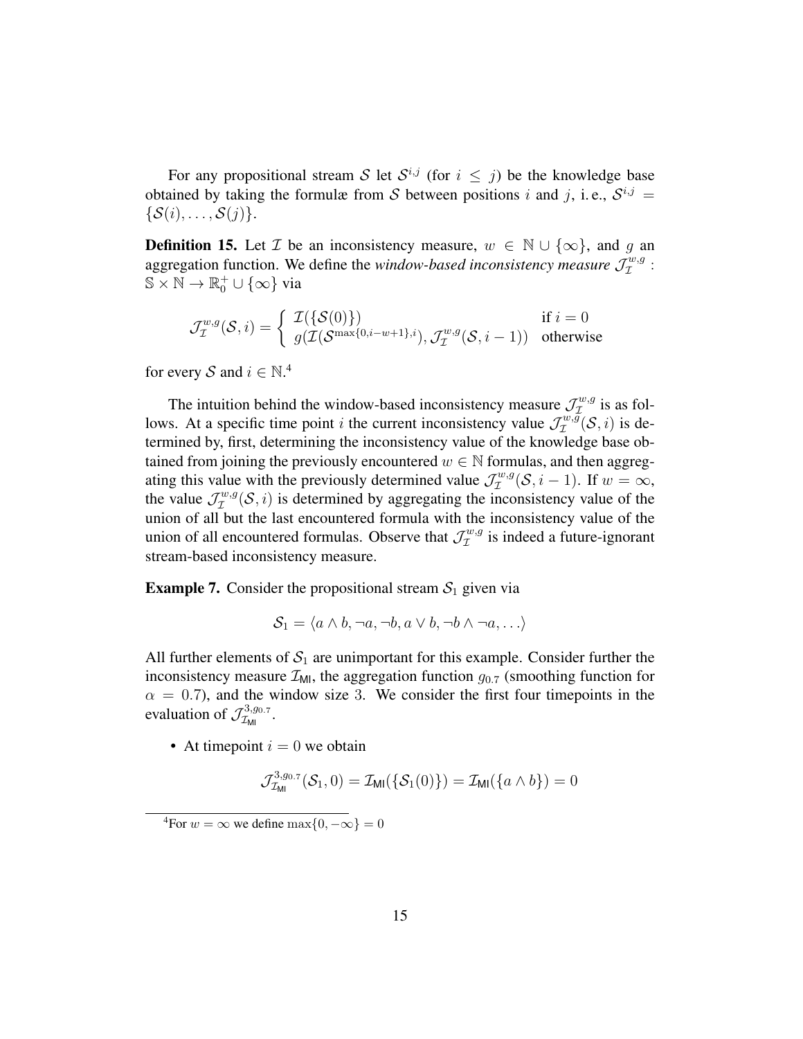For any propositional stream $\mathcal{S}$ let $\mathcal{S}^{i,j}$ (for $i \leq j$) be the knowledge base obtained by taking the formulæ from $\mathcal{S}$ between positions $i$ and $j$, i. e., $\mathcal{S}^{i,j} = \{\mathcal{S}(i), \ldots, \mathcal{S}(j)\}$.

**Definition 15.** Let $\mathcal{I}$ be an inconsistency measure, $w \in \mathbb{N} \cup \{\infty\}$, and $g$ an aggregation function. We define the *window-based inconsistency measure* $\mathcal{J}_{\mathcal{I}}^{w,g} : \mathbb{S} \times \mathbb{N} \to \mathbb{R}_0^+ \cup \{\infty\}$ via

$$\mathcal{J}_{\mathcal{I}}^{w,g}(\mathcal{S}, i) = \begin{cases} \mathcal{I}(\{\mathcal{S}(0)\}) & \text{if } i = 0 \\ g(\mathcal{I}(\mathcal{S}^{\max\{0,i-w+1\},i}), \mathcal{J}_{\mathcal{I}}^{w,g}(\mathcal{S}, i-1)) & \text{otherwise} \end{cases}$$

for every $\mathcal{S}$ and $i \in \mathbb{N}$.[4]

The intuition behind the window-based inconsistency measure $\mathcal{J}_{\mathcal{I}}^{w,g}$ is as follows. At a specific time point $i$ the current inconsistency value $\mathcal{J}_{\mathcal{I}}^{w,g}(\mathcal{S}, i)$ is determined by, first, determining the inconsistency value of the knowledge base obtained from joining the previously encountered $w \in \mathbb{N}$ formulas, and then aggregating this value with the previously determined value $\mathcal{J}_{\mathcal{I}}^{w,g}(\mathcal{S}, i-1)$. If $w = \infty$, the value $\mathcal{J}_{\mathcal{I}}^{w,g}(\mathcal{S}, i)$ is determined by aggregating the inconsistency value of the union of all but the last encountered formula with the inconsistency value of the union of all encountered formulas. Observe that $\mathcal{J}_{\mathcal{I}}^{w,g}$ is indeed a future-ignorant stream-based inconsistency measure.

**Example 7.** Consider the propositional stream $\mathcal{S}_1$ given via

$$\mathcal{S}_1 = \langle a \wedge b, \neg a, \neg b, a \vee b, \neg b \wedge \neg a, \ldots \rangle$$

All further elements of $\mathcal{S}_1$ are unimportant for this example. Consider further the inconsistency measure $\mathcal{I}_{\mathsf{MI}}$, the aggregation function $g_{0.7}$ (smoothing function for $\alpha = 0.7$), and the window size 3. We consider the first four timepoints in the evaluation of $\mathcal{J}_{\mathcal{I}_{\mathsf{MI}}}^{3,g_{0.7}}$.

- At timepoint $i = 0$ we obtain

$$\mathcal{J}_{\mathcal{I}_{\mathsf{MI}}}^{3,g_{0.7}}(\mathcal{S}_1, 0) = \mathcal{I}_{\mathsf{MI}}(\{\mathcal{S}_1(0)\}) = \mathcal{I}_{\mathsf{MI}}(\{a \wedge b\}) = 0$$

[4] For $w = \infty$ we define $\max\{0, -\infty\} = 0$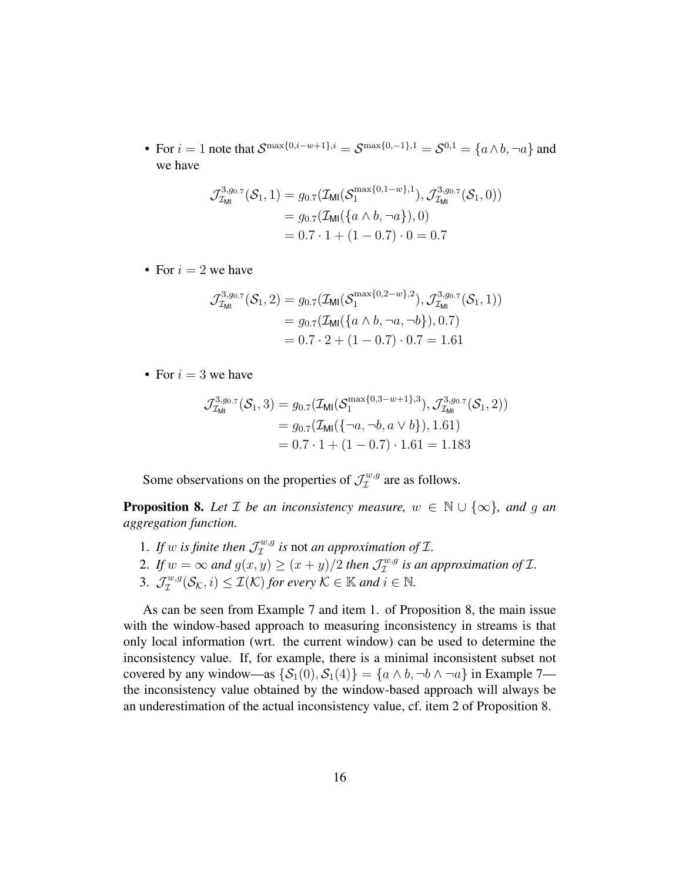- For $i = 1$ note that $\mathcal{S}^{\max\{0,i-w+1\},i} = \mathcal{S}^{\max\{0,-1\},1} = \mathcal{S}^{0,1} = \{a \wedge b, \neg a\}$ and we have

$$\begin{aligned}
\mathcal{J}^{3,g_{0.7}}_{\mathcal{I}_{\mathsf{MI}}}(\mathcal{S}_1, 1) &= g_{0.7}(\mathcal{I}_{\mathsf{MI}}(\mathcal{S}_1^{\max\{0,1-w\},1}), \mathcal{J}^{3,g_{0.7}}_{\mathcal{I}_{\mathsf{MI}}}(\mathcal{S}_1, 0)) \\
&= g_{0.7}(\mathcal{I}_{\mathsf{MI}}(\{a \wedge b, \neg a\}), 0) \\
&= 0.7 \cdot 1 + (1 - 0.7) \cdot 0 = 0.7
\end{aligned}$$

- For $i = 2$ we have

$$\begin{aligned}
\mathcal{J}^{3,g_{0.7}}_{\mathcal{I}_{\mathsf{MI}}}(\mathcal{S}_1, 2) &= g_{0.7}(\mathcal{I}_{\mathsf{MI}}(\mathcal{S}_1^{\max\{0,2-w\},2}), \mathcal{J}^{3,g_{0.7}}_{\mathcal{I}_{\mathsf{MI}}}(\mathcal{S}_1, 1)) \\
&= g_{0.7}(\mathcal{I}_{\mathsf{MI}}(\{a \wedge b, \neg a, \neg b\}), 0.7) \\
&= 0.7 \cdot 2 + (1 - 0.7) \cdot 0.7 = 1.61
\end{aligned}$$

- For $i = 3$ we have

$$\begin{aligned}
\mathcal{J}^{3,g_{0.7}}_{\mathcal{I}_{\mathsf{MI}}}(\mathcal{S}_1, 3) &= g_{0.7}(\mathcal{I}_{\mathsf{MI}}(\mathcal{S}_1^{\max\{0,3-w+1\},3}), \mathcal{J}^{3,g_{0.7}}_{\mathcal{I}_{\mathsf{MI}}}(\mathcal{S}_1, 2)) \\
&= g_{0.7}(\mathcal{I}_{\mathsf{MI}}(\{\neg a, \neg b, a \vee b\}), 1.61) \\
&= 0.7 \cdot 1 + (1 - 0.7) \cdot 1.61 = 1.183
\end{aligned}$$

Some observations on the properties of $\mathcal{J}^{w,g}_{\mathcal{I}}$ are as follows.

**Proposition 8.** *Let $\mathcal{I}$ be an inconsistency measure, $w \in \mathbb{N} \cup \{\infty\}$, and $g$ an aggregation function.*

1. *If $w$ is finite then $\mathcal{J}^{w,g}_{\mathcal{I}}$ is* not *an approximation of $\mathcal{I}$.*
2. *If $w = \infty$ and $g(x, y) \geq (x + y)/2$ then $\mathcal{J}^{w,g}_{\mathcal{I}}$ is an approximation of $\mathcal{I}$.*
3. *$\mathcal{J}^{w,g}_{\mathcal{I}}(\mathcal{S}_{\mathcal{K}}, i) \leq \mathcal{I}(\mathcal{K})$ for every $\mathcal{K} \in \mathbb{K}$ and $i \in \mathbb{N}$.*

As can be seen from Example 7 and item 1. of Proposition 8, the main issue with the window-based approach to measuring inconsistency in streams is that only local information (wrt. the current window) can be used to determine the inconsistency value. If, for example, there is a minimal inconsistent subset not covered by any window—as $\{\mathcal{S}_1(0), \mathcal{S}_1(4)\} = \{a \wedge b, \neg b \wedge \neg a\}$ in Example 7—the inconsistency value obtained by the window-based approach will always be an underestimation of the actual inconsistency value, cf. item 2 of Proposition 8.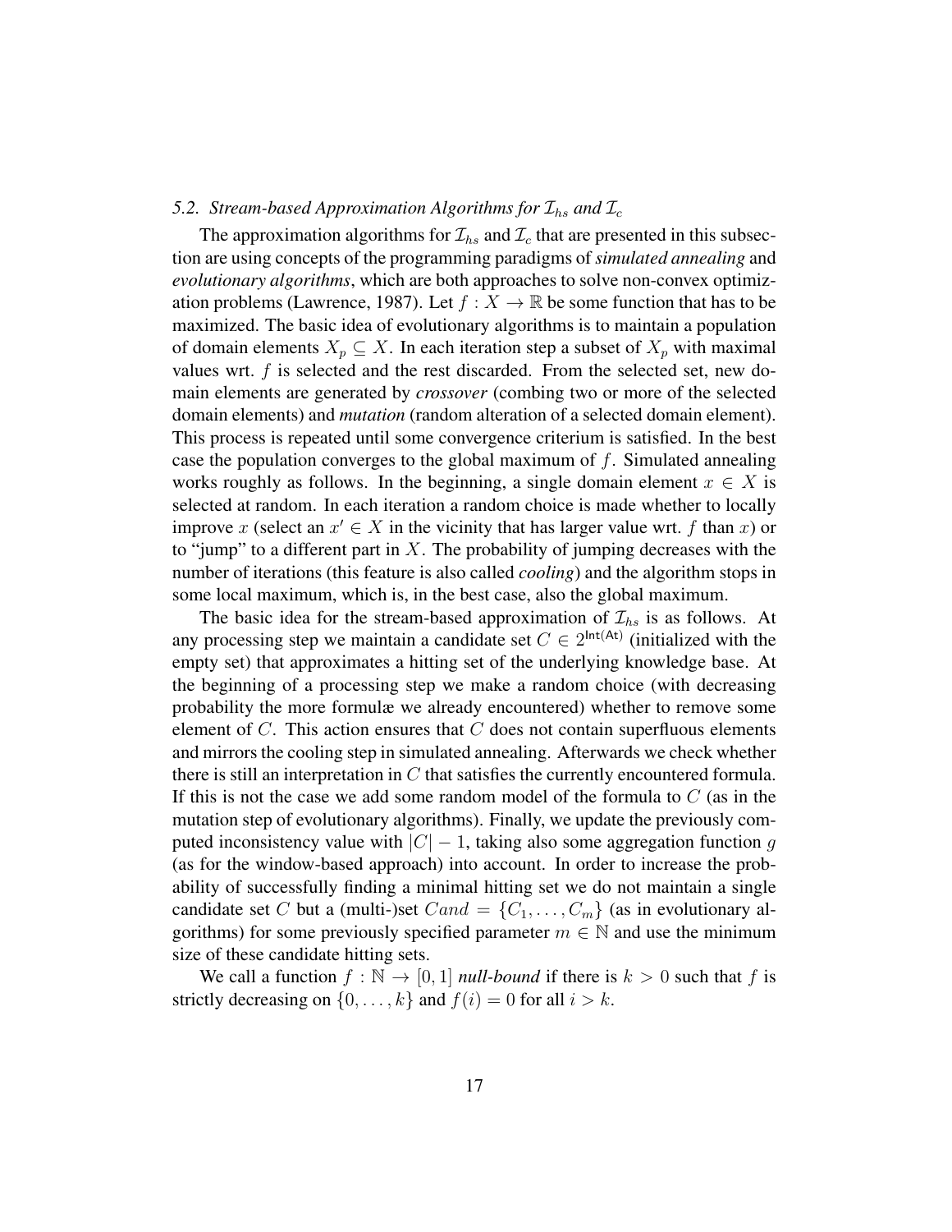### *5.2. Stream-based Approximation Algorithms for $\mathcal{I}_{hs}$ and $\mathcal{I}_c$*

The approximation algorithms for $\mathcal{I}_{hs}$ and $\mathcal{I}_c$ that are presented in this subsection are using concepts of the programming paradigms of *simulated annealing* and *evolutionary algorithms*, which are both approaches to solve non-convex optimization problems (Lawrence, 1987). Let $f : X \to \mathbb{R}$ be some function that has to be maximized. The basic idea of evolutionary algorithms is to maintain a population of domain elements $X_p \subseteq X$. In each iteration step a subset of $X_p$ with maximal values wrt. $f$ is selected and the rest discarded. From the selected set, new domain elements are generated by *crossover* (combing two or more of the selected domain elements) and *mutation* (random alteration of a selected domain element). This process is repeated until some convergence criterium is satisfied. In the best case the population converges to the global maximum of $f$. Simulated annealing works roughly as follows. In the beginning, a single domain element $x \in X$ is selected at random. In each iteration a random choice is made whether to locally improve $x$ (select an $x' \in X$ in the vicinity that has larger value wrt. $f$ than $x$) or to "jump" to a different part in $X$. The probability of jumping decreases with the number of iterations (this feature is also called *cooling*) and the algorithm stops in some local maximum, which is, in the best case, also the global maximum.

The basic idea for the stream-based approximation of $\mathcal{I}_{hs}$ is as follows. At any processing step we maintain a candidate set $C \in 2^{\mathsf{Int(At)}}$ (initialized with the empty set) that approximates a hitting set of the underlying knowledge base. At the beginning of a processing step we make a random choice (with decreasing probability the more formulæ we already encountered) whether to remove some element of $C$. This action ensures that $C$ does not contain superfluous elements and mirrors the cooling step in simulated annealing. Afterwards we check whether there is still an interpretation in $C$ that satisfies the currently encountered formula. If this is not the case we add some random model of the formula to $C$ (as in the mutation step of evolutionary algorithms). Finally, we update the previously computed inconsistency value with $|C| - 1$, taking also some aggregation function $g$ (as for the window-based approach) into account. In order to increase the probability of successfully finding a minimal hitting set we do not maintain a single candidate set $C$ but a (multi-)set $Cand = \{C_1, \ldots, C_m\}$ (as in evolutionary algorithms) for some previously specified parameter $m \in \mathbb{N}$ and use the minimum size of these candidate hitting sets.

We call a function $f : \mathbb{N} \to [0, 1]$ *null-bound* if there is $k > 0$ such that $f$ is strictly decreasing on $\{0, \ldots, k\}$ and $f(i) = 0$ for all $i > k$.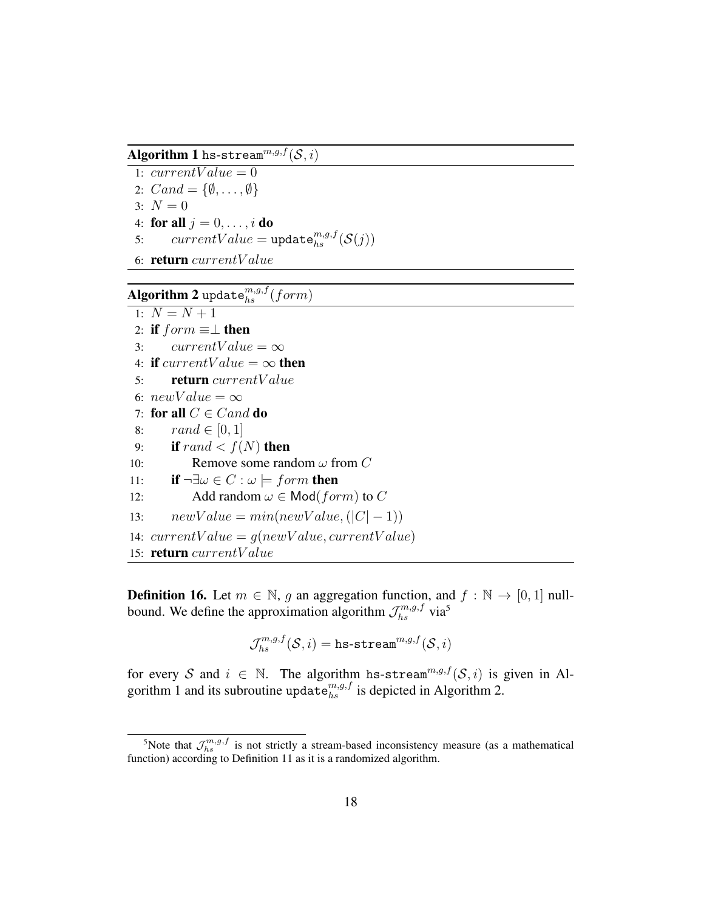**Algorithm 1** $\texttt{hs-stream}^{m,g,f}(\mathcal{S}, i)$

```
1: currentValue = 0
2: Cand = {∅, ..., ∅}
3: N = 0
4: for all j = 0, ..., i do
5:     currentValue = update_hs^{m,g,f}(S(j))
6: return currentValue
```

**Algorithm 2** $\texttt{update}_{hs}^{m,g,f}(form)$

```
 1: N = N + 1
 2: if form ≡ ⊥ then
 3:     currentValue = ∞
 4: if currentValue = ∞ then
 5:     return currentValue
 6: newValue = ∞
 7: for all C ∈ Cand do
 8:     rand ∈ [0, 1]
 9:     if rand < f(N) then
10:         Remove some random ω from C
11:     if ¬∃ω ∈ C : ω ⊨ form then
12:         Add random ω ∈ Mod(form) to C
13:     newValue = min(newValue, (|C| − 1))
14: currentValue = g(newValue, currentValue)
15: return currentValue
```

**Definition 16.** Let $m \in \mathbb{N}$, $g$ an aggregation function, and $f : \mathbb{N} \to [0, 1]$ null-bound. We define the approximation algorithm $\mathcal{J}_{hs}^{m,g,f}$ via[5]

$$\mathcal{J}_{hs}^{m,g,f}(\mathcal{S}, i) = \texttt{hs-stream}^{m,g,f}(\mathcal{S}, i)$$

for every $\mathcal{S}$ and $i \in \mathbb{N}$. The algorithm $\texttt{hs-stream}^{m,g,f}(\mathcal{S}, i)$ is given in Algorithm 1 and its subroutine $\texttt{update}_{hs}^{m,g,f}$ is depicted in Algorithm 2.

[5] Note that $\mathcal{J}_{hs}^{m,g,f}$ is not strictly a stream-based inconsistency measure (as a mathematical function) according to Definition 11 as it is a randomized algorithm.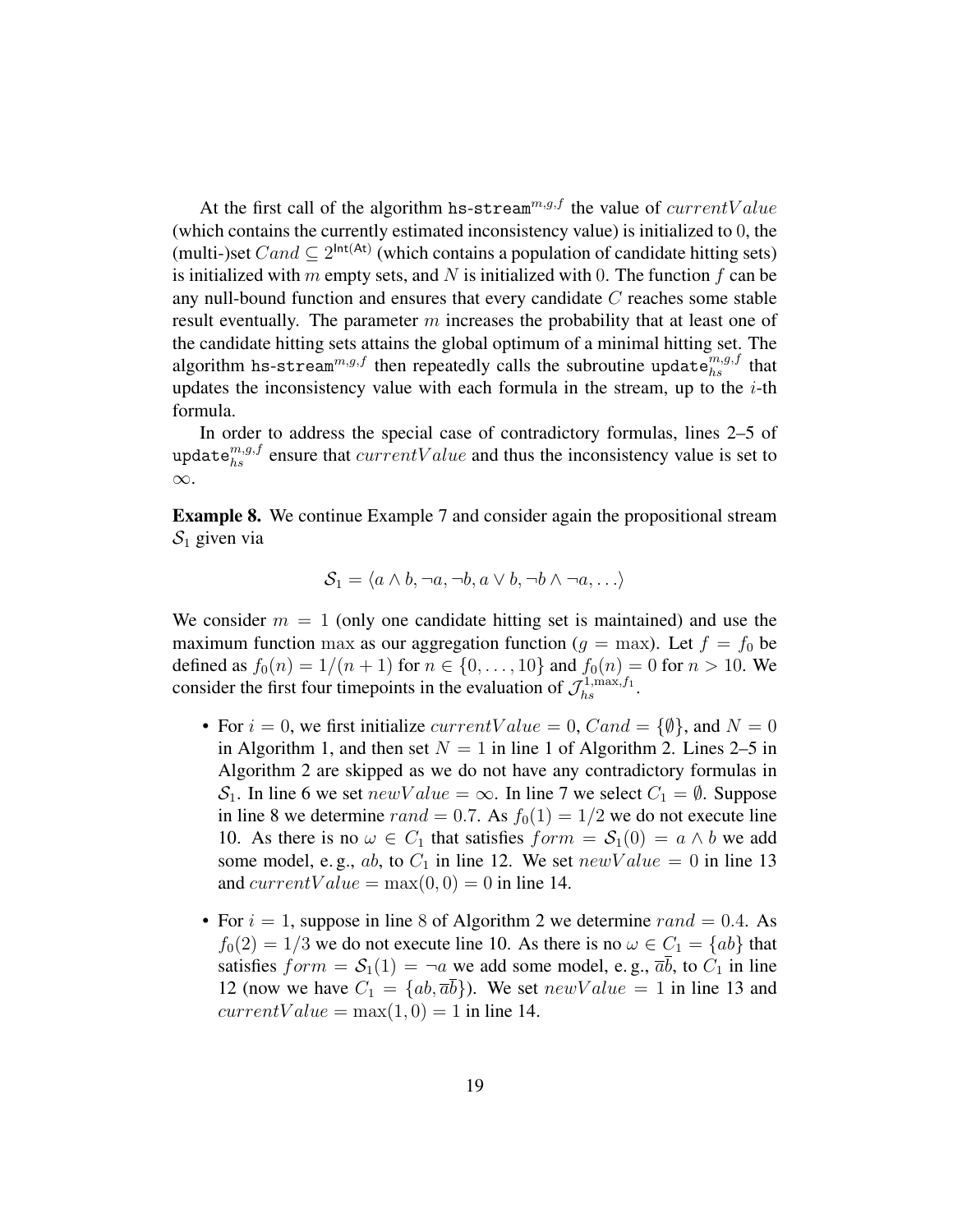At the first call of the algorithm $\texttt{hs-stream}^{m,g,f}$ the value of $currentValue$ (which contains the currently estimated inconsistency value) is initialized to $0$, the (multi-)set $Cand \subseteq 2^{\mathsf{Int(At)}}$ (which contains a population of candidate hitting sets) is initialized with $m$ empty sets, and $N$ is initialized with $0$. The function $f$ can be any null-bound function and ensures that every candidate $C$ reaches some stable result eventually. The parameter $m$ increases the probability that at least one of the candidate hitting sets attains the global optimum of a minimal hitting set. The algorithm $\texttt{hs-stream}^{m,g,f}$ then repeatedly calls the subroutine $\texttt{update}_{hs}^{m,g,f}$ that updates the inconsistency value with each formula in the stream, up to the $i$-th formula.

In order to address the special case of contradictory formulas, lines 2–5 of $\texttt{update}_{hs}^{m,g,f}$ ensure that $currentValue$ and thus the inconsistency value is set to $\infty$.

**Example 8.** We continue Example 7 and consider again the propositional stream $\mathcal{S}_1$ given via

$$\mathcal{S}_1 = \langle a \wedge b, \neg a, \neg b, a \vee b, \neg b \wedge \neg a, \ldots \rangle$$

We consider $m = 1$ (only one candidate hitting set is maintained) and use the maximum function $\max$ as our aggregation function ($g = \max$). Let $f = f_0$ be defined as $f_0(n) = 1/(n+1)$ for $n \in \{0, \ldots, 10\}$ and $f_0(n) = 0$ for $n > 10$. We consider the first four timepoints in the evaluation of $\mathcal{J}_{hs}^{1,\max,f_1}$.

- For $i = 0$, we first initialize $currentValue = 0$, $Cand = \{\emptyset\}$, and $N = 0$ in Algorithm 1, and then set $N = 1$ in line 1 of Algorithm 2. Lines 2–5 in Algorithm 2 are skipped as we do not have any contradictory formulas in $\mathcal{S}_1$. In line 6 we set $newValue = \infty$. In line 7 we select $C_1 = \emptyset$. Suppose in line 8 we determine $rand = 0.7$. As $f_0(1) = 1/2$ we do not execute line 10. As there is no $\omega \in C_1$ that satisfies $form = \mathcal{S}_1(0) = a \wedge b$ we add some model, e. g., $ab$, to $C_1$ in line 12. We set $newValue = 0$ in line 13 and $currentValue = \max(0, 0) = 0$ in line 14.
- For $i = 1$, suppose in line 8 of Algorithm 2 we determine $rand = 0.4$. As $f_0(2) = 1/3$ we do not execute line 10. As there is no $\omega \in C_1 = \{ab\}$ that satisfies $form = \mathcal{S}_1(1) = \neg a$ we add some model, e. g., $\overline{a}\overline{b}$, to $C_1$ in line 12 (now we have $C_1 = \{ab, \overline{a}\overline{b}\}$). We set $newValue = 1$ in line 13 and $currentValue = \max(1, 0) = 1$ in line 14.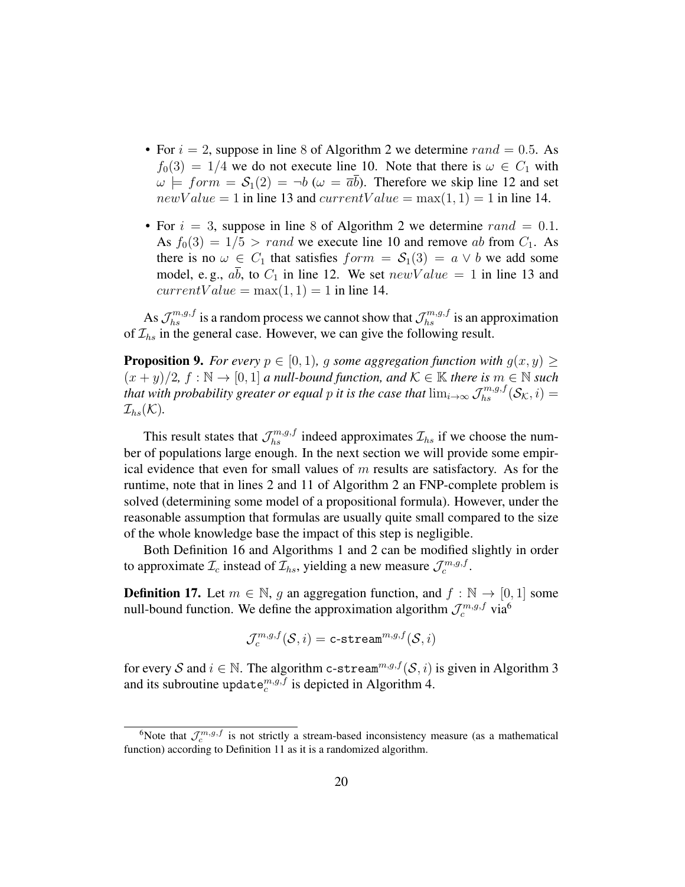- For $i = 2$, suppose in line 8 of Algorithm 2 we determine $rand = 0.5$. As $f_0(3) = 1/4$ we do not execute line 10. Note that there is $\omega \in C_1$ with $\omega \models form = \mathcal{S}_1(2) = \neg b$ ($\omega = \overline{a}\overline{b}$). Therefore we skip line 12 and set $newValue = 1$ in line 13 and $currentValue = \max(1, 1) = 1$ in line 14.

- For $i = 3$, suppose in line 8 of Algorithm 2 we determine $rand = 0.1$. As $f_0(3) = 1/5 > rand$ we execute line 10 and remove $ab$ from $C_1$. As there is no $\omega \in C_1$ that satisfies $form = \mathcal{S}_1(3) = a \vee b$ we add some model, e. g., $a\overline{b}$, to $C_1$ in line 12. We set $newValue = 1$ in line 13 and $currentValue = \max(1, 1) = 1$ in line 14.

As $\mathcal{J}_{hs}^{m,g,f}$ is a random process we cannot show that $\mathcal{J}_{hs}^{m,g,f}$ is an approximation of $\mathcal{I}_{hs}$ in the general case. However, we can give the following result.

**Proposition 9.** *For every $p \in [0, 1)$, $g$ some aggregation function with $g(x, y) \geq (x + y)/2$, $f : \mathbb{N} \to [0, 1]$ a null-bound function, and $\mathcal{K} \in \mathbb{K}$ there is $m \in \mathbb{N}$ such that with probability greater or equal $p$ it is the case that $\lim_{i\to\infty} \mathcal{J}_{hs}^{m,g,f}(\mathcal{S}_{\mathcal{K}}, i) = \mathcal{I}_{hs}(\mathcal{K})$.*

This result states that $\mathcal{J}_{hs}^{m,g,f}$ indeed approximates $\mathcal{I}_{hs}$ if we choose the number of populations large enough. In the next section we will provide some empirical evidence that even for small values of $m$ results are satisfactory. As for the runtime, note that in lines 2 and 11 of Algorithm 2 an FNP-complete problem is solved (determining some model of a propositional formula). However, under the reasonable assumption that formulas are usually quite small compared to the size of the whole knowledge base the impact of this step is negligible.

Both Definition 16 and Algorithms 1 and 2 can be modified slightly in order to approximate $\mathcal{I}_c$ instead of $\mathcal{I}_{hs}$, yielding a new measure $\mathcal{J}_c^{m,g,f}$.

**Definition 17.** Let $m \in \mathbb{N}$, $g$ an aggregation function, and $f : \mathbb{N} \to [0, 1]$ some null-bound function. We define the approximation algorithm $\mathcal{J}_c^{m,g,f}$ via[6]

$$\mathcal{J}_c^{m,g,f}(\mathcal{S}, i) = \texttt{c-stream}^{m,g,f}(\mathcal{S}, i)$$

for every $\mathcal{S}$ and $i \in \mathbb{N}$. The algorithm $\texttt{c-stream}^{m,g,f}(\mathcal{S}, i)$ is given in Algorithm 3 and its subroutine $\texttt{update}_c^{m,g,f}$ is depicted in Algorithm 4.

[6]Note that $\mathcal{J}_c^{m,g,f}$ is not strictly a stream-based inconsistency measure (as a mathematical function) according to Definition 11 as it is a randomized algorithm.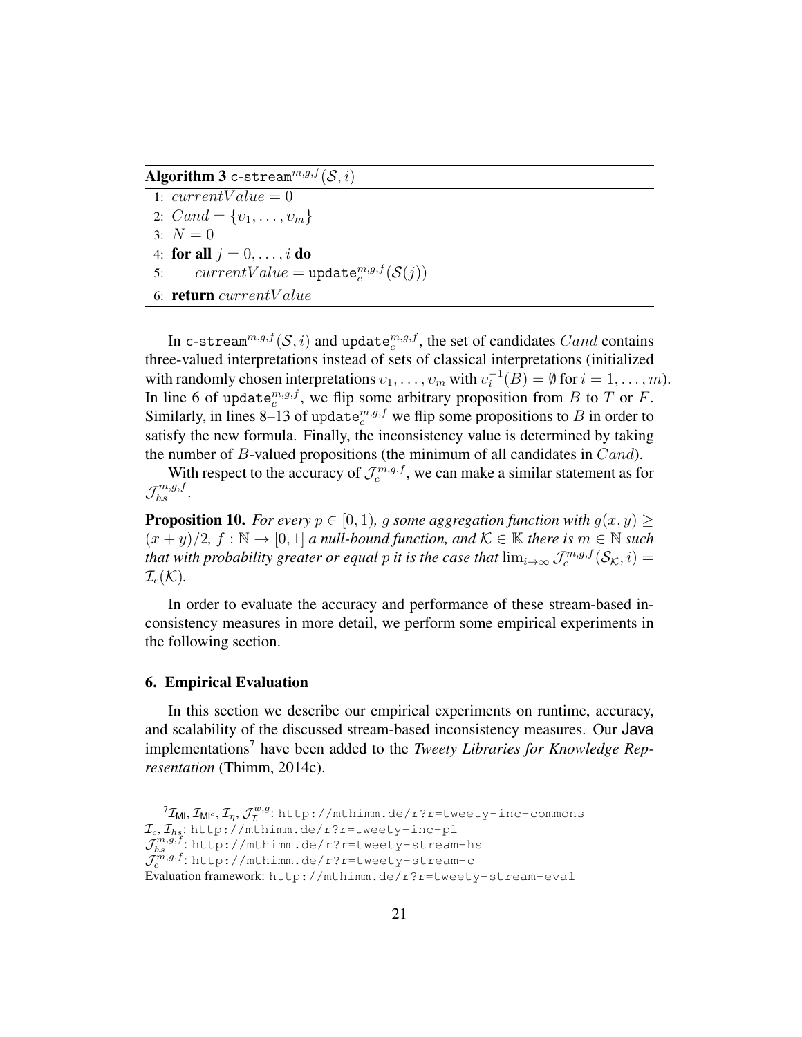**Algorithm 3** $\texttt{c-stream}^{m,g,f}(\mathcal{S}, i)$

```
1: currentValue = 0
2: Cand = {υ_1, ..., υ_m}
3: N = 0
4: for all j = 0, ..., i do
5:     currentValue = update_c^{m,g,f}(S(j))
6: return currentValue
```

In $\texttt{c-stream}^{m,g,f}(\mathcal{S}, i)$ and $\texttt{update}_c^{m,g,f}$, the set of candidates $Cand$ contains three-valued interpretations instead of sets of classical interpretations (initialized with randomly chosen interpretations $\upsilon_1, \ldots, \upsilon_m$ with $\upsilon_i^{-1}(B) = \emptyset$ for $i = 1, \ldots, m$). In line 6 of $\texttt{update}_c^{m,g,f}$, we flip some arbitrary proposition from $B$ to $T$ or $F$. Similarly, in lines 8–13 of $\texttt{update}_c^{m,g,f}$ we flip some propositions to $B$ in order to satisfy the new formula. Finally, the inconsistency value is determined by taking the number of $B$-valued propositions (the minimum of all candidates in $Cand$).

With respect to the accuracy of $\mathcal{J}_c^{m,g,f}$, we can make a similar statement as for $\mathcal{J}_{hs}^{m,g,f}$.

**Proposition 10.** *For every $p \in [0, 1)$, $g$ some aggregation function with $g(x, y) \geq (x + y)/2$, $f : \mathbb{N} \to [0, 1]$ a null-bound function, and $\mathcal{K} \in \mathbb{K}$ there is $m \in \mathbb{N}$ such that with probability greater or equal $p$ it is the case that $\lim_{i\to\infty} \mathcal{J}_c^{m,g,f}(\mathcal{S}_\mathcal{K}, i) = \mathcal{I}_c(\mathcal{K})$.*

In order to evaluate the accuracy and performance of these stream-based inconsistency measures in more detail, we perform some empirical experiments in the following section.

## 6. Empirical Evaluation

In this section we describe our empirical experiments on runtime, accuracy, and scalability of the discussed stream-based inconsistency measures. Our Java implementations[7] have been added to the *Tweety Libraries for Knowledge Representation* (Thimm, 2014c).

[7] $\mathcal{I}_{\mathsf{MI}}, \mathcal{I}_{\mathsf{MI}^c}, \mathcal{I}_\eta, \mathcal{J}_\mathcal{I}^{w,g}$: `http://mthimm.de/r?r=tweety-inc-commons`
$\mathcal{I}_c, \mathcal{I}_{hs}$: `http://mthimm.de/r?r=tweety-inc-pl`
$\mathcal{J}_{hs}^{m,g,f}$: `http://mthimm.de/r?r=tweety-stream-hs`
$\mathcal{J}_c^{m,g,f}$: `http://mthimm.de/r?r=tweety-stream-c`
Evaluation framework: `http://mthimm.de/r?r=tweety-stream-eval`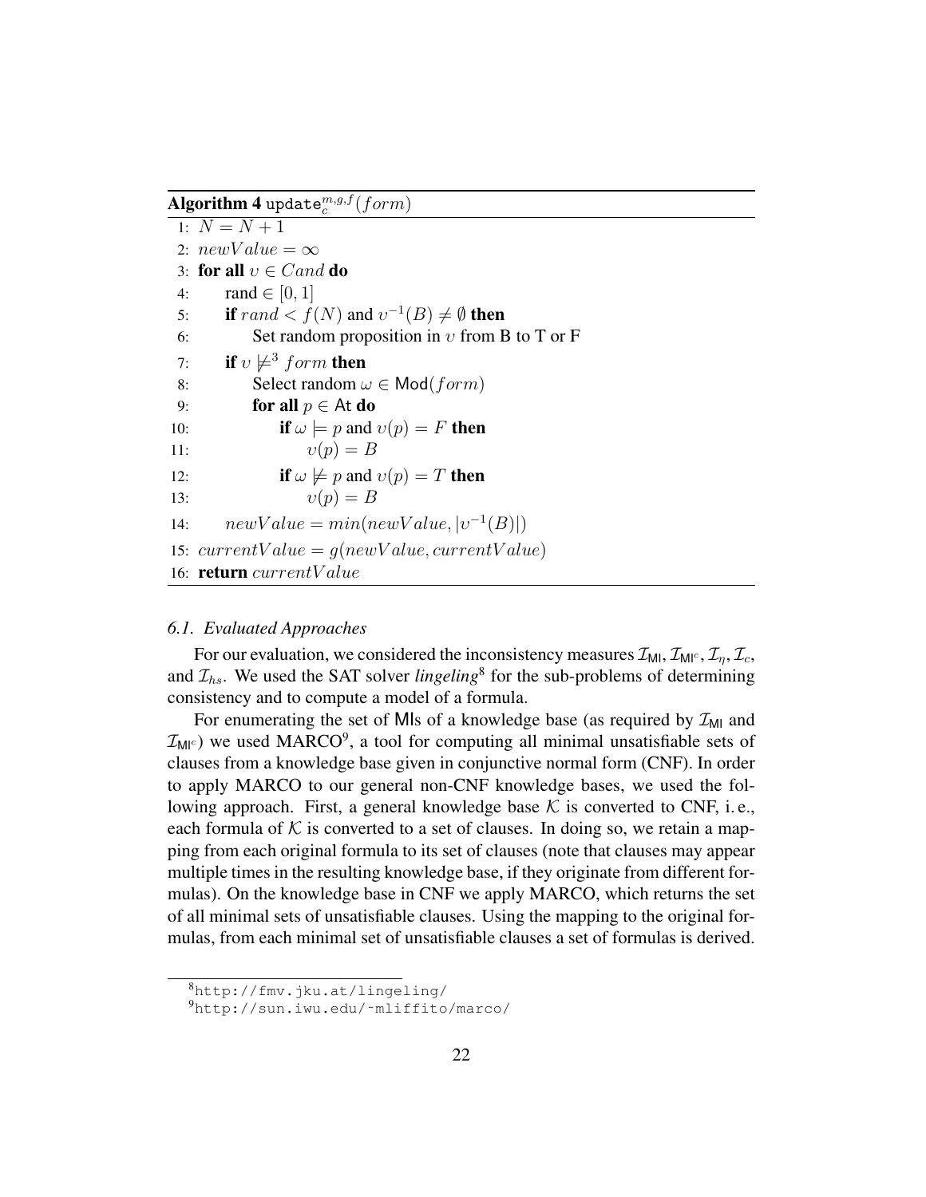**Algorithm 4** $\mathtt{update}_c^{m,g,f}(form)$

```
1: N = N + 1
2: newValue = ∞
3: for all υ ∈ Cand do
4:     rand ∈ [0, 1]
5:     if rand < f(N) and υ^{-1}(B) ≠ ∅ then
6:         Set random proposition in υ from B to T or F
7:     if υ ⊭^3 form then
8:         Select random ω ∈ Mod(form)
9:         for all p ∈ At do
10:            if ω ⊨ p and υ(p) = F then
11:                υ(p) = B
12:            if ω ⊭ p and υ(p) = T then
13:                υ(p) = B
14:    newValue = min(newValue, |υ^{-1}(B)|)
15: currentValue = g(newValue, currentValue)
16: return currentValue
```

### *6.1. Evaluated Approaches*

For our evaluation, we considered the inconsistency measures $\mathcal{I}_{\mathsf{MI}}, \mathcal{I}_{\mathsf{MI}^c}, \mathcal{I}_{\eta}, \mathcal{I}_c$, and $\mathcal{I}_{hs}$. We used the SAT solver *lingeling*[8] for the sub-problems of determining consistency and to compute a model of a formula.

For enumerating the set of MIs of a knowledge base (as required by $\mathcal{I}_{\mathsf{MI}}$ and $\mathcal{I}_{\mathsf{MI}^c}$) we used MARCO[9], a tool for computing all minimal unsatisfiable sets of clauses from a knowledge base given in conjunctive normal form (CNF). In order to apply MARCO to our general non-CNF knowledge bases, we used the following approach. First, a general knowledge base $\mathcal{K}$ is converted to CNF, i. e., each formula of $\mathcal{K}$ is converted to a set of clauses. In doing so, we retain a mapping from each original formula to its set of clauses (note that clauses may appear multiple times in the resulting knowledge base, if they originate from different formulas). On the knowledge base in CNF we apply MARCO, which returns the set of all minimal sets of unsatisfiable clauses. Using the mapping to the original formulas, from each minimal set of unsatisfiable clauses a set of formulas is derived.

[8] http://fmv.jku.at/lingeling/

[9] http://sun.iwu.edu/~mliffito/marco/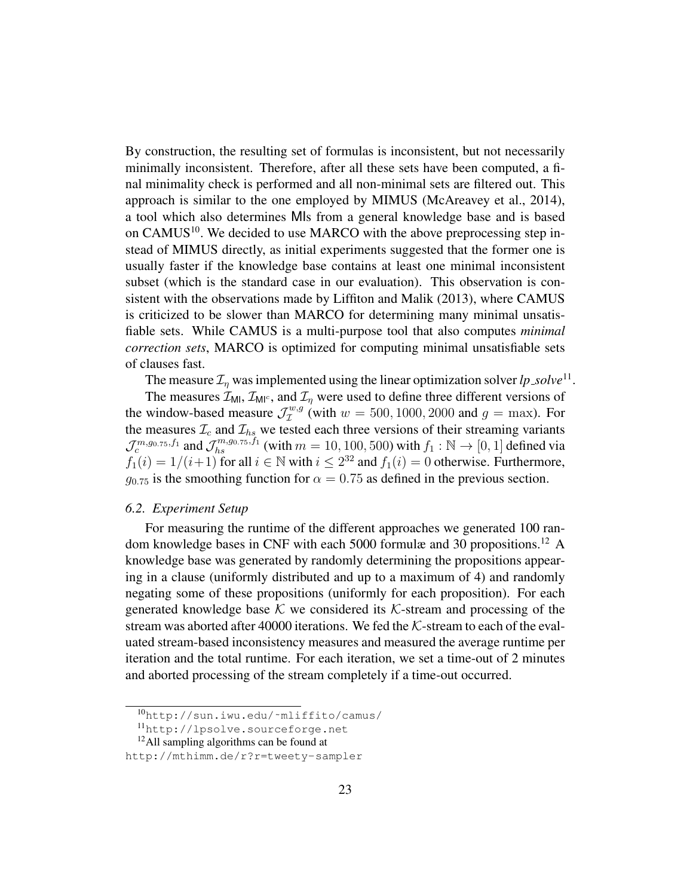By construction, the resulting set of formulas is inconsistent, but not necessarily minimally inconsistent. Therefore, after all these sets have been computed, a final minimality check is performed and all non-minimal sets are filtered out. This approach is similar to the one employed by MIMUS (McAreavey et al., 2014), a tool which also determines $\mathsf{MI}$s from a general knowledge base and is based on CAMUS[10]. We decided to use MARCO with the above preprocessing step instead of MIMUS directly, as initial experiments suggested that the former one is usually faster if the knowledge base contains at least one minimal inconsistent subset (which is the standard case in our evaluation). This observation is consistent with the observations made by Liffiton and Malik (2013), where CAMUS is criticized to be slower than MARCO for determining many minimal unsatisfiable sets. While CAMUS is a multi-purpose tool that also computes *minimal correction sets*, MARCO is optimized for computing minimal unsatisfiable sets of clauses fast.

The measure $\mathcal{I}_\eta$ was implemented using the linear optimization solver *lp_solve*[11].

The measures $\mathcal{I}_{\mathsf{MI}}$, $\mathcal{I}_{\mathsf{MI}^c}$, and $\mathcal{I}_\eta$ were used to define three different versions of the window-based measure $\mathcal{J}_{\mathcal{I}}^{w,g}$ (with $w = 500, 1000, 2000$ and $g = \max$). For the measures $\mathcal{I}_c$ and $\mathcal{I}_{hs}$ we tested each three versions of their streaming variants $\mathcal{J}_c^{m,g_{0.75},f_1}$ and $\mathcal{J}_{hs}^{m,g_{0.75},f_1}$ (with $m = 10, 100, 500$) with $f_1 : \mathbb{N} \to [0,1]$ defined via $f_1(i) = 1/(i+1)$ for all $i \in \mathbb{N}$ with $i \leq 2^{32}$ and $f_1(i) = 0$ otherwise. Furthermore, $g_{0.75}$ is the smoothing function for $\alpha = 0.75$ as defined in the previous section.

### *6.2. Experiment Setup*

For measuring the runtime of the different approaches we generated 100 random knowledge bases in CNF with each 5000 formulæ and 30 propositions.[12] A knowledge base was generated by randomly determining the propositions appearing in a clause (uniformly distributed and up to a maximum of 4) and randomly negating some of these propositions (uniformly for each proposition). For each generated knowledge base $\mathcal{K}$ we considered its $\mathcal{K}$-stream and processing of the stream was aborted after 40000 iterations. We fed the $\mathcal{K}$-stream to each of the evaluated stream-based inconsistency measures and measured the average runtime per iteration and the total runtime. For each iteration, we set a time-out of 2 minutes and aborted processing of the stream completely if a time-out occurred.

---

[10] http://sun.iwu.edu/~mliffito/camus/

[11] http://lpsolve.sourceforge.net

[12] All sampling algorithms can be found at http://mthimm.de/r?r=tweety-sampler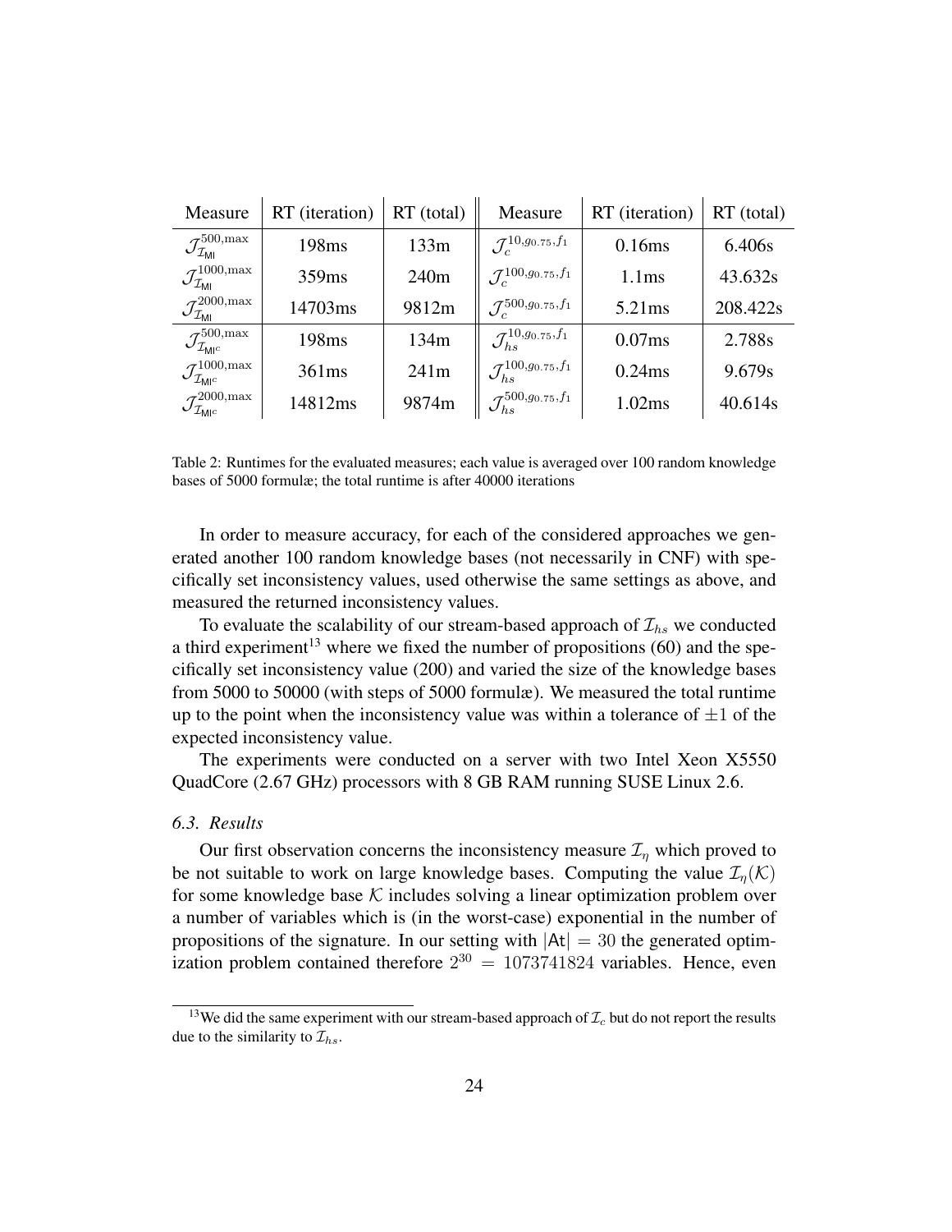| Measure | RT (iteration) | RT (total) | Measure | RT (iteration) | RT (total) |
|---|---|---|---|---|---|
| $\mathcal{J}^{500,\max}_{\mathcal{I}_{\mathsf{MI}}}$ | 198ms | 133m | $\mathcal{J}^{10,g_{0.75},f_1}_{c}$ | 0.16ms | 6.406s |
| $\mathcal{J}^{1000,\max}_{\mathcal{I}_{\mathsf{MI}}}$ | 359ms | 240m | $\mathcal{J}^{100,g_{0.75},f_1}_{c}$ | 1.1ms | 43.632s |
| $\mathcal{J}^{2000,\max}_{\mathcal{I}_{\mathsf{MI}}}$ | 14703ms | 9812m | $\mathcal{J}^{500,g_{0.75},f_1}_{c}$ | 5.21ms | 208.422s |
| $\mathcal{J}^{500,\max}_{\mathcal{I}_{\mathsf{MI}^c}}$ | 198ms | 134m | $\mathcal{J}^{10,g_{0.75},f_1}_{hs}$ | 0.07ms | 2.788s |
| $\mathcal{J}^{1000,\max}_{\mathcal{I}_{\mathsf{MI}^c}}$ | 361ms | 241m | $\mathcal{J}^{100,g_{0.75},f_1}_{hs}$ | 0.24ms | 9.679s |
| $\mathcal{J}^{2000,\max}_{\mathcal{I}_{\mathsf{MI}^c}}$ | 14812ms | 9874m | $\mathcal{J}^{500,g_{0.75},f_1}_{hs}$ | 1.02ms | 40.614s |

Table 2: Runtimes for the evaluated measures; each value is averaged over 100 random knowledge bases of 5000 formulæ; the total runtime is after 40000 iterations

In order to measure accuracy, for each of the considered approaches we generated another 100 random knowledge bases (not necessarily in CNF) with specifically set inconsistency values, used otherwise the same settings as above, and measured the returned inconsistency values.

To evaluate the scalability of our stream-based approach of $\mathcal{I}_{hs}$ we conducted a third experiment[13] where we fixed the number of propositions (60) and the specifically set inconsistency value (200) and varied the size of the knowledge bases from 5000 to 50000 (with steps of 5000 formulæ). We measured the total runtime up to the point when the inconsistency value was within a tolerance of $\pm 1$ of the expected inconsistency value.

The experiments were conducted on a server with two Intel Xeon X5550 QuadCore (2.67 GHz) processors with 8 GB RAM running SUSE Linux 2.6.

### *6.3. Results*

Our first observation concerns the inconsistency measure $\mathcal{I}_{\eta}$ which proved to be not suitable to work on large knowledge bases. Computing the value $\mathcal{I}_{\eta}(\mathcal{K})$ for some knowledge base $\mathcal{K}$ includes solving a linear optimization problem over a number of variables which is (in the worst-case) exponential in the number of propositions of the signature. In our setting with $|\mathsf{At}| = 30$ the generated optimization problem contained therefore $2^{30} = 1073741824$ variables. Hence, even

[13] We did the same experiment with our stream-based approach of $\mathcal{I}_c$ but do not report the results due to the similarity to $\mathcal{I}_{hs}$.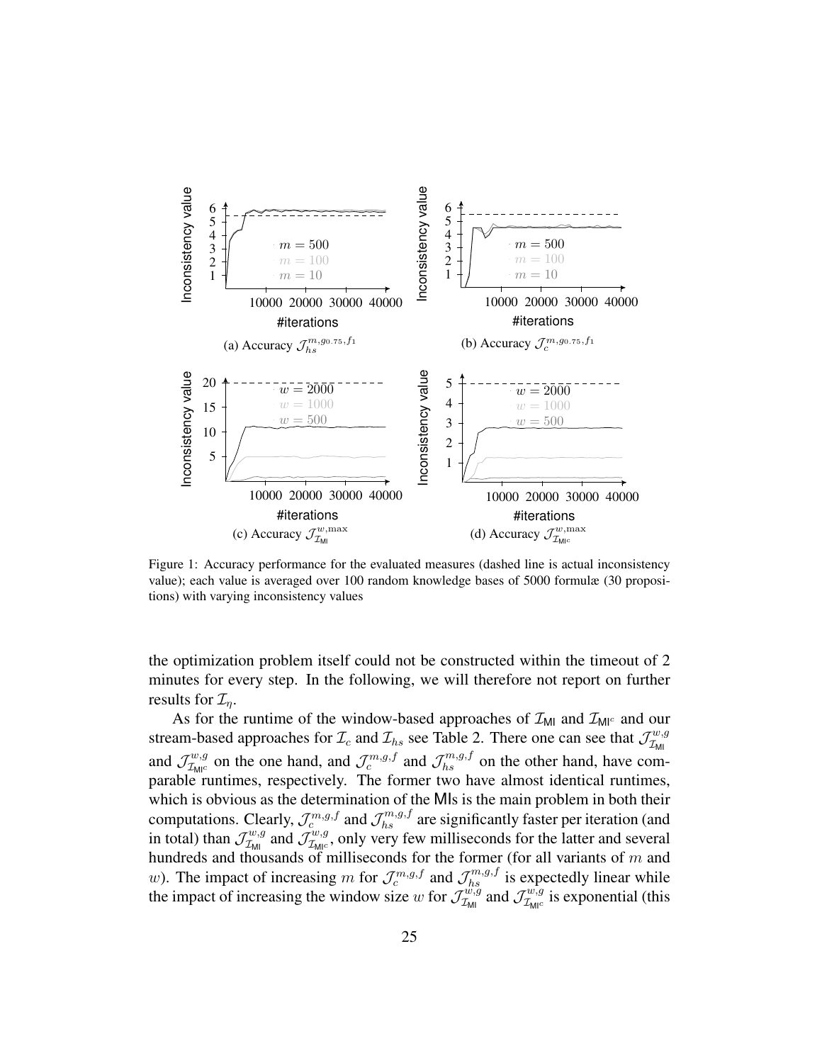(a) Accuracy $\mathcal{J}_{hs}^{m,g_{0.75},f_1}$

(b) Accuracy $\mathcal{J}_{c}^{m,g_{0.75},f_1}$

(c) Accuracy $\mathcal{J}_{\mathcal{I}_{\mathsf{MI}}}^{w,\max}$

(d) Accuracy $\mathcal{J}_{\mathcal{I}_{\mathsf{MI}^c}}^{w,\max}$

Figure 1: Accuracy performance for the evaluated measures (dashed line is actual inconsistency value); each value is averaged over 100 random knowledge bases of 5000 formulæ (30 propositions) with varying inconsistency values

the optimization problem itself could not be constructed within the timeout of 2 minutes for every step. In the following, we will therefore not report on further results for $\mathcal{I}_\eta$.

As for the runtime of the window-based approaches of $\mathcal{I}_{\mathsf{MI}}$ and $\mathcal{I}_{\mathsf{MI}^c}$ and our stream-based approaches for $\mathcal{I}_c$ and $\mathcal{I}_{hs}$ see Table 2. There one can see that $\mathcal{J}_{\mathcal{I}_{\mathsf{MI}}}^{w,g}$ and $\mathcal{J}_{\mathcal{I}_{\mathsf{MI}^c}}^{w,g}$ on the one hand, and $\mathcal{J}_{c}^{m,g,f}$ and $\mathcal{J}_{hs}^{m,g,f}$ on the other hand, have comparable runtimes, respectively. The former two have almost identical runtimes, which is obvious as the determination of the MIs is the main problem in both their computations. Clearly, $\mathcal{J}_{c}^{m,g,f}$ and $\mathcal{J}_{hs}^{m,g,f}$ are significantly faster per iteration (and in total) than $\mathcal{J}_{\mathcal{I}_{\mathsf{MI}}}^{w,g}$ and $\mathcal{J}_{\mathcal{I}_{\mathsf{MI}^c}}^{w,g}$, only very few milliseconds for the latter and several hundreds and thousands of milliseconds for the former (for all variants of $m$ and $w$). The impact of increasing $m$ for $\mathcal{J}_{c}^{m,g,f}$ and $\mathcal{J}_{hs}^{m,g,f}$ is expectedly linear while the impact of increasing the window size $w$ for $\mathcal{J}_{\mathcal{I}_{\mathsf{MI}}}^{w,g}$ and $\mathcal{J}_{\mathcal{I}_{\mathsf{MI}^c}}^{w,g}$ is exponential (this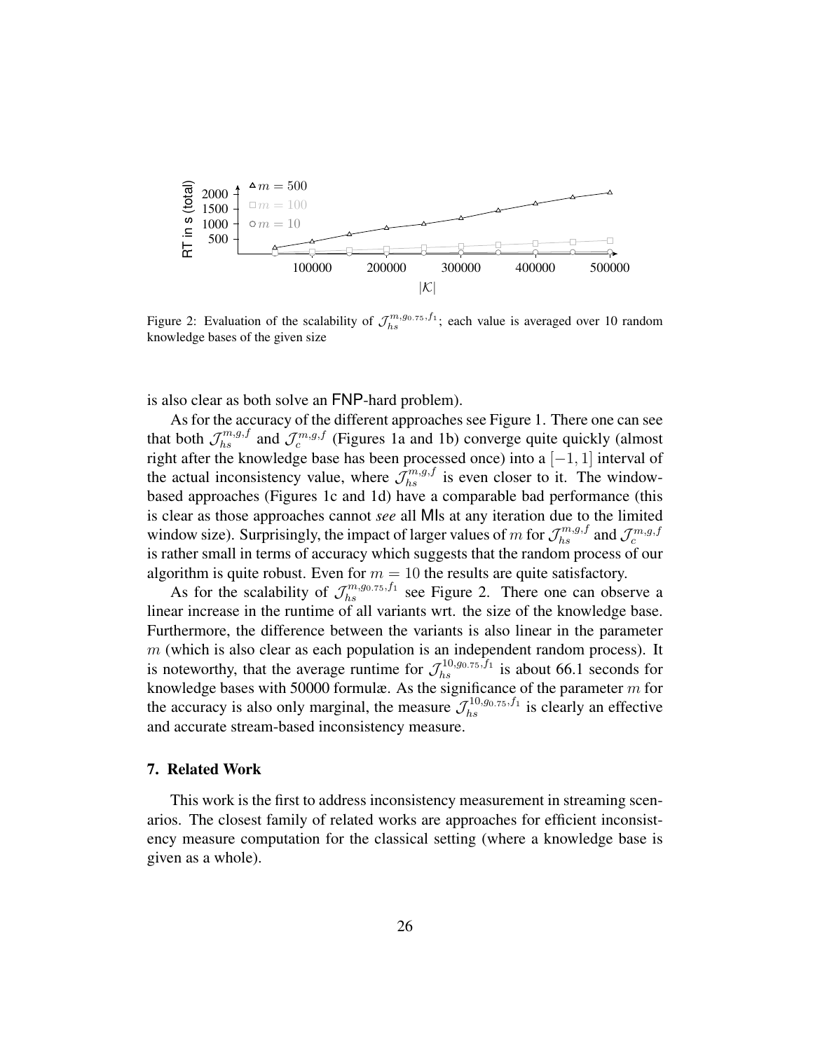Figure 2: Evaluation of the scalability of $\mathcal{J}_{hs}^{m,g_{0.75},f_1}$; each value is averaged over 10 random knowledge bases of the given size

is also clear as both solve an FNP-hard problem).

As for the accuracy of the different approaches see Figure 1. There one can see that both $\mathcal{J}_{hs}^{m,g,f}$ and $\mathcal{J}_{c}^{m,g,f}$ (Figures 1a and 1b) converge quite quickly (almost right after the knowledge base has been processed once) into a $[-1,1]$ interval of the actual inconsistency value, where $\mathcal{J}_{hs}^{m,g,f}$ is even closer to it. The window-based approaches (Figures 1c and 1d) have a comparable bad performance (this is clear as those approaches cannot *see* all MIs at any iteration due to the limited window size). Surprisingly, the impact of larger values of $m$ for $\mathcal{J}_{hs}^{m,g,f}$ and $\mathcal{J}_{c}^{m,g,f}$ is rather small in terms of accuracy which suggests that the random process of our algorithm is quite robust. Even for $m = 10$ the results are quite satisfactory.

As for the scalability of $\mathcal{J}_{hs}^{m,g_{0.75},f_1}$ see Figure 2. There one can observe a linear increase in the runtime of all variants wrt. the size of the knowledge base. Furthermore, the difference between the variants is also linear in the parameter $m$ (which is also clear as each population is an independent random process). It is noteworthy, that the average runtime for $\mathcal{J}_{hs}^{10,g_{0.75},f_1}$ is about 66.1 seconds for knowledge bases with 50000 formulæ. As the significance of the parameter $m$ for the accuracy is also only marginal, the measure $\mathcal{J}_{hs}^{10,g_{0.75},f_1}$ is clearly an effective and accurate stream-based inconsistency measure.

## 7. Related Work

This work is the first to address inconsistency measurement in streaming scenarios. The closest family of related works are approaches for efficient inconsistency measure computation for the classical setting (where a knowledge base is given as a whole).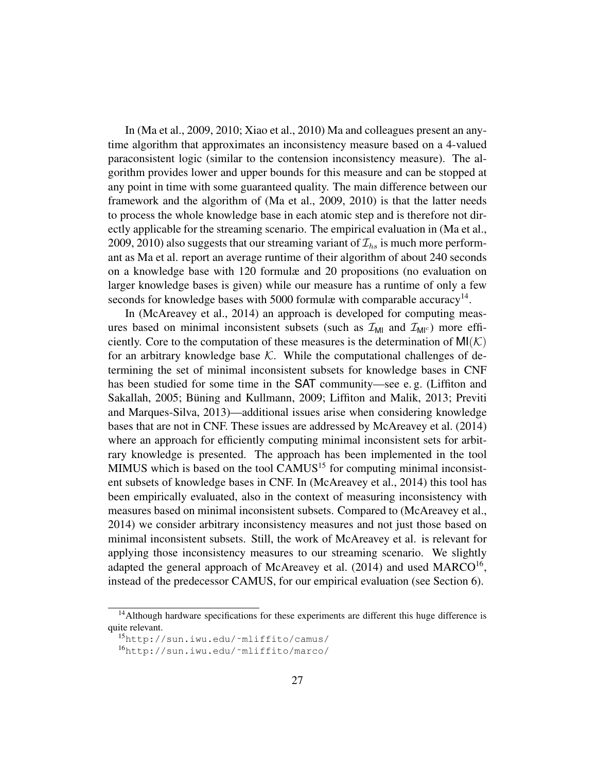In (Ma et al., 2009, 2010; Xiao et al., 2010) Ma and colleagues present an anytime algorithm that approximates an inconsistency measure based on a 4-valued paraconsistent logic (similar to the contension inconsistency measure). The algorithm provides lower and upper bounds for this measure and can be stopped at any point in time with some guaranteed quality. The main difference between our framework and the algorithm of (Ma et al., 2009, 2010) is that the latter needs to process the whole knowledge base in each atomic step and is therefore not directly applicable for the streaming scenario. The empirical evaluation in (Ma et al., 2009, 2010) also suggests that our streaming variant of $\mathcal{I}_{hs}$ is much more performant as Ma et al. report an average runtime of their algorithm of about 240 seconds on a knowledge base with 120 formulæ and 20 propositions (no evaluation on larger knowledge bases is given) while our measure has a runtime of only a few seconds for knowledge bases with 5000 formulæ with comparable accuracy[14].

In (McAreavey et al., 2014) an approach is developed for computing measures based on minimal inconsistent subsets (such as $\mathcal{I}_{\mathsf{MI}}$ and $\mathcal{I}_{\mathsf{MI}^c}$) more efficiently. Core to the computation of these measures is the determination of $\mathsf{MI}(\mathcal{K})$ for an arbitrary knowledge base $\mathcal{K}$. While the computational challenges of determining the set of minimal inconsistent subsets for knowledge bases in CNF has been studied for some time in the SAT community—see e. g. (Liffiton and Sakallah, 2005; Büning and Kullmann, 2009; Liffiton and Malik, 2013; Previti and Marques-Silva, 2013)—additional issues arise when considering knowledge bases that are not in CNF. These issues are addressed by McAreavey et al. (2014) where an approach for efficiently computing minimal inconsistent sets for arbitrary knowledge is presented. The approach has been implemented in the tool MIMUS which is based on the tool CAMUS[15] for computing minimal inconsistent subsets of knowledge bases in CNF. In (McAreavey et al., 2014) this tool has been empirically evaluated, also in the context of measuring inconsistency with measures based on minimal inconsistent subsets. Compared to (McAreavey et al., 2014) we consider arbitrary inconsistency measures and not just those based on minimal inconsistent subsets. Still, the work of McAreavey et al. is relevant for applying those inconsistency measures to our streaming scenario. We slightly adapted the general approach of McAreavey et al. (2014) and used MARCO[16], instead of the predecessor CAMUS, for our empirical evaluation (see Section 6).

---

[14] Although hardware specifications for these experiments are different this huge difference is quite relevant.

[15] http://sun.iwu.edu/~mliffito/camus/

[16] http://sun.iwu.edu/~mliffito/marco/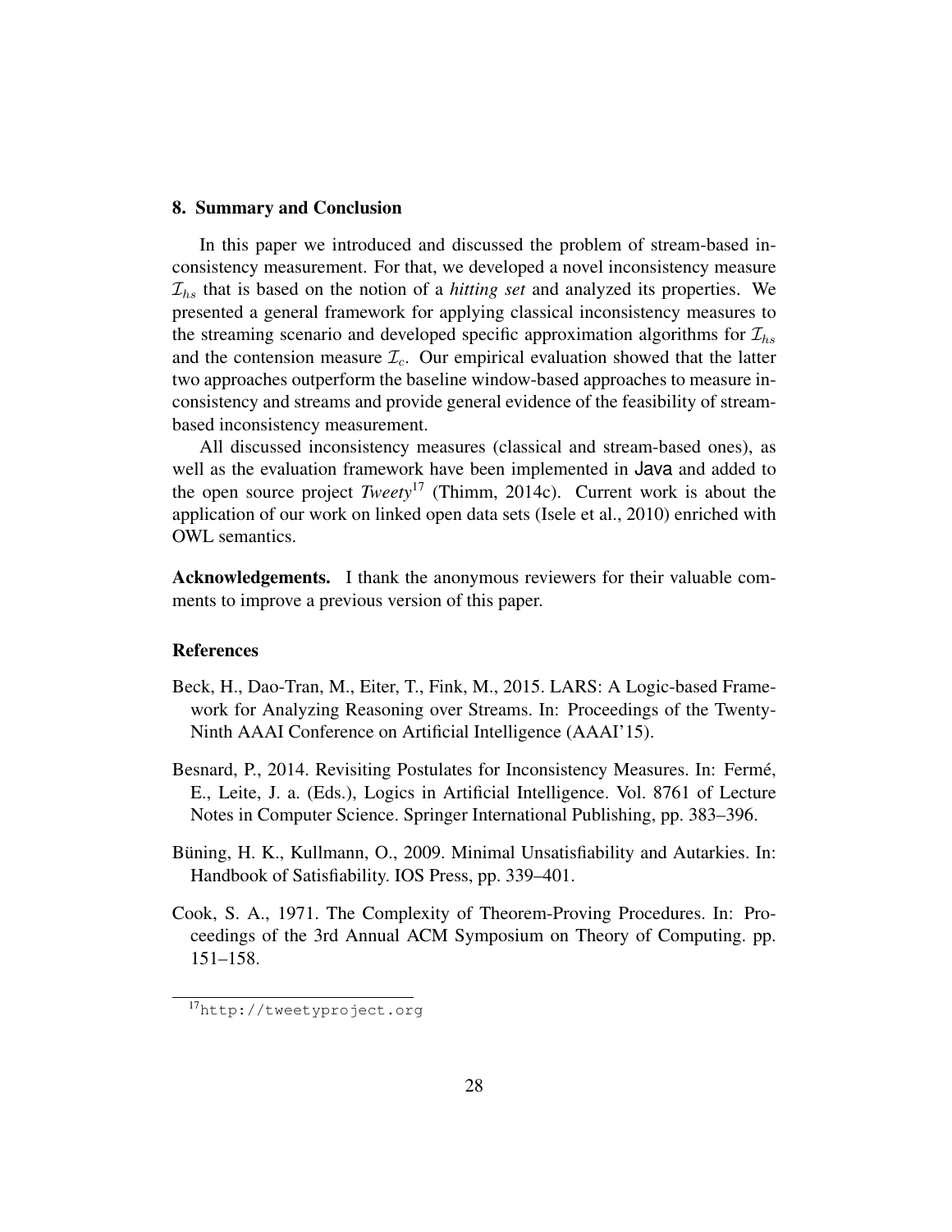## 8. Summary and Conclusion

In this paper we introduced and discussed the problem of stream-based inconsistency measurement. For that, we developed a novel inconsistency measure $\mathcal{I}_{hs}$ that is based on the notion of a *hitting set* and analyzed its properties. We presented a general framework for applying classical inconsistency measures to the streaming scenario and developed specific approximation algorithms for $\mathcal{I}_{hs}$ and the contension measure $\mathcal{I}_c$. Our empirical evaluation showed that the latter two approaches outperform the baseline window-based approaches to measure inconsistency and streams and provide general evidence of the feasibility of stream-based inconsistency measurement.

All discussed inconsistency measures (classical and stream-based ones), as well as the evaluation framework have been implemented in Java and added to the open source project *Tweety*[17] (Thimm, 2014c). Current work is about the application of our work on linked open data sets (Isele et al., 2010) enriched with OWL semantics.

**Acknowledgements.** I thank the anonymous reviewers for their valuable comments to improve a previous version of this paper.

### References

Beck, H., Dao-Tran, M., Eiter, T., Fink, M., 2015. LARS: A Logic-based Framework for Analyzing Reasoning over Streams. In: Proceedings of the Twenty-Ninth AAAI Conference on Artificial Intelligence (AAAI'15).

Besnard, P., 2014. Revisiting Postulates for Inconsistency Measures. In: Fermé, E., Leite, J. a. (Eds.), Logics in Artificial Intelligence. Vol. 8761 of Lecture Notes in Computer Science. Springer International Publishing, pp. 383–396.

Büning, H. K., Kullmann, O., 2009. Minimal Unsatisfiability and Autarkies. In: Handbook of Satisfiability. IOS Press, pp. 339–401.

Cook, S. A., 1971. The Complexity of Theorem-Proving Procedures. In: Proceedings of the 3rd Annual ACM Symposium on Theory of Computing. pp. 151–158.

[17] http://tweetyproject.org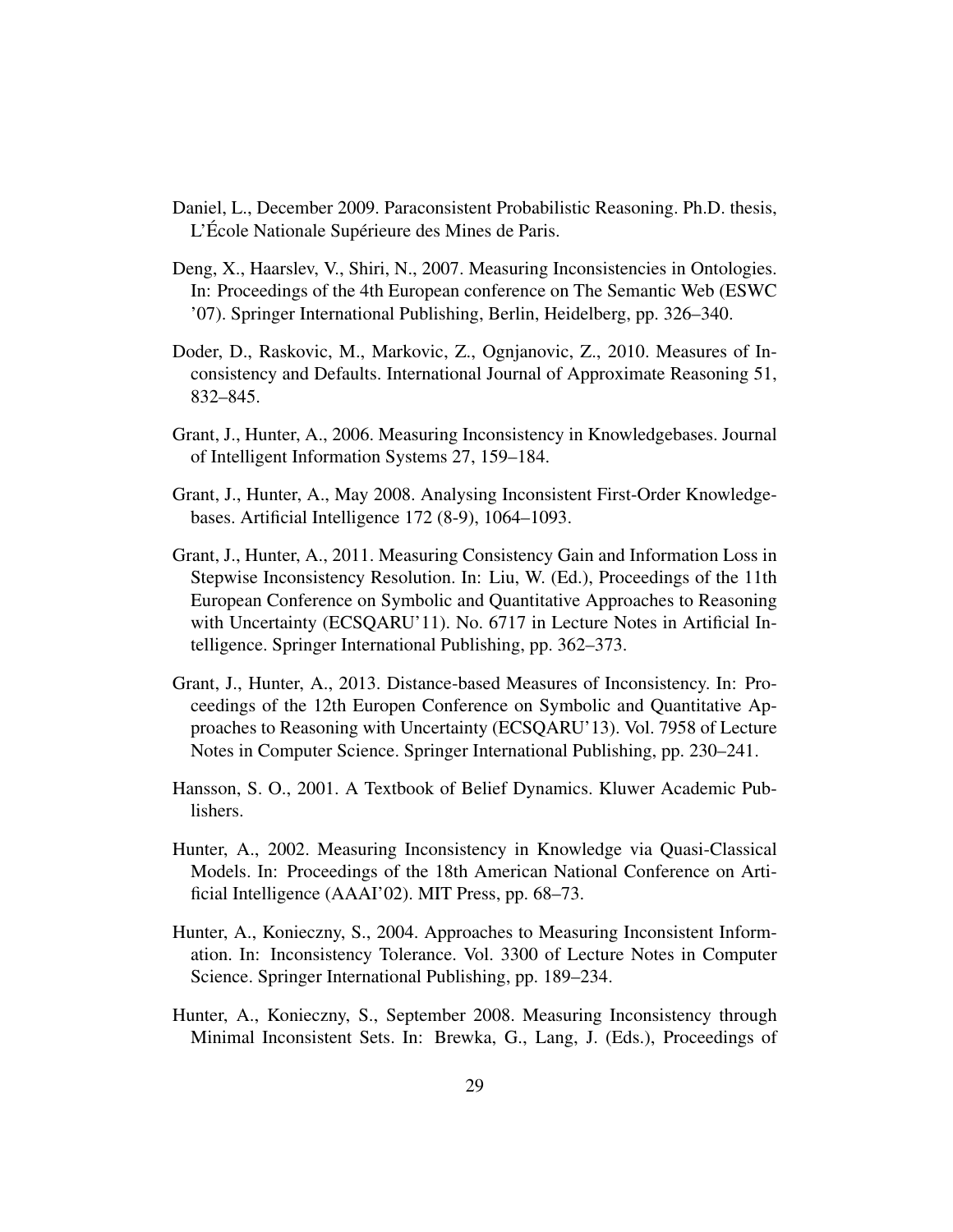Daniel, L., December 2009. Paraconsistent Probabilistic Reasoning. Ph.D. thesis, L'École Nationale Supérieure des Mines de Paris.

Deng, X., Haarslev, V., Shiri, N., 2007. Measuring Inconsistencies in Ontologies. In: Proceedings of the 4th European conference on The Semantic Web (ESWC '07). Springer International Publishing, Berlin, Heidelberg, pp. 326–340.

Doder, D., Raskovic, M., Markovic, Z., Ognjanovic, Z., 2010. Measures of Inconsistency and Defaults. International Journal of Approximate Reasoning 51, 832–845.

Grant, J., Hunter, A., 2006. Measuring Inconsistency in Knowledgebases. Journal of Intelligent Information Systems 27, 159–184.

Grant, J., Hunter, A., May 2008. Analysing Inconsistent First-Order Knowledgebases. Artificial Intelligence 172 (8-9), 1064–1093.

Grant, J., Hunter, A., 2011. Measuring Consistency Gain and Information Loss in Stepwise Inconsistency Resolution. In: Liu, W. (Ed.), Proceedings of the 11th European Conference on Symbolic and Quantitative Approaches to Reasoning with Uncertainty (ECSQARU'11). No. 6717 in Lecture Notes in Artificial Intelligence. Springer International Publishing, pp. 362–373.

Grant, J., Hunter, A., 2013. Distance-based Measures of Inconsistency. In: Proceedings of the 12th Europen Conference on Symbolic and Quantitative Approaches to Reasoning with Uncertainty (ECSQARU'13). Vol. 7958 of Lecture Notes in Computer Science. Springer International Publishing, pp. 230–241.

Hansson, S. O., 2001. A Textbook of Belief Dynamics. Kluwer Academic Publishers.

Hunter, A., 2002. Measuring Inconsistency in Knowledge via Quasi-Classical Models. In: Proceedings of the 18th American National Conference on Artificial Intelligence (AAAI'02). MIT Press, pp. 68–73.

Hunter, A., Konieczny, S., 2004. Approaches to Measuring Inconsistent Information. In: Inconsistency Tolerance. Vol. 3300 of Lecture Notes in Computer Science. Springer International Publishing, pp. 189–234.

Hunter, A., Konieczny, S., September 2008. Measuring Inconsistency through Minimal Inconsistent Sets. In: Brewka, G., Lang, J. (Eds.), Proceedings of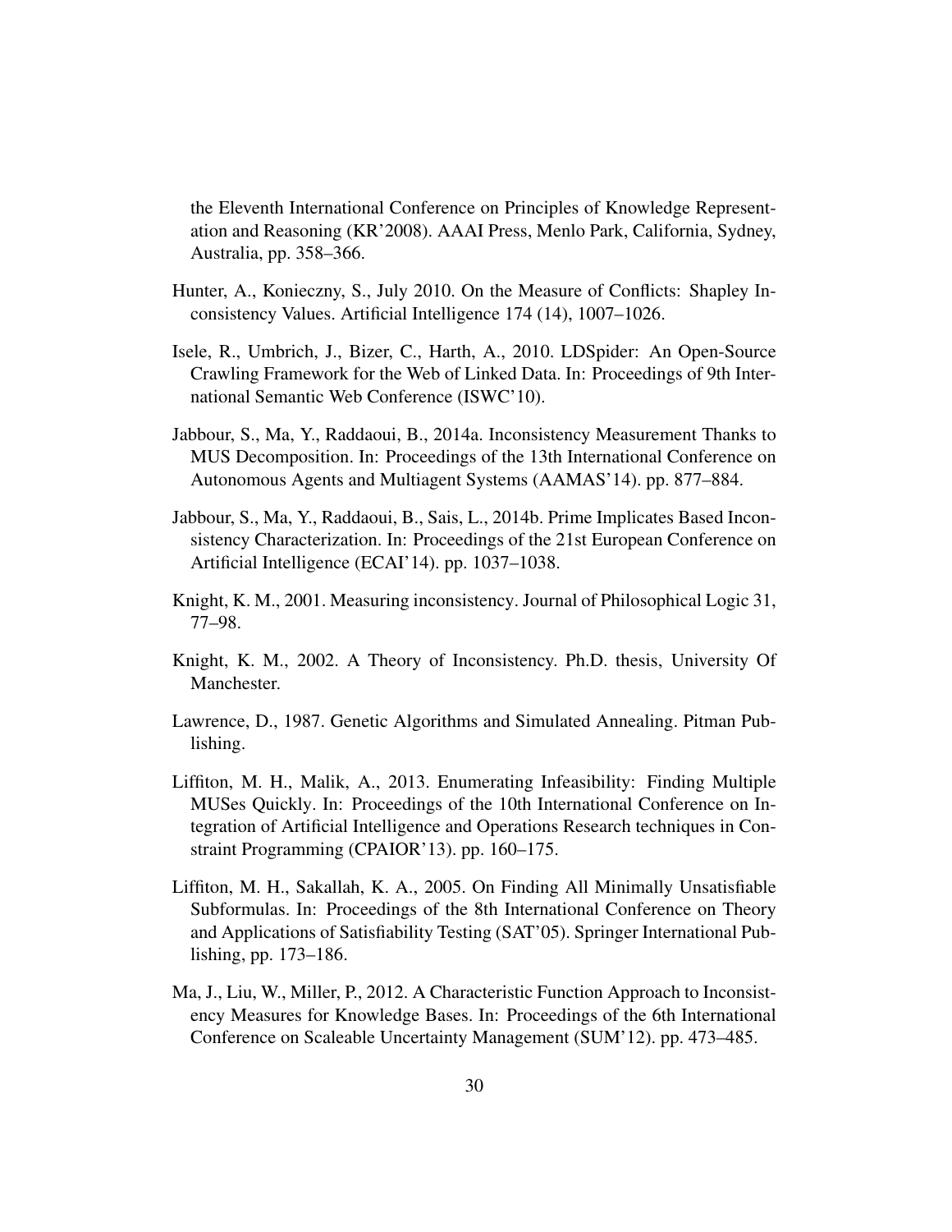the Eleventh International Conference on Principles of Knowledge Representation and Reasoning (KR'2008). AAAI Press, Menlo Park, California, Sydney, Australia, pp. 358–366.

Hunter, A., Konieczny, S., July 2010. On the Measure of Conflicts: Shapley Inconsistency Values. Artificial Intelligence 174 (14), 1007–1026.

Isele, R., Umbrich, J., Bizer, C., Harth, A., 2010. LDSpider: An Open-Source Crawling Framework for the Web of Linked Data. In: Proceedings of 9th International Semantic Web Conference (ISWC'10).

Jabbour, S., Ma, Y., Raddaoui, B., 2014a. Inconsistency Measurement Thanks to MUS Decomposition. In: Proceedings of the 13th International Conference on Autonomous Agents and Multiagent Systems (AAMAS'14). pp. 877–884.

Jabbour, S., Ma, Y., Raddaoui, B., Sais, L., 2014b. Prime Implicates Based Inconsistency Characterization. In: Proceedings of the 21st European Conference on Artificial Intelligence (ECAI'14). pp. 1037–1038.

Knight, K. M., 2001. Measuring inconsistency. Journal of Philosophical Logic 31, 77–98.

Knight, K. M., 2002. A Theory of Inconsistency. Ph.D. thesis, University Of Manchester.

Lawrence, D., 1987. Genetic Algorithms and Simulated Annealing. Pitman Publishing.

Liffiton, M. H., Malik, A., 2013. Enumerating Infeasibility: Finding Multiple MUSes Quickly. In: Proceedings of the 10th International Conference on Integration of Artificial Intelligence and Operations Research techniques in Constraint Programming (CPAIOR'13). pp. 160–175.

Liffiton, M. H., Sakallah, K. A., 2005. On Finding All Minimally Unsatisfiable Subformulas. In: Proceedings of the 8th International Conference on Theory and Applications of Satisfiability Testing (SAT'05). Springer International Publishing, pp. 173–186.

Ma, J., Liu, W., Miller, P., 2012. A Characteristic Function Approach to Inconsistency Measures for Knowledge Bases. In: Proceedings of the 6th International Conference on Scaleable Uncertainty Management (SUM'12). pp. 473–485.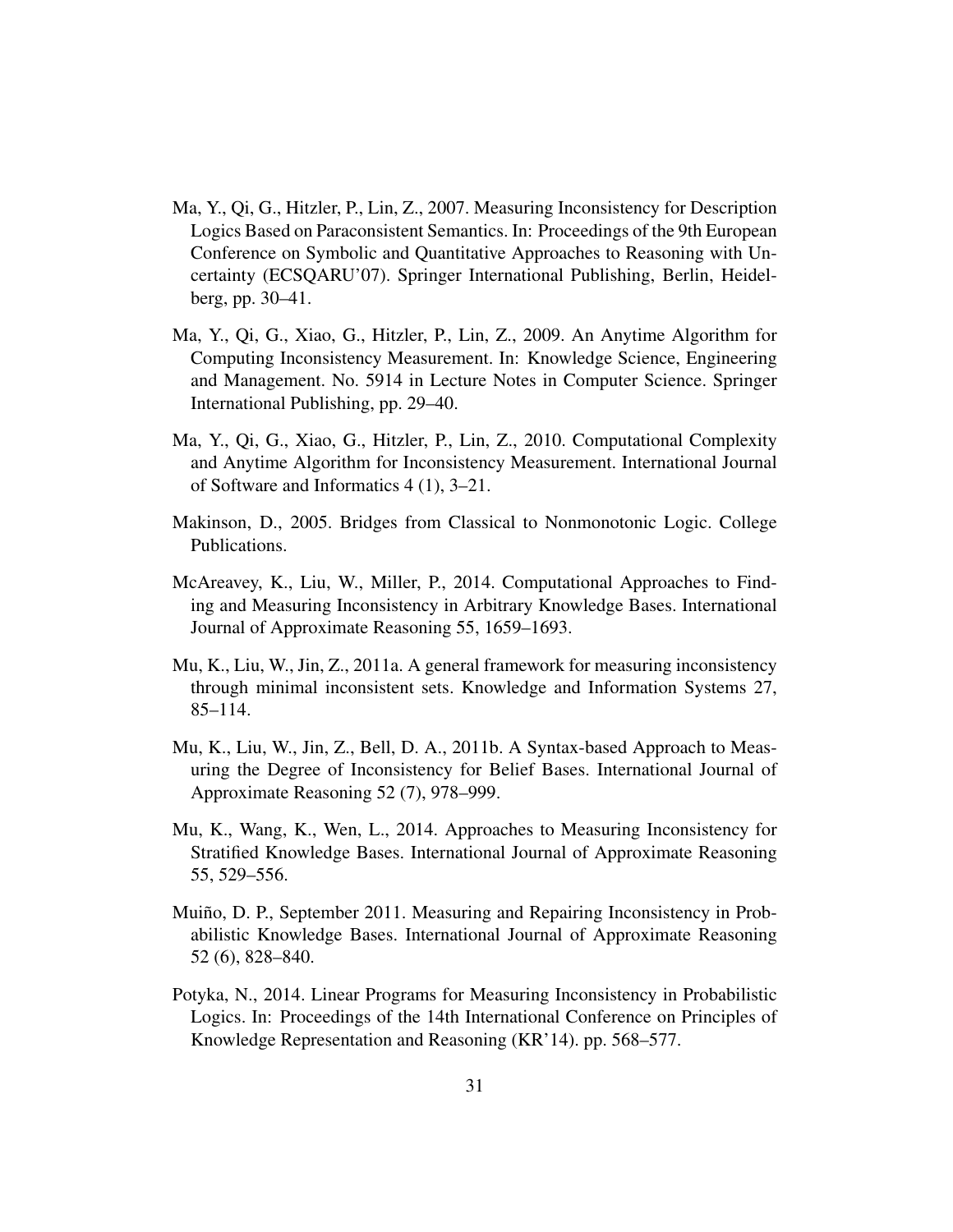Ma, Y., Qi, G., Hitzler, P., Lin, Z., 2007. Measuring Inconsistency for Description Logics Based on Paraconsistent Semantics. In: Proceedings of the 9th European Conference on Symbolic and Quantitative Approaches to Reasoning with Uncertainty (ECSQARU'07). Springer International Publishing, Berlin, Heidelberg, pp. 30–41.

Ma, Y., Qi, G., Xiao, G., Hitzler, P., Lin, Z., 2009. An Anytime Algorithm for Computing Inconsistency Measurement. In: Knowledge Science, Engineering and Management. No. 5914 in Lecture Notes in Computer Science. Springer International Publishing, pp. 29–40.

Ma, Y., Qi, G., Xiao, G., Hitzler, P., Lin, Z., 2010. Computational Complexity and Anytime Algorithm for Inconsistency Measurement. International Journal of Software and Informatics 4 (1), 3–21.

Makinson, D., 2005. Bridges from Classical to Nonmonotonic Logic. College Publications.

McAreavey, K., Liu, W., Miller, P., 2014. Computational Approaches to Finding and Measuring Inconsistency in Arbitrary Knowledge Bases. International Journal of Approximate Reasoning 55, 1659–1693.

Mu, K., Liu, W., Jin, Z., 2011a. A general framework for measuring inconsistency through minimal inconsistent sets. Knowledge and Information Systems 27, 85–114.

Mu, K., Liu, W., Jin, Z., Bell, D. A., 2011b. A Syntax-based Approach to Measuring the Degree of Inconsistency for Belief Bases. International Journal of Approximate Reasoning 52 (7), 978–999.

Mu, K., Wang, K., Wen, L., 2014. Approaches to Measuring Inconsistency for Stratified Knowledge Bases. International Journal of Approximate Reasoning 55, 529–556.

Muiño, D. P., September 2011. Measuring and Repairing Inconsistency in Probabilistic Knowledge Bases. International Journal of Approximate Reasoning 52 (6), 828–840.

Potyka, N., 2014. Linear Programs for Measuring Inconsistency in Probabilistic Logics. In: Proceedings of the 14th International Conference on Principles of Knowledge Representation and Reasoning (KR'14). pp. 568–577.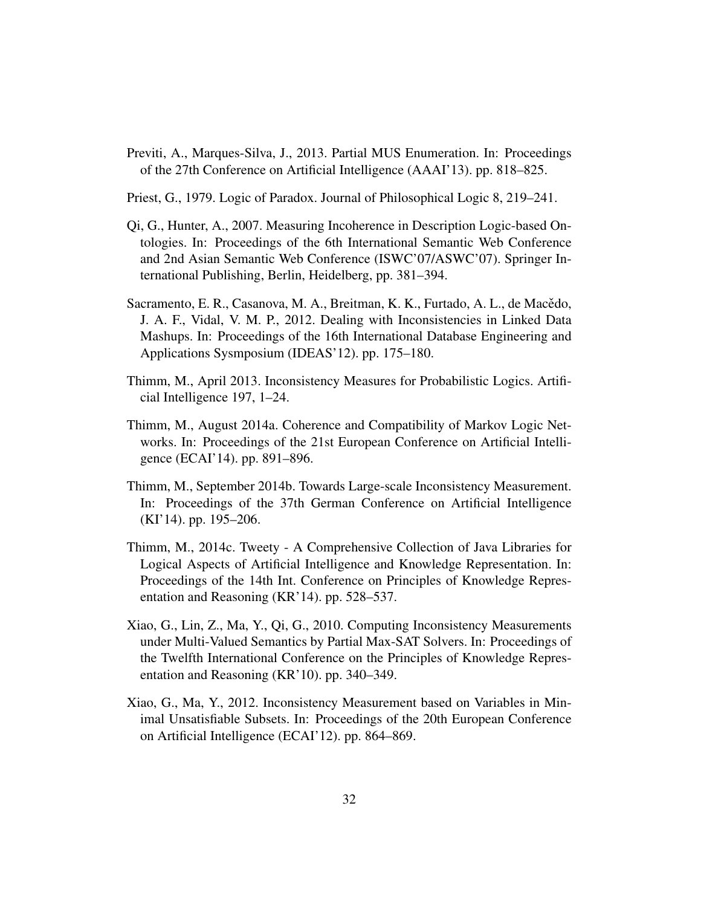Previti, A., Marques-Silva, J., 2013. Partial MUS Enumeration. In: Proceedings of the 27th Conference on Artificial Intelligence (AAAI'13). pp. 818–825.

Priest, G., 1979. Logic of Paradox. Journal of Philosophical Logic 8, 219–241.

Qi, G., Hunter, A., 2007. Measuring Incoherence in Description Logic-based Ontologies. In: Proceedings of the 6th International Semantic Web Conference and 2nd Asian Semantic Web Conference (ISWC'07/ASWC'07). Springer International Publishing, Berlin, Heidelberg, pp. 381–394.

Sacramento, E. R., Casanova, M. A., Breitman, K. K., Furtado, A. L., de Macědo, J. A. F., Vidal, V. M. P., 2012. Dealing with Inconsistencies in Linked Data Mashups. In: Proceedings of the 16th International Database Engineering and Applications Sysmposium (IDEAS'12). pp. 175–180.

Thimm, M., April 2013. Inconsistency Measures for Probabilistic Logics. Artificial Intelligence 197, 1–24.

Thimm, M., August 2014a. Coherence and Compatibility of Markov Logic Networks. In: Proceedings of the 21st European Conference on Artificial Intelligence (ECAI'14). pp. 891–896.

Thimm, M., September 2014b. Towards Large-scale Inconsistency Measurement. In: Proceedings of the 37th German Conference on Artificial Intelligence (KI'14). pp. 195–206.

Thimm, M., 2014c. Tweety - A Comprehensive Collection of Java Libraries for Logical Aspects of Artificial Intelligence and Knowledge Representation. In: Proceedings of the 14th Int. Conference on Principles of Knowledge Representation and Reasoning (KR'14). pp. 528–537.

Xiao, G., Lin, Z., Ma, Y., Qi, G., 2010. Computing Inconsistency Measurements under Multi-Valued Semantics by Partial Max-SAT Solvers. In: Proceedings of the Twelfth International Conference on the Principles of Knowledge Representation and Reasoning (KR'10). pp. 340–349.

Xiao, G., Ma, Y., 2012. Inconsistency Measurement based on Variables in Minimal Unsatisfiable Subsets. In: Proceedings of the 20th European Conference on Artificial Intelligence (ECAI'12). pp. 864–869.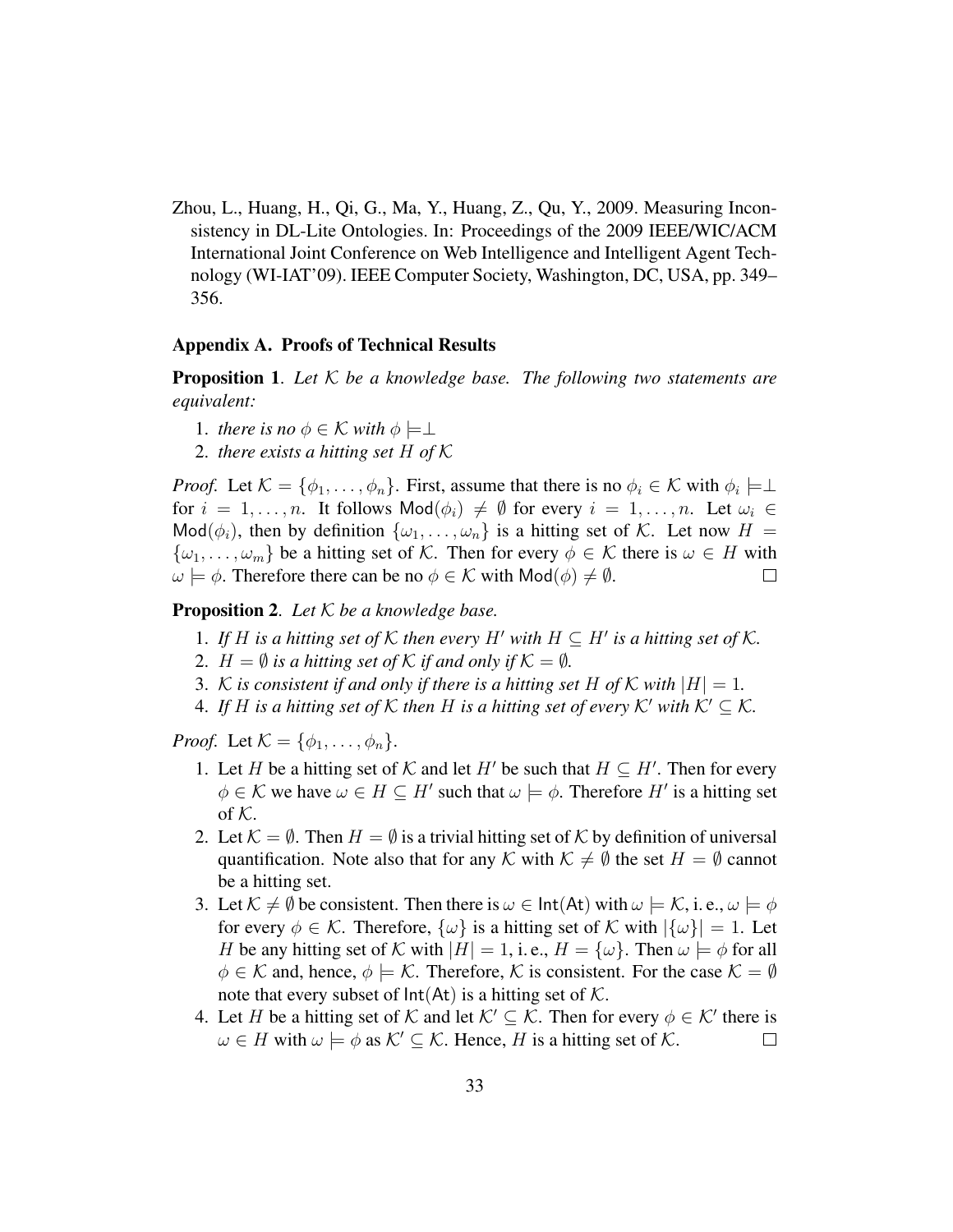Zhou, L., Huang, H., Qi, G., Ma, Y., Huang, Z., Qu, Y., 2009. Measuring Inconsistency in DL-Lite Ontologies. In: Proceedings of the 2009 IEEE/WIC/ACM International Joint Conference on Web Intelligence and Intelligent Agent Technology (WI-IAT'09). IEEE Computer Society, Washington, DC, USA, pp. 349–356.

## Appendix A. Proofs of Technical Results

**Proposition 1**. *Let $\mathcal{K}$ be a knowledge base. The following two statements are equivalent:*

1. *there is no $\phi \in \mathcal{K}$ with $\phi \models \perp$*
2. *there exists a hitting set $H$ of $\mathcal{K}$*

*Proof.* Let $\mathcal{K} = \{\phi_1, \ldots, \phi_n\}$. First, assume that there is no $\phi_i \in \mathcal{K}$ with $\phi_i \models \perp$ for $i = 1, \ldots, n$. It follows $\mathsf{Mod}(\phi_i) \neq \emptyset$ for every $i = 1, \ldots, n$. Let $\omega_i \in \mathsf{Mod}(\phi_i)$, then by definition $\{\omega_1, \ldots, \omega_n\}$ is a hitting set of $\mathcal{K}$. Let now $H = \{\omega_1, \ldots, \omega_m\}$ be a hitting set of $\mathcal{K}$. Then for every $\phi \in \mathcal{K}$ there is $\omega \in H$ with $\omega \models \phi$. Therefore there can be no $\phi \in \mathcal{K}$ with $\mathsf{Mod}(\phi) \neq \emptyset$. $\square$

**Proposition 2**. *Let $\mathcal{K}$ be a knowledge base.*

1. *If $H$ is a hitting set of $\mathcal{K}$ then every $H'$ with $H \subseteq H'$ is a hitting set of $\mathcal{K}$.*
2. *$H = \emptyset$ is a hitting set of $\mathcal{K}$ if and only if $\mathcal{K} = \emptyset$.*
3. *$\mathcal{K}$ is consistent if and only if there is a hitting set $H$ of $\mathcal{K}$ with $|H| = 1$.*
4. *If $H$ is a hitting set of $\mathcal{K}$ then $H$ is a hitting set of every $\mathcal{K}'$ with $\mathcal{K}' \subseteq \mathcal{K}$.*

*Proof.* Let $\mathcal{K} = \{\phi_1, \ldots, \phi_n\}$.

1. Let $H$ be a hitting set of $\mathcal{K}$ and let $H'$ be such that $H \subseteq H'$. Then for every $\phi \in \mathcal{K}$ we have $\omega \in H \subseteq H'$ such that $\omega \models \phi$. Therefore $H'$ is a hitting set of $\mathcal{K}$.
2. Let $\mathcal{K} = \emptyset$. Then $H = \emptyset$ is a trivial hitting set of $\mathcal{K}$ by definition of universal quantification. Note also that for any $\mathcal{K}$ with $\mathcal{K} \neq \emptyset$ the set $H = \emptyset$ cannot be a hitting set.
3. Let $\mathcal{K} \neq \emptyset$ be consistent. Then there is $\omega \in \mathsf{Int}(\mathsf{At})$ with $\omega \models \mathcal{K}$, i. e., $\omega \models \phi$ for every $\phi \in \mathcal{K}$. Therefore, $\{\omega\}$ is a hitting set of $\mathcal{K}$ with $|\{\omega\}| = 1$. Let $H$ be any hitting set of $\mathcal{K}$ with $|H| = 1$, i. e., $H = \{\omega\}$. Then $\omega \models \phi$ for all $\phi \in \mathcal{K}$ and, hence, $\phi \models \mathcal{K}$. Therefore, $\mathcal{K}$ is consistent. For the case $\mathcal{K} = \emptyset$ note that every subset of $\mathsf{Int}(\mathsf{At})$ is a hitting set of $\mathcal{K}$.
4. Let $H$ be a hitting set of $\mathcal{K}$ and let $\mathcal{K}' \subseteq \mathcal{K}$. Then for every $\phi \in \mathcal{K}'$ there is $\omega \in H$ with $\omega \models \phi$ as $\mathcal{K}' \subseteq \mathcal{K}$. Hence, $H$ is a hitting set of $\mathcal{K}$. $\square$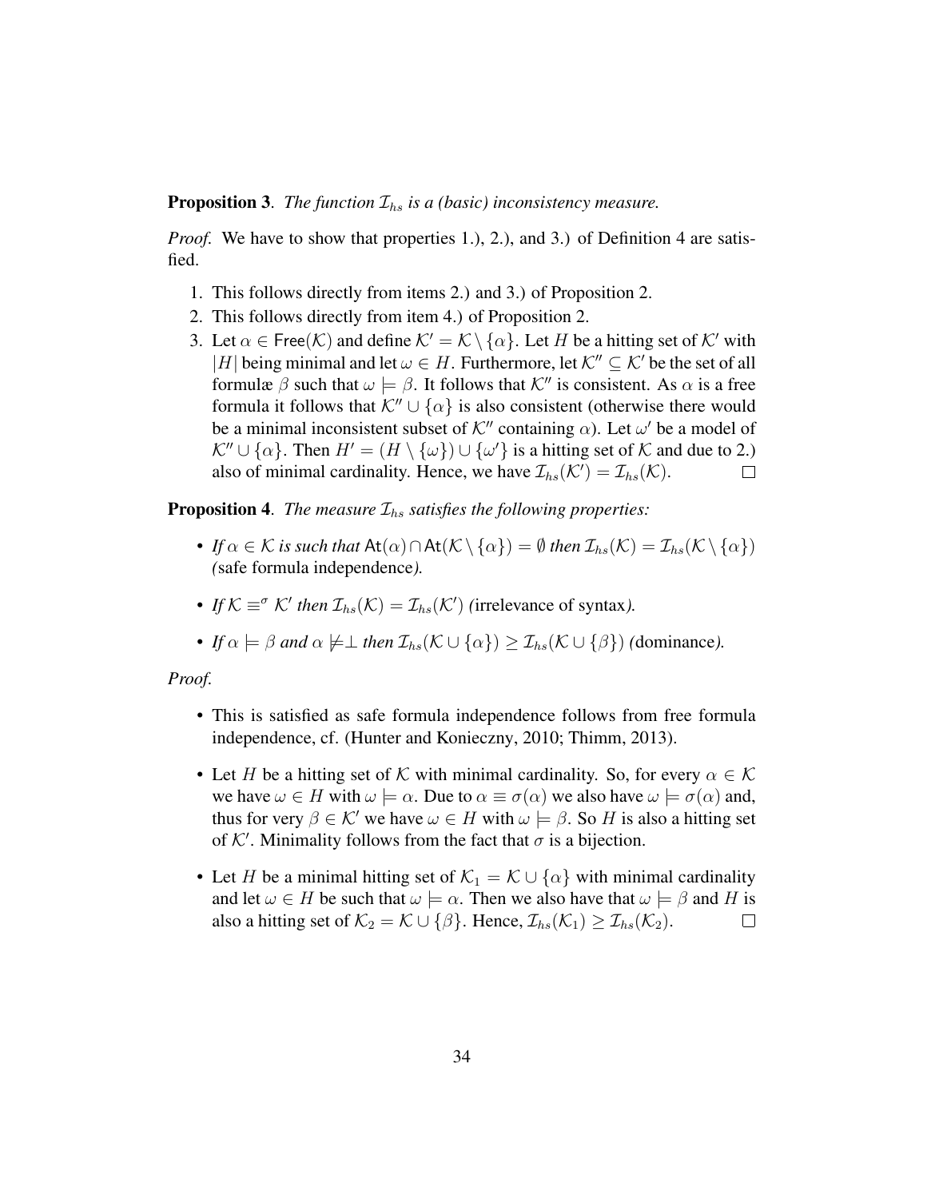**Proposition 3**. *The function $\mathcal{I}_{hs}$ is a (basic) inconsistency measure.*

*Proof.* We have to show that properties 1.), 2.), and 3.) of Definition 4 are satisfied.

1. This follows directly from items 2.) and 3.) of Proposition 2.
2. This follows directly from item 4.) of Proposition 2.
3. Let $\alpha \in \mathsf{Free}(\mathcal{K})$ and define $\mathcal{K}' = \mathcal{K} \setminus \{\alpha\}$. Let $H$ be a hitting set of $\mathcal{K}'$ with $|H|$ being minimal and let $\omega \in H$. Furthermore, let $\mathcal{K}'' \subseteq \mathcal{K}'$ be the set of all formulæ $\beta$ such that $\omega \models \beta$. It follows that $\mathcal{K}''$ is consistent. As $\alpha$ is a free formula it follows that $\mathcal{K}'' \cup \{\alpha\}$ is also consistent (otherwise there would be a minimal inconsistent subset of $\mathcal{K}''$ containing $\alpha$). Let $\omega'$ be a model of $\mathcal{K}'' \cup \{\alpha\}$. Then $H' = (H \setminus \{\omega\}) \cup \{\omega'\}$ is a hitting set of $\mathcal{K}$ and due to 2.) also of minimal cardinality. Hence, we have $\mathcal{I}_{hs}(\mathcal{K}') = \mathcal{I}_{hs}(\mathcal{K})$. □

**Proposition 4**. *The measure $\mathcal{I}_{hs}$ satisfies the following properties:*

- *If $\alpha \in \mathcal{K}$ is such that $\mathsf{At}(\alpha) \cap \mathsf{At}(\mathcal{K} \setminus \{\alpha\}) = \emptyset$ then $\mathcal{I}_{hs}(\mathcal{K}) = \mathcal{I}_{hs}(\mathcal{K} \setminus \{\alpha\})$ (*safe formula independence*).*

- *If $\mathcal{K} \equiv^{\sigma} \mathcal{K}'$ then $\mathcal{I}_{hs}(\mathcal{K}) = \mathcal{I}_{hs}(\mathcal{K}')$ (*irrelevance of syntax*).*

- *If $\alpha \models \beta$ and $\alpha \not\models \perp$ then $\mathcal{I}_{hs}(\mathcal{K} \cup \{\alpha\}) \geq \mathcal{I}_{hs}(\mathcal{K} \cup \{\beta\})$ (*dominance*).*

*Proof.*

- This is satisfied as safe formula independence follows from free formula independence, cf. (Hunter and Konieczny, 2010; Thimm, 2013).

- Let $H$ be a hitting set of $\mathcal{K}$ with minimal cardinality. So, for every $\alpha \in \mathcal{K}$ we have $\omega \in H$ with $\omega \models \alpha$. Due to $\alpha \equiv \sigma(\alpha)$ we also have $\omega \models \sigma(\alpha)$ and, thus for very $\beta \in \mathcal{K}'$ we have $\omega \in H$ with $\omega \models \beta$. So $H$ is also a hitting set of $\mathcal{K}'$. Minimality follows from the fact that $\sigma$ is a bijection.

- Let $H$ be a minimal hitting set of $\mathcal{K}_1 = \mathcal{K} \cup \{\alpha\}$ with minimal cardinality and let $\omega \in H$ be such that $\omega \models \alpha$. Then we also have that $\omega \models \beta$ and $H$ is also a hitting set of $\mathcal{K}_2 = \mathcal{K} \cup \{\beta\}$. Hence, $\mathcal{I}_{hs}(\mathcal{K}_1) \geq \mathcal{I}_{hs}(\mathcal{K}_2)$. □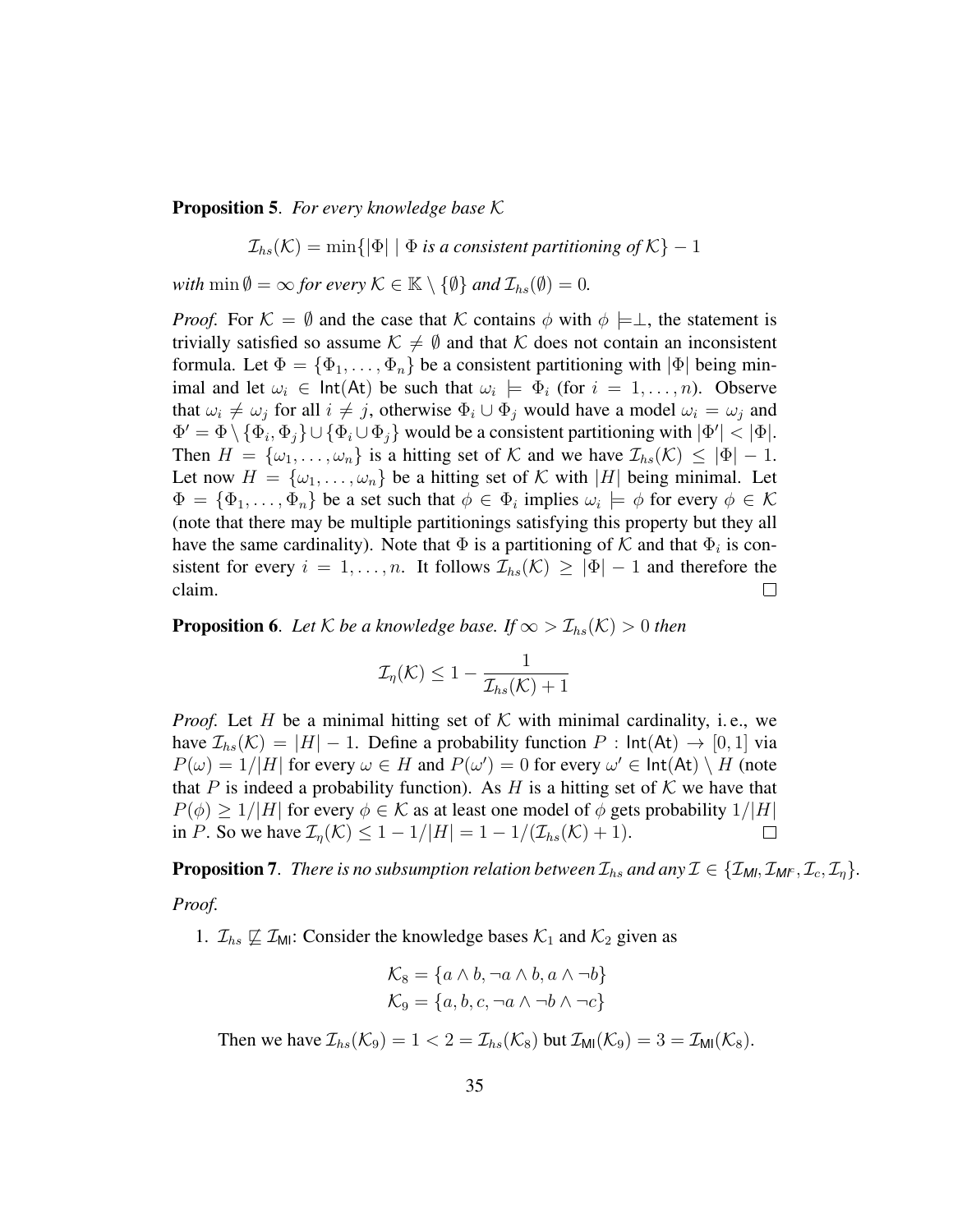**Proposition 5**. *For every knowledge base $\mathcal{K}$*

$$\mathcal{I}_{hs}(\mathcal{K}) = \min\{|\Phi| \mid \Phi \text{ is a consistent partitioning of } \mathcal{K}\} - 1$$

*with* $\min \emptyset = \infty$ *for every* $\mathcal{K} \in \mathbb{K} \setminus \{\emptyset\}$ *and* $\mathcal{I}_{hs}(\emptyset) = 0$.

*Proof.* For $\mathcal{K} = \emptyset$ and the case that $\mathcal{K}$ contains $\phi$ with $\phi \models \perp$, the statement is trivially satisfied so assume $\mathcal{K} \neq \emptyset$ and that $\mathcal{K}$ does not contain an inconsistent formula. Let $\Phi = \{\Phi_1, \ldots, \Phi_n\}$ be a consistent partitioning with $|\Phi|$ being minimal and let $\omega_i \in \mathsf{Int}(\mathsf{At})$ be such that $\omega_i \models \Phi_i$ (for $i = 1, \ldots, n$). Observe that $\omega_i \neq \omega_j$ for all $i \neq j$, otherwise $\Phi_i \cup \Phi_j$ would have a model $\omega_i = \omega_j$ and $\Phi' = \Phi \setminus \{\Phi_i, \Phi_j\} \cup \{\Phi_i \cup \Phi_j\}$ would be a consistent partitioning with $|\Phi'| < |\Phi|$. Then $H = \{\omega_1, \ldots, \omega_n\}$ is a hitting set of $\mathcal{K}$ and we have $\mathcal{I}_{hs}(\mathcal{K}) \leq |\Phi| - 1$. Let now $H = \{\omega_1, \ldots, \omega_n\}$ be a hitting set of $\mathcal{K}$ with $|H|$ being minimal. Let $\Phi = \{\Phi_1, \ldots, \Phi_n\}$ be a set such that $\phi \in \Phi_i$ implies $\omega_i \models \phi$ for every $\phi \in \mathcal{K}$ (note that there may be multiple partitionings satisfying this property but they all have the same cardinality). Note that $\Phi$ is a partitioning of $\mathcal{K}$ and that $\Phi_i$ is consistent for every $i = 1, \ldots, n$. It follows $\mathcal{I}_{hs}(\mathcal{K}) \geq |\Phi| - 1$ and therefore the claim. $\square$

**Proposition 6**. *Let $\mathcal{K}$ be a knowledge base. If $\infty > \mathcal{I}_{hs}(\mathcal{K}) > 0$ then*

$$\mathcal{I}_{\eta}(\mathcal{K}) \leq 1 - \frac{1}{\mathcal{I}_{hs}(\mathcal{K}) + 1}$$

*Proof.* Let $H$ be a minimal hitting set of $\mathcal{K}$ with minimal cardinality, i. e., we have $\mathcal{I}_{hs}(\mathcal{K}) = |H| - 1$. Define a probability function $P : \mathsf{Int}(\mathsf{At}) \to [0, 1]$ via $P(\omega) = 1/|H|$ for every $\omega \in H$ and $P(\omega') = 0$ for every $\omega' \in \mathsf{Int}(\mathsf{At}) \setminus H$ (note that $P$ is indeed a probability function). As $H$ is a hitting set of $\mathcal{K}$ we have that $P(\phi) \geq 1/|H|$ for every $\phi \in \mathcal{K}$ as at least one model of $\phi$ gets probability $1/|H|$ in $P$. So we have $\mathcal{I}_{\eta}(\mathcal{K}) \leq 1 - 1/|H| = 1 - 1/(\mathcal{I}_{hs}(\mathcal{K}) + 1)$. $\square$

**Proposition 7**. *There is no subsumption relation between $\mathcal{I}_{hs}$ and any $\mathcal{I} \in \{\mathcal{I}_{\mathsf{MI}}, \mathcal{I}_{\mathsf{MI}^{\mathsf{C}}}, \mathcal{I}_c, \mathcal{I}_{\eta}\}$.*

*Proof.*

1. $\mathcal{I}_{hs} \not\sqsubseteq \mathcal{I}_{\mathsf{MI}}$: Consider the knowledge bases $\mathcal{K}_1$ and $\mathcal{K}_2$ given as

$$\mathcal{K}_8 = \{a \wedge b, \neg a \wedge b, a \wedge \neg b\}$$
$$\mathcal{K}_9 = \{a, b, c, \neg a \wedge \neg b \wedge \neg c\}$$

   Then we have $\mathcal{I}_{hs}(\mathcal{K}_9) = 1 < 2 = \mathcal{I}_{hs}(\mathcal{K}_8)$ but $\mathcal{I}_{\mathsf{MI}}(\mathcal{K}_9) = 3 = \mathcal{I}_{\mathsf{MI}}(\mathcal{K}_8)$.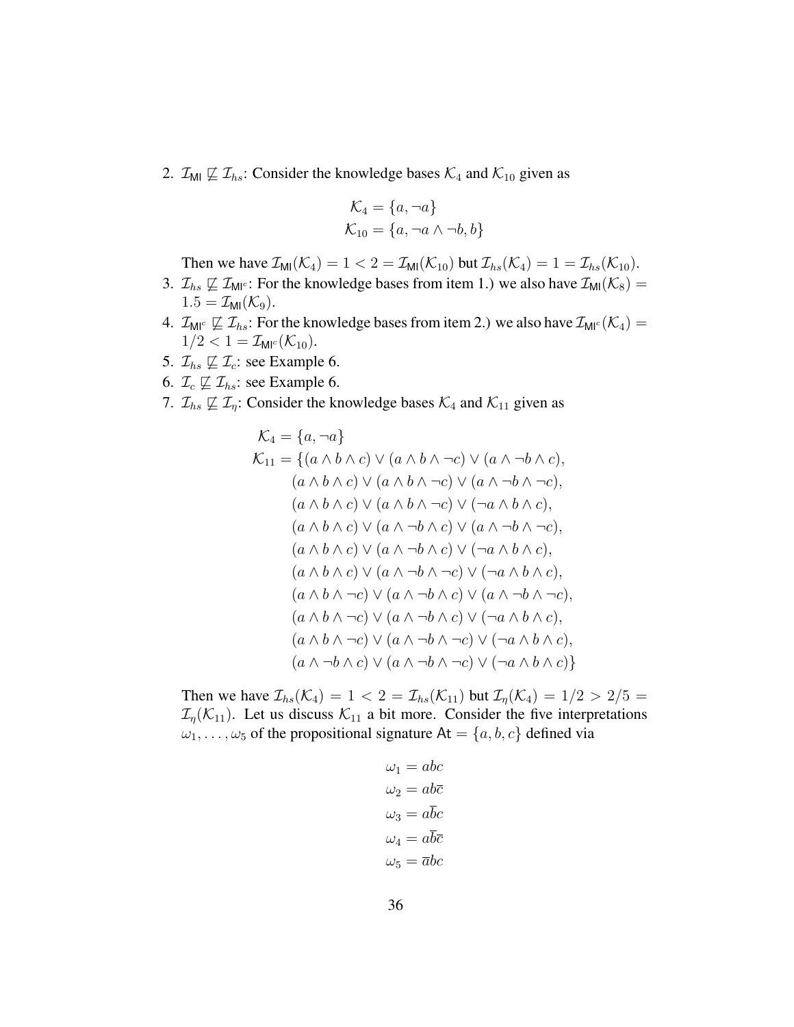2. $\mathcal{I}_{\mathsf{MI}} \not\sqsubseteq \mathcal{I}_{hs}$: Consider the knowledge bases $\mathcal{K}_4$ and $\mathcal{K}_{10}$ given as

$$\mathcal{K}_4 = \{a, \neg a\}$$
$$\mathcal{K}_{10} = \{a, \neg a \wedge \neg b, b\}$$

   Then we have $\mathcal{I}_{\mathsf{MI}}(\mathcal{K}_4) = 1 < 2 = \mathcal{I}_{\mathsf{MI}}(\mathcal{K}_{10})$ but $\mathcal{I}_{hs}(\mathcal{K}_4) = 1 = \mathcal{I}_{hs}(\mathcal{K}_{10})$.

3. $\mathcal{I}_{hs} \not\sqsubseteq \mathcal{I}_{\mathsf{MI}^c}$: For the knowledge bases from item 1.) we also have $\mathcal{I}_{\mathsf{MI}}(\mathcal{K}_8) = 1.5 = \mathcal{I}_{\mathsf{MI}}(\mathcal{K}_9)$.

4. $\mathcal{I}_{\mathsf{MI}^c} \not\sqsubseteq \mathcal{I}_{hs}$: For the knowledge bases from item 2.) we also have $\mathcal{I}_{\mathsf{MI}^c}(\mathcal{K}_4) = 1/2 < 1 = \mathcal{I}_{\mathsf{MI}^c}(\mathcal{K}_{10})$.

5. $\mathcal{I}_{hs} \not\sqsubseteq \mathcal{I}_c$: see Example 6.

6. $\mathcal{I}_c \not\sqsubseteq \mathcal{I}_{hs}$: see Example 6.

7. $\mathcal{I}_{hs} \not\sqsubseteq \mathcal{I}_\eta$: Consider the knowledge bases $\mathcal{K}_4$ and $\mathcal{K}_{11}$ given as

$$\begin{aligned}
\mathcal{K}_4 = \{&a, \neg a\} \\
\mathcal{K}_{11} = \{&(a \wedge b \wedge c) \vee (a \wedge b \wedge \neg c) \vee (a \wedge \neg b \wedge c), \\
&(a \wedge b \wedge c) \vee (a \wedge b \wedge \neg c) \vee (a \wedge \neg b \wedge \neg c), \\
&(a \wedge b \wedge c) \vee (a \wedge b \wedge \neg c) \vee (\neg a \wedge b \wedge c), \\
&(a \wedge b \wedge c) \vee (a \wedge \neg b \wedge c) \vee (a \wedge \neg b \wedge \neg c), \\
&(a \wedge b \wedge c) \vee (a \wedge \neg b \wedge c) \vee (\neg a \wedge b \wedge c), \\
&(a \wedge b \wedge c) \vee (a \wedge \neg b \wedge \neg c) \vee (\neg a \wedge b \wedge c), \\
&(a \wedge b \wedge \neg c) \vee (a \wedge \neg b \wedge c) \vee (a \wedge \neg b \wedge \neg c), \\
&(a \wedge b \wedge \neg c) \vee (a \wedge \neg b \wedge c) \vee (\neg a \wedge b \wedge c), \\
&(a \wedge b \wedge \neg c) \vee (a \wedge \neg b \wedge \neg c) \vee (\neg a \wedge b \wedge c), \\
&(a \wedge \neg b \wedge c) \vee (a \wedge \neg b \wedge \neg c) \vee (\neg a \wedge b \wedge c)\}
\end{aligned}$$

   Then we have $\mathcal{I}_{hs}(\mathcal{K}_4) = 1 < 2 = \mathcal{I}_{hs}(\mathcal{K}_{11})$ but $\mathcal{I}_\eta(\mathcal{K}_4) = 1/2 > 2/5 = \mathcal{I}_\eta(\mathcal{K}_{11})$. Let us discuss $\mathcal{K}_{11}$ a bit more. Consider the five interpretations $\omega_1, \ldots, \omega_5$ of the propositional signature $\mathsf{At} = \{a, b, c\}$ defined via

$$\begin{aligned}
\omega_1 &= abc \\
\omega_2 &= ab\overline{c} \\
\omega_3 &= a\overline{b}c \\
\omega_4 &= a\overline{b}\overline{c} \\
\omega_5 &= \overline{a}bc
\end{aligned}$$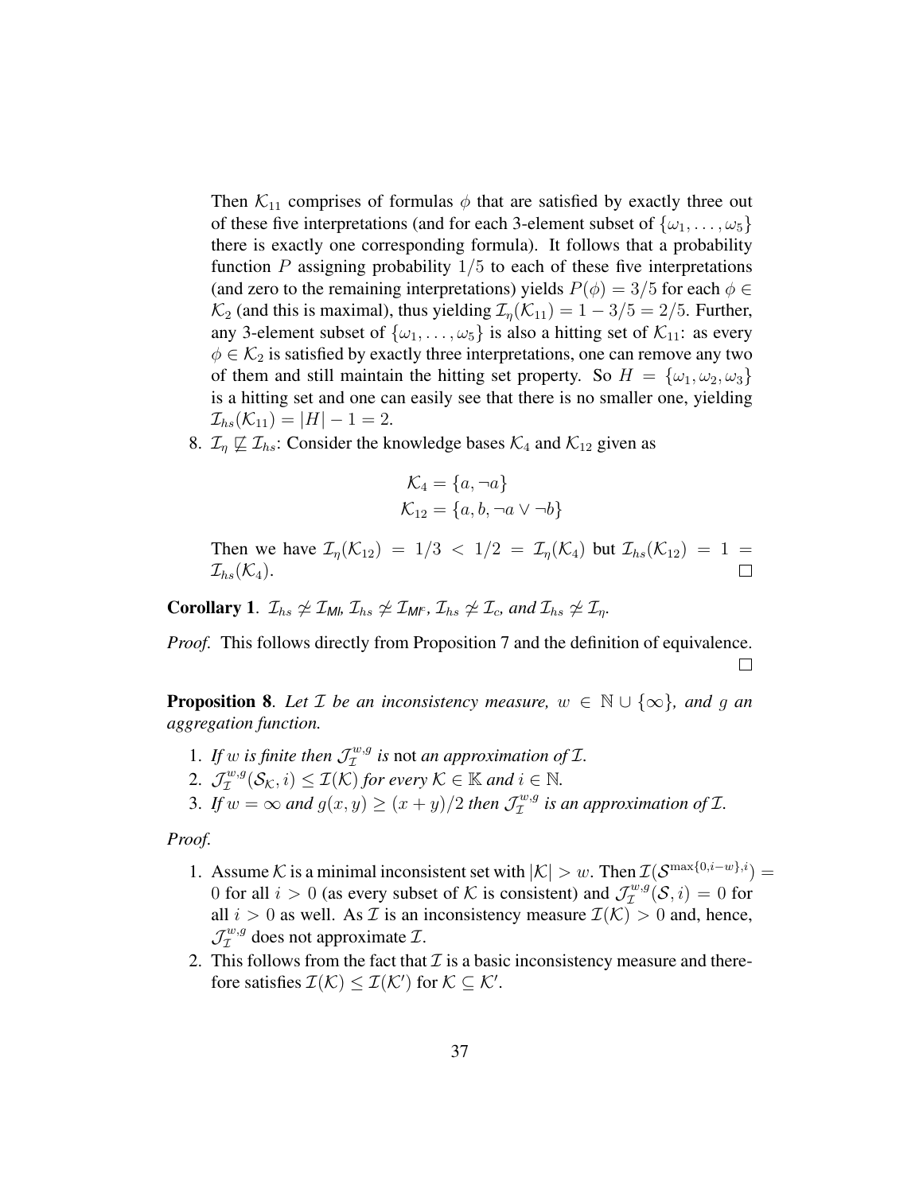Then $\mathcal{K}_{11}$ comprises of formulas $\phi$ that are satisfied by exactly three out of these five interpretations (and for each 3-element subset of $\{\omega_1, \ldots, \omega_5\}$ there is exactly one corresponding formula). It follows that a probability function $P$ assigning probability $1/5$ to each of these five interpretations (and zero to the remaining interpretations) yields $P(\phi) = 3/5$ for each $\phi \in \mathcal{K}_2$ (and this is maximal), thus yielding $\mathcal{I}_\eta(\mathcal{K}_{11}) = 1 - 3/5 = 2/5$. Further, any 3-element subset of $\{\omega_1, \ldots, \omega_5\}$ is also a hitting set of $\mathcal{K}_{11}$: as every $\phi \in \mathcal{K}_2$ is satisfied by exactly three interpretations, one can remove any two of them and still maintain the hitting set property. So $H = \{\omega_1, \omega_2, \omega_3\}$ is a hitting set and one can easily see that there is no smaller one, yielding $\mathcal{I}_{hs}(\mathcal{K}_{11}) = |H| - 1 = 2$.

8. $\mathcal{I}_\eta \not\sqsubseteq \mathcal{I}_{hs}$: Consider the knowledge bases $\mathcal{K}_4$ and $\mathcal{K}_{12}$ given as

$$\mathcal{K}_4 = \{a, \neg a\}$$
$$\mathcal{K}_{12} = \{a, b, \neg a \vee \neg b\}$$

Then we have $\mathcal{I}_\eta(\mathcal{K}_{12}) = 1/3 < 1/2 = \mathcal{I}_\eta(\mathcal{K}_4)$ but $\mathcal{I}_{hs}(\mathcal{K}_{12}) = 1 = \mathcal{I}_{hs}(\mathcal{K}_4)$. □

**Corollary 1**. *$\mathcal{I}_{hs} \not\simeq \mathcal{I}_{MI}$, $\mathcal{I}_{hs} \not\simeq \mathcal{I}_{MI^C}$, $\mathcal{I}_{hs} \not\simeq \mathcal{I}_c$, and $\mathcal{I}_{hs} \not\simeq \mathcal{I}_\eta$.*

*Proof.* This follows directly from Proposition 7 and the definition of equivalence. □

**Proposition 8**. *Let $\mathcal{I}$ be an inconsistency measure, $w \in \mathbb{N} \cup \{\infty\}$, and $g$ an aggregation function.*

1. *If $w$ is finite then $\mathcal{J}_\mathcal{I}^{w,g}$ is* not *an approximation of $\mathcal{I}$.*
2. *$\mathcal{J}_\mathcal{I}^{w,g}(\mathcal{S}_\mathcal{K}, i) \leq \mathcal{I}(\mathcal{K})$ for every $\mathcal{K} \in \mathbb{K}$ and $i \in \mathbb{N}$.*
3. *If $w = \infty$ and $g(x, y) \geq (x + y)/2$ then $\mathcal{J}_\mathcal{I}^{w,g}$ is an approximation of $\mathcal{I}$.*

*Proof.*

1. Assume $\mathcal{K}$ is a minimal inconsistent set with $|\mathcal{K}| > w$. Then $\mathcal{I}(\mathcal{S}^{\max\{0,i-w\},i}) = 0$ for all $i > 0$ (as every subset of $\mathcal{K}$ is consistent) and $\mathcal{J}_\mathcal{I}^{w,g}(\mathcal{S}, i) = 0$ for all $i > 0$ as well. As $\mathcal{I}$ is an inconsistency measure $\mathcal{I}(\mathcal{K}) > 0$ and, hence, $\mathcal{J}_\mathcal{I}^{w,g}$ does not approximate $\mathcal{I}$.
2. This follows from the fact that $\mathcal{I}$ is a basic inconsistency measure and therefore satisfies $\mathcal{I}(\mathcal{K}) \leq \mathcal{I}(\mathcal{K}')$ for $\mathcal{K} \subseteq \mathcal{K}'$.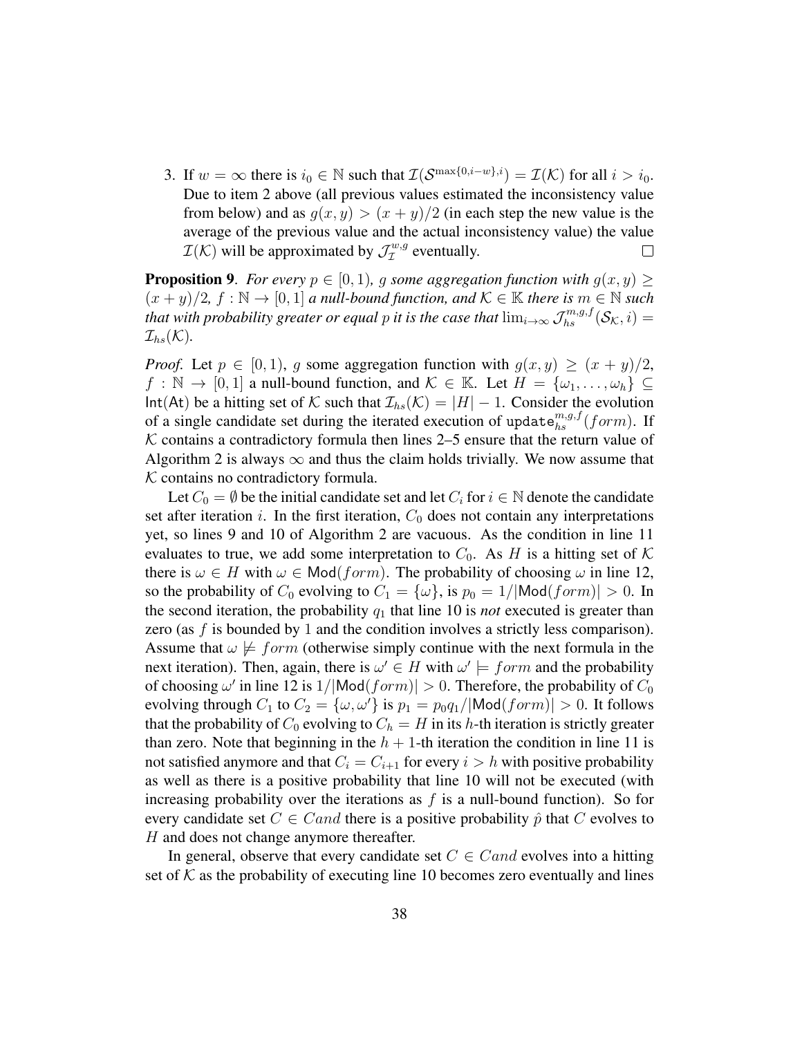3. If $w = \infty$ there is $i_0 \in \mathbb{N}$ such that $\mathcal{I}(\mathcal{S}^{\max\{0,i-w\},i}) = \mathcal{I}(\mathcal{K})$ for all $i > i_0$. Due to item 2 above (all previous values estimated the inconsistency value from below) and as $g(x, y) > (x + y)/2$ (in each step the new value is the average of the previous value and the actual inconsistency value) the value $\mathcal{I}(\mathcal{K})$ will be approximated by $\mathcal{J}^{w,g}_{\mathcal{I}}$ eventually. □

**Proposition 9**. *For every $p \in [0, 1)$, $g$ some aggregation function with $g(x, y) \geq (x + y)/2$, $f : \mathbb{N} \to [0, 1]$ a null-bound function, and $\mathcal{K} \in \mathbb{K}$ there is $m \in \mathbb{N}$ such that with probability greater or equal $p$ it is the case that $\lim_{i\to\infty} \mathcal{J}^{m,g,f}_{hs}(\mathcal{S}_{\mathcal{K}}, i) = \mathcal{I}_{hs}(\mathcal{K})$.*

*Proof.* Let $p \in [0, 1)$, $g$ some aggregation function with $g(x, y) \geq (x + y)/2$, $f : \mathbb{N} \to [0, 1]$ a null-bound function, and $\mathcal{K} \in \mathbb{K}$. Let $H = \{\omega_1, \ldots, \omega_h\} \subseteq \mathsf{Int}(\mathsf{At})$ be a hitting set of $\mathcal{K}$ such that $\mathcal{I}_{hs}(\mathcal{K}) = |H| - 1$. Consider the evolution of a single candidate set during the iterated execution of $\texttt{update}^{m,g,f}_{hs}(form)$. If $\mathcal{K}$ contains a contradictory formula then lines 2–5 ensure that the return value of Algorithm 2 is always $\infty$ and thus the claim holds trivially. We now assume that $\mathcal{K}$ contains no contradictory formula.

Let $C_0 = \emptyset$ be the initial candidate set and let $C_i$ for $i \in \mathbb{N}$ denote the candidate set after iteration $i$. In the first iteration, $C_0$ does not contain any interpretations yet, so lines 9 and 10 of Algorithm 2 are vacuous. As the condition in line 11 evaluates to true, we add some interpretation to $C_0$. As $H$ is a hitting set of $\mathcal{K}$ there is $\omega \in H$ with $\omega \in \mathsf{Mod}(form)$. The probability of choosing $\omega$ in line 12, so the probability of $C_0$ evolving to $C_1 = \{\omega\}$, is $p_0 = 1/|\mathsf{Mod}(form)| > 0$. In the second iteration, the probability $q_1$ that line 10 is *not* executed is greater than zero (as $f$ is bounded by 1 and the condition involves a strictly less comparison). Assume that $\omega \not\models form$ (otherwise simply continue with the next formula in the next iteration). Then, again, there is $\omega' \in H$ with $\omega' \models form$ and the probability of choosing $\omega'$ in line 12 is $1/|\mathsf{Mod}(form)| > 0$. Therefore, the probability of $C_0$ evolving through $C_1$ to $C_2 = \{\omega, \omega'\}$ is $p_1 = p_0 q_1/|\mathsf{Mod}(form)| > 0$. It follows that the probability of $C_0$ evolving to $C_h = H$ in its $h$-th iteration is strictly greater than zero. Note that beginning in the $h+1$-th iteration the condition in line 11 is not satisfied anymore and that $C_i = C_{i+1}$ for every $i > h$ with positive probability as well as there is a positive probability that line 10 will not be executed (with increasing probability over the iterations as $f$ is a null-bound function). So for every candidate set $C \in Cand$ there is a positive probability $\hat{p}$ that $C$ evolves to $H$ and does not change anymore thereafter.

In general, observe that every candidate set $C \in Cand$ evolves into a hitting set of $\mathcal{K}$ as the probability of executing line 10 becomes zero eventually and lines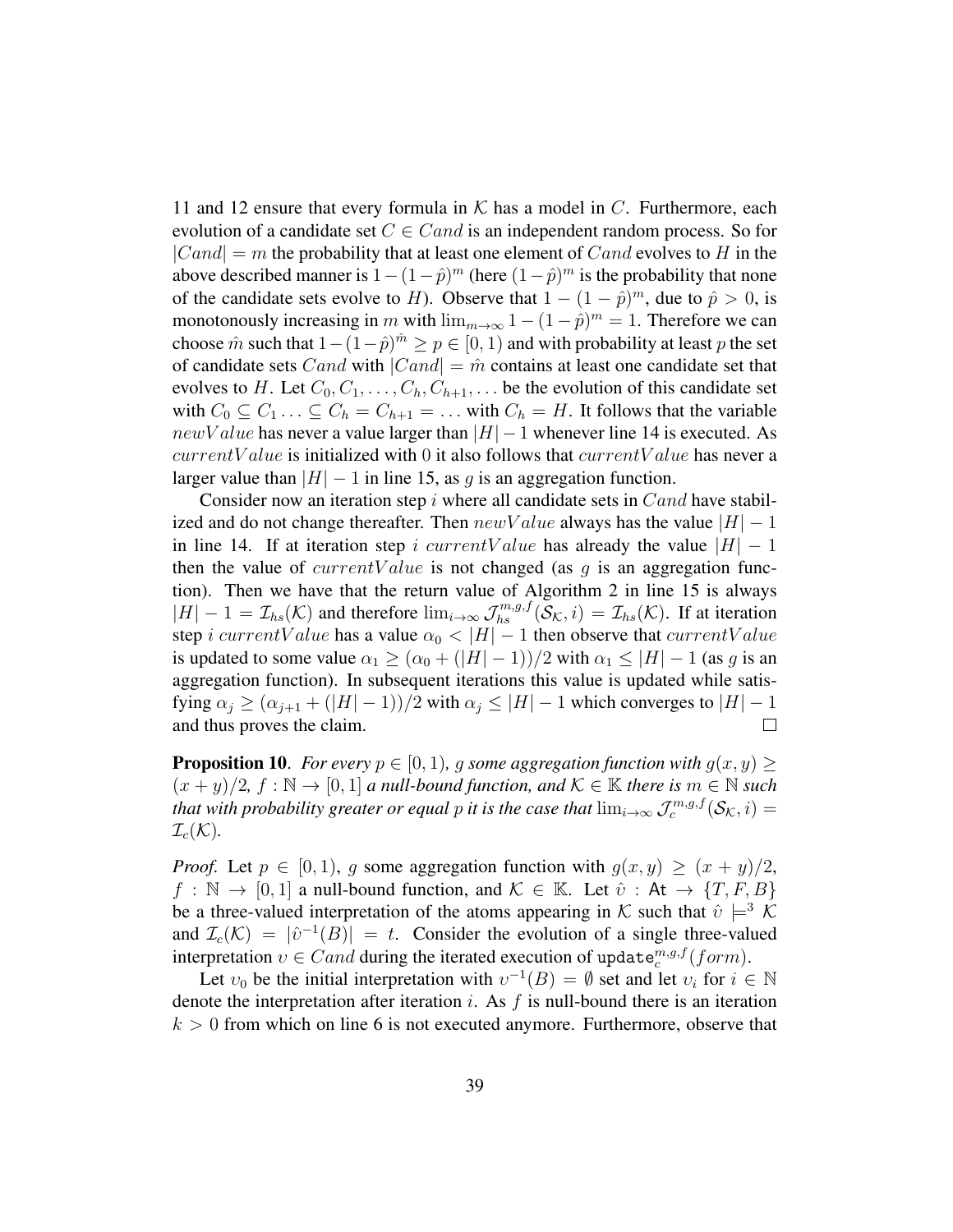11 and 12 ensure that every formula in $\mathcal{K}$ has a model in $C$. Furthermore, each evolution of a candidate set $C \in Cand$ is an independent random process. So for $|Cand| = m$ the probability that at least one element of $Cand$ evolves to $H$ in the above described manner is $1-(1-\hat{p})^m$ (here $(1-\hat{p})^m$ is the probability that none of the candidate sets evolve to $H$). Observe that $1-(1-\hat{p})^m$, due to $\hat{p} > 0$, is monotonously increasing in $m$ with $\lim_{m\to\infty} 1-(1-\hat{p})^m = 1$. Therefore we can choose $\hat{m}$ such that $1-(1-\hat{p})^{\hat{m}} \geq p \in [0,1)$ and with probability at least $p$ the set of candidate sets $Cand$ with $|Cand| = \hat{m}$ contains at least one candidate set that evolves to $H$. Let $C_0, C_1, \ldots, C_h, C_{h+1}, \ldots$ be the evolution of this candidate set with $C_0 \subseteq C_1 \ldots \subseteq C_h = C_{h+1} = \ldots$ with $C_h = H$. It follows that the variable $newValue$ has never a value larger than $|H|-1$ whenever line 14 is executed. As $currentValue$ is initialized with 0 it also follows that $currentValue$ has never a larger value than $|H|-1$ in line 15, as $g$ is an aggregation function.

Consider now an iteration step $i$ where all candidate sets in $Cand$ have stabilized and do not change thereafter. Then $newValue$ always has the value $|H|-1$ in line 14. If at iteration step $i$ $currentValue$ has already the value $|H|-1$ then the value of $currentValue$ is not changed (as $g$ is an aggregation function). Then we have that the return value of Algorithm 2 in line 15 is always $|H|-1 = \mathcal{I}_{hs}(\mathcal{K})$ and therefore $\lim_{i\to\infty} \mathcal{J}_{hs}^{m,g,f}(\mathcal{S}_\mathcal{K}, i) = \mathcal{I}_{hs}(\mathcal{K})$. If at iteration step $i$ $currentValue$ has a value $\alpha_0 < |H|-1$ then observe that $currentValue$ is updated to some value $\alpha_1 \geq (\alpha_0 + (|H|-1))/2$ with $\alpha_1 \leq |H|-1$ (as $g$ is an aggregation function). In subsequent iterations this value is updated while satisfying $\alpha_j \geq (\alpha_{j+1} + (|H|-1))/2$ with $\alpha_j \leq |H|-1$ which converges to $|H|-1$ and thus proves the claim. $\square$

**Proposition 10**. *For every $p \in [0,1)$, $g$ some aggregation function with $g(x,y) \geq (x+y)/2$, $f : \mathbb{N} \to [0,1]$ a null-bound function, and $\mathcal{K} \in \mathbb{K}$ there is $m \in \mathbb{N}$ such that with probability greater or equal $p$ it is the case that $\lim_{i\to\infty} \mathcal{J}_c^{m,g,f}(\mathcal{S}_\mathcal{K}, i) = \mathcal{I}_c(\mathcal{K})$.*

*Proof.* Let $p \in [0,1)$, $g$ some aggregation function with $g(x,y) \geq (x+y)/2$, $f : \mathbb{N} \to [0,1]$ a null-bound function, and $\mathcal{K} \in \mathbb{K}$. Let $\hat{\upsilon} : \mathsf{At} \to \{T, F, B\}$ be a three-valued interpretation of the atoms appearing in $\mathcal{K}$ such that $\hat{\upsilon} \models^3 \mathcal{K}$ and $\mathcal{I}_c(\mathcal{K}) = |\hat{\upsilon}^{-1}(B)| = t$. Consider the evolution of a single three-valued interpretation $\upsilon \in Cand$ during the iterated execution of $\texttt{update}_c^{m,g,f}(form)$.

Let $\upsilon_0$ be the initial interpretation with $\upsilon^{-1}(B) = \emptyset$ set and let $\upsilon_i$ for $i \in \mathbb{N}$ denote the interpretation after iteration $i$. As $f$ is null-bound there is an iteration $k > 0$ from which on line 6 is not executed anymore. Furthermore, observe that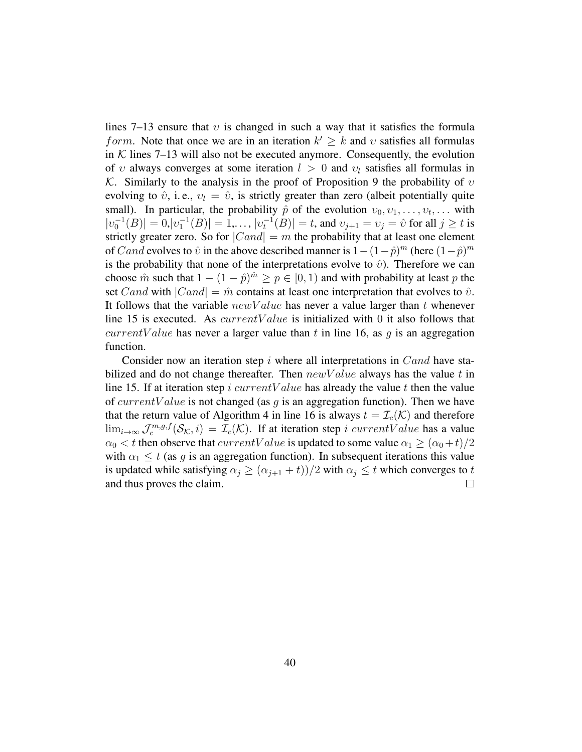lines 7–13 ensure that $\upsilon$ is changed in such a way that it satisfies the formula $form$. Note that once we are in an iteration $k' \geq k$ and $\upsilon$ satisfies all formulas in $\mathcal{K}$ lines 7–13 will also not be executed anymore. Consequently, the evolution of $\upsilon$ always converges at some iteration $l > 0$ and $\upsilon_l$ satisfies all formulas in $\mathcal{K}$. Similarly to the analysis in the proof of Proposition 9 the probability of $\upsilon$ evolving to $\hat{\upsilon}$, i. e., $\upsilon_l = \hat{\upsilon}$, is strictly greater than zero (albeit potentially quite small). In particular, the probability $\hat{p}$ of the evolution $\upsilon_0, \upsilon_1, \ldots, \upsilon_t, \ldots$ with $|\upsilon_0^{-1}(B)| = 0$,$|\upsilon_1^{-1}(B)| = 1$,..., $|\upsilon_t^{-1}(B)| = t$, and $\upsilon_{j+1} = \upsilon_j = \hat{\upsilon}$ for all $j \geq t$ is strictly greater zero. So for $|Cand| = m$ the probability that at least one element of $Cand$ evolves to $\hat{\upsilon}$ in the above described manner is $1-(1-\hat{p})^m$ (here $(1-\hat{p})^m$ is the probability that none of the interpretations evolve to $\hat{\upsilon}$). Therefore we can choose $\hat{m}$ such that $1-(1-\hat{p})^{\hat{m}} \geq p \in [0,1)$ and with probability at least $p$ the set $Cand$ with $|Cand| = \hat{m}$ contains at least one interpretation that evolves to $\hat{\upsilon}$. It follows that the variable $newValue$ has never a value larger than $t$ whenever line 15 is executed. As $currentValue$ is initialized with 0 it also follows that $currentValue$ has never a larger value than $t$ in line 16, as $g$ is an aggregation function.

Consider now an iteration step $i$ where all interpretations in $Cand$ have stabilized and do not change thereafter. Then $newValue$ always has the value $t$ in line 15. If at iteration step $i$ $currentValue$ has already the value $t$ then the value of $currentValue$ is not changed (as $g$ is an aggregation function). Then we have that the return value of Algorithm 4 in line 16 is always $t = \mathcal{I}_c(\mathcal{K})$ and therefore $\lim_{i\to\infty} \mathcal{J}_c^{m,g,f}(\mathcal{S}_\mathcal{K}, i) = \mathcal{I}_c(\mathcal{K})$. If at iteration step $i$ $currentValue$ has a value $\alpha_0 < t$ then observe that $currentValue$ is updated to some value $\alpha_1 \geq (\alpha_0+t)/2$ with $\alpha_1 \leq t$ (as $g$ is an aggregation function). In subsequent iterations this value is updated while satisfying $\alpha_j \geq (\alpha_{j+1}+t))/2$ with $\alpha_j \leq t$ which converges to $t$ and thus proves the claim. □